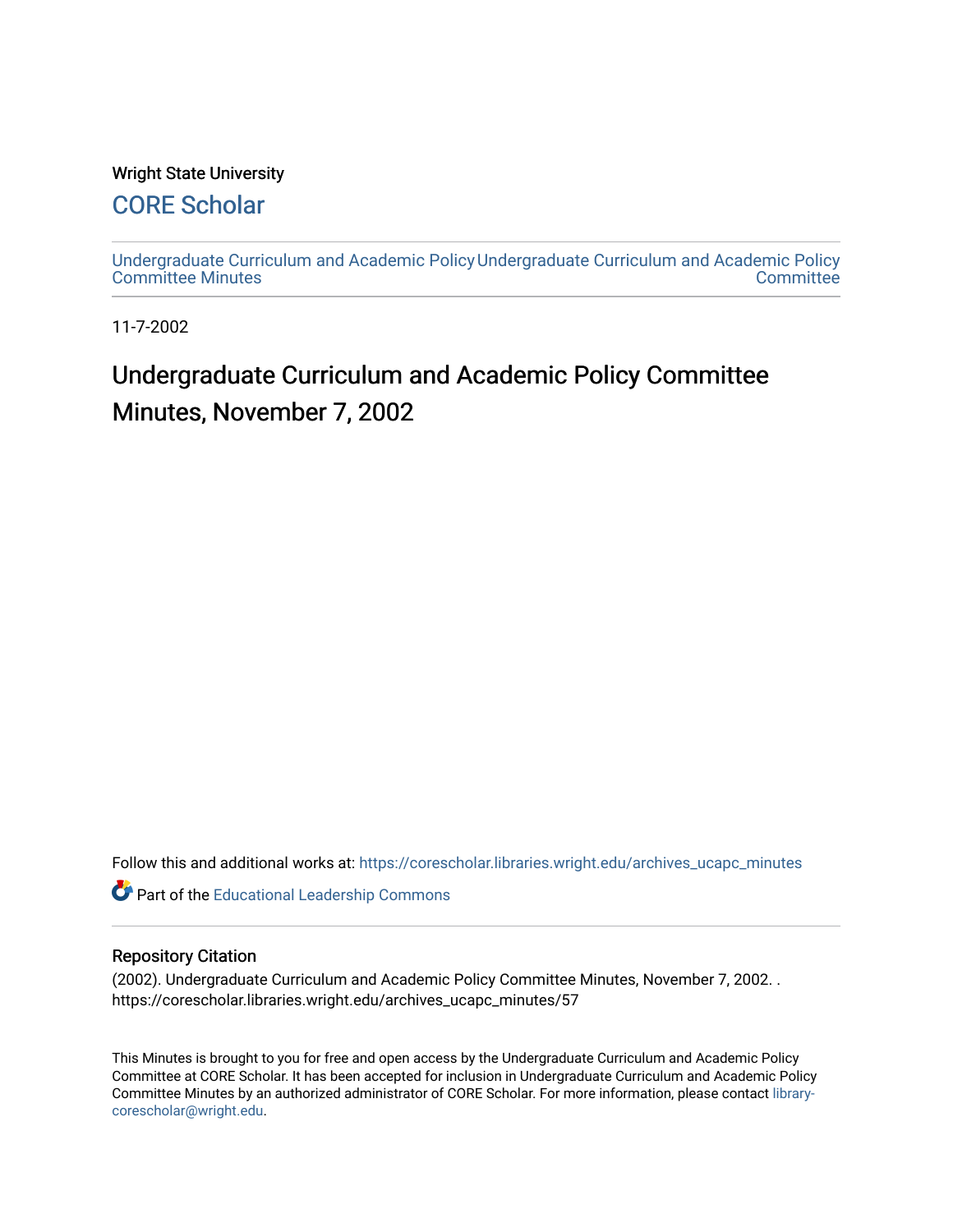Wright State University

## CORE Scholar

Undergraduate Curriculum and Academic Policy Committee Minutes

Undergraduate Curriculum and Academic Policy Committee

11-7-2002

# Undergraduate Curriculum and Academic Policy Committee Minutes, November 7, 2002

Follow this and additional works at: https://corescholar.libraries.wright.edu/archives_ucapc_minutes

Part of the Educational Leadership Commons

### Repository Citation

(2002). Undergraduate Curriculum and Academic Policy Committee Minutes, November 7, 2002. . https://corescholar.libraries.wright.edu/archives_ucapc_minutes/57

This Minutes is brought to you for free and open access by the Undergraduate Curriculum and Academic Policy Committee at CORE Scholar. It has been accepted for inclusion in Undergraduate Curriculum and Academic Policy Committee Minutes by an authorized administrator of CORE Scholar. For more information, please contact library-corescholar@wright.edu.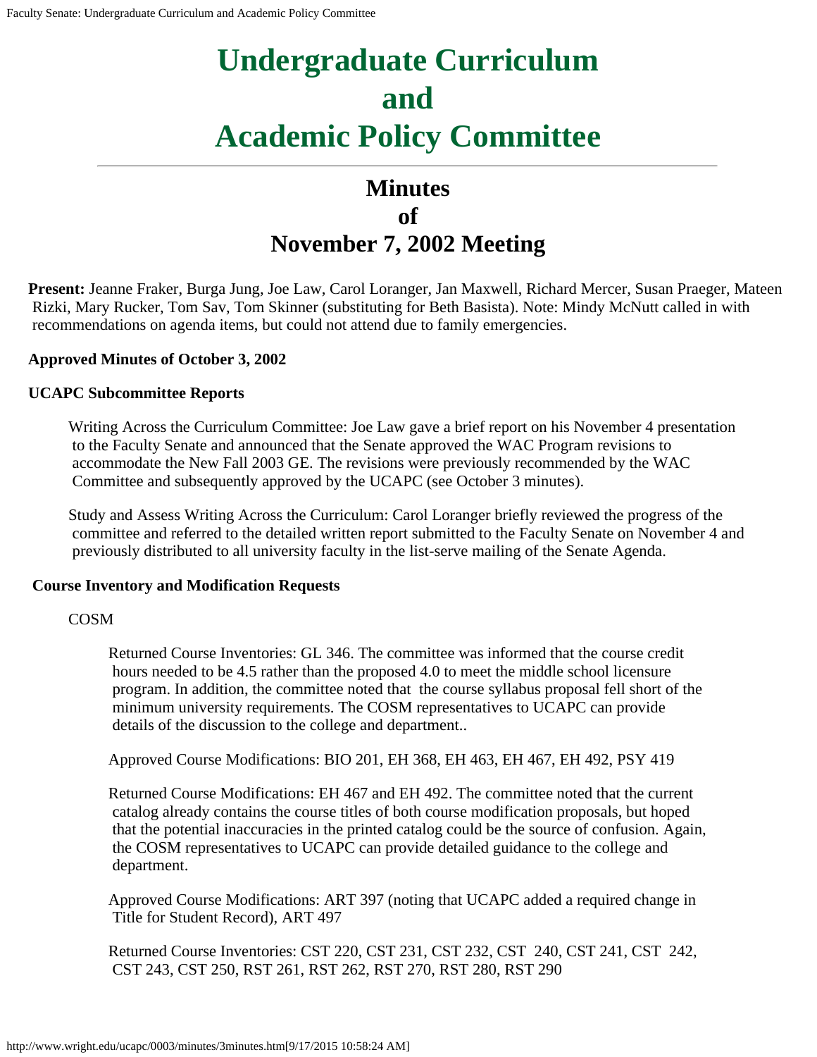# Undergraduate Curriculum and Academic Policy Committee

## Minutes of November 7, 2002 Meeting

**Present:** Jeanne Fraker, Burga Jung, Joe Law, Carol Loranger, Jan Maxwell, Richard Mercer, Susan Praeger, Mateen Rizki, Mary Rucker, Tom Sav, Tom Skinner (substituting for Beth Basista). Note: Mindy McNutt called in with recommendations on agenda items, but could not attend due to family emergencies.

**Approved Minutes of October 3, 2002**

**UCAPC Subcommittee Reports**

Writing Across the Curriculum Committee: Joe Law gave a brief report on his November 4 presentation to the Faculty Senate and announced that the Senate approved the WAC Program revisions to accommodate the New Fall 2003 GE. The revisions were previously recommended by the WAC Committee and subsequently approved by the UCAPC (see October 3 minutes).

Study and Assess Writing Across the Curriculum: Carol Loranger briefly reviewed the progress of the committee and referred to the detailed written report submitted to the Faculty Senate on November 4 and previously distributed to all university faculty in the list-serve mailing of the Senate Agenda.

**Course Inventory and Modification Requests**

COSM

Returned Course Inventories: GL 346. The committee was informed that the course credit hours needed to be 4.5 rather than the proposed 4.0 to meet the middle school licensure program. In addition, the committee noted that the course syllabus proposal fell short of the minimum university requirements. The COSM representatives to UCAPC can provide details of the discussion to the college and department..

Approved Course Modifications: BIO 201, EH 368, EH 463, EH 467, EH 492, PSY 419

Returned Course Modifications: EH 467 and EH 492. The committee noted that the current catalog already contains the course titles of both course modification proposals, but hoped that the potential inaccuracies in the printed catalog could be the source of confusion. Again, the COSM representatives to UCAPC can provide detailed guidance to the college and department.

Approved Course Modifications: ART 397 (noting that UCAPC added a required change in Title for Student Record), ART 497

Returned Course Inventories: CST 220, CST 231, CST 232, CST 240, CST 241, CST 242, CST 243, CST 250, RST 261, RST 262, RST 270, RST 280, RST 290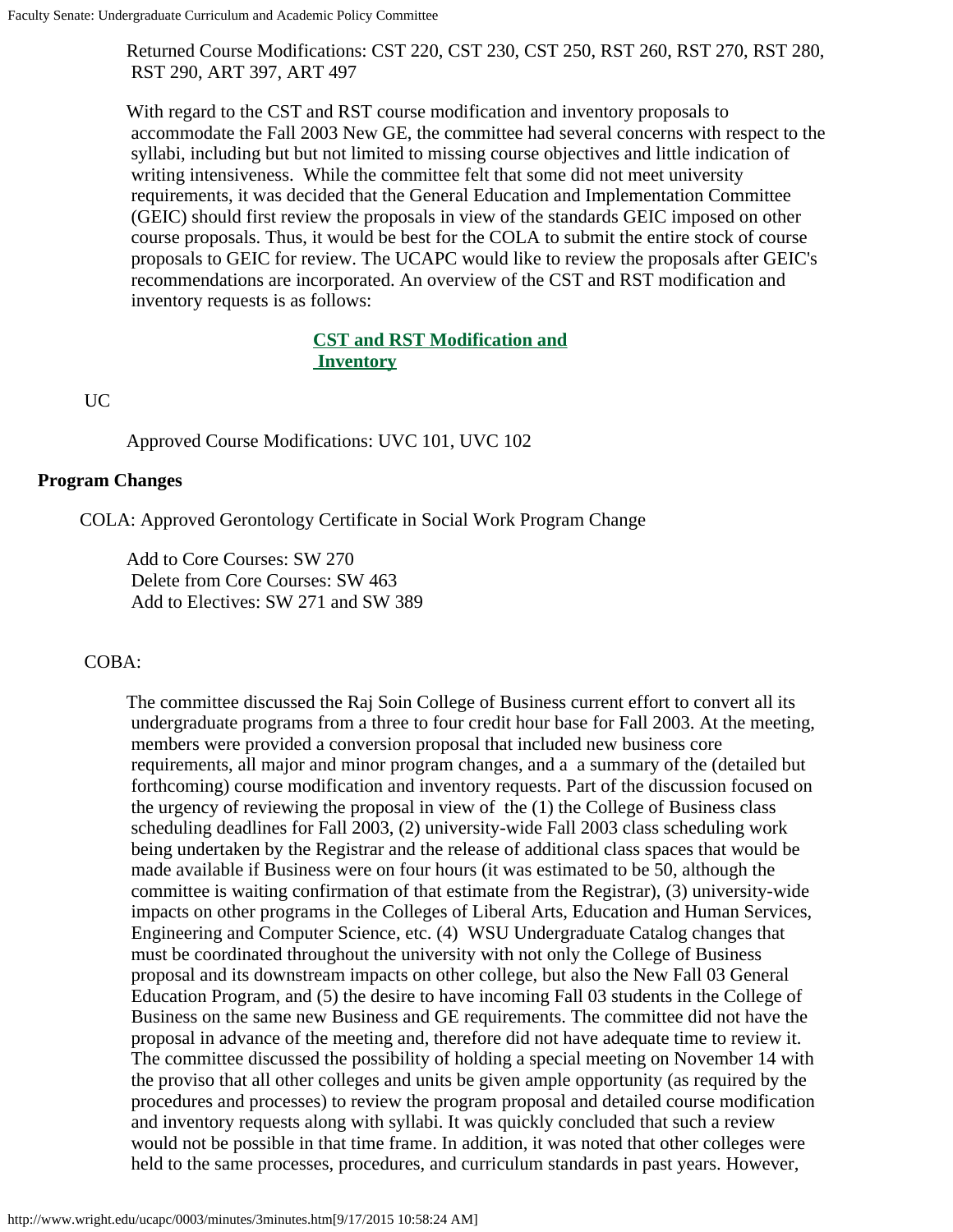Returned Course Modifications: CST 220, CST 230, CST 250, RST 260, RST 270, RST 280, RST 290, ART 397, ART 497

With regard to the CST and RST course modification and inventory proposals to accommodate the Fall 2003 New GE, the committee had several concerns with respect to the syllabi, including but but not limited to missing course objectives and little indication of writing intensiveness. While the committee felt that some did not meet university requirements, it was decided that the General Education and Implementation Committee (GEIC) should first review the proposals in view of the standards GEIC imposed on other course proposals. Thus, it would be best for the COLA to submit the entire stock of course proposals to GEIC for review. The UCAPC would like to review the proposals after GEIC's recommendations are incorporated. An overview of the CST and RST modification and inventory requests is as follows:

**CST and RST Modification and Inventory**

UC

Approved Course Modifications: UVC 101, UVC 102

### Program Changes

COLA: Approved Gerontology Certificate in Social Work Program Change

Add to Core Courses: SW 270
Delete from Core Courses: SW 463
Add to Electives: SW 271 and SW 389

COBA:

The committee discussed the Raj Soin College of Business current effort to convert all its undergraduate programs from a three to four credit hour base for Fall 2003. At the meeting, members were provided a conversion proposal that included new business core requirements, all major and minor program changes, and a a summary of the (detailed but forthcoming) course modification and inventory requests. Part of the discussion focused on the urgency of reviewing the proposal in view of the (1) the College of Business class scheduling deadlines for Fall 2003, (2) university-wide Fall 2003 class scheduling work being undertaken by the Registrar and the release of additional class spaces that would be made available if Business were on four hours (it was estimated to be 50, although the committee is waiting confirmation of that estimate from the Registrar), (3) university-wide impacts on other programs in the Colleges of Liberal Arts, Education and Human Services, Engineering and Computer Science, etc. (4) WSU Undergraduate Catalog changes that must be coordinated throughout the university with not only the College of Business proposal and its downstream impacts on other college, but also the New Fall 03 General Education Program, and (5) the desire to have incoming Fall 03 students in the College of Business on the same new Business and GE requirements. The committee did not have the proposal in advance of the meeting and, therefore did not have adequate time to review it. The committee discussed the possibility of holding a special meeting on November 14 with the proviso that all other colleges and units be given ample opportunity (as required by the procedures and processes) to review the program proposal and detailed course modification and inventory requests along with syllabi. It was quickly concluded that such a review would not be possible in that time frame. In addition, it was noted that other colleges were held to the same processes, procedures, and curriculum standards in past years. However,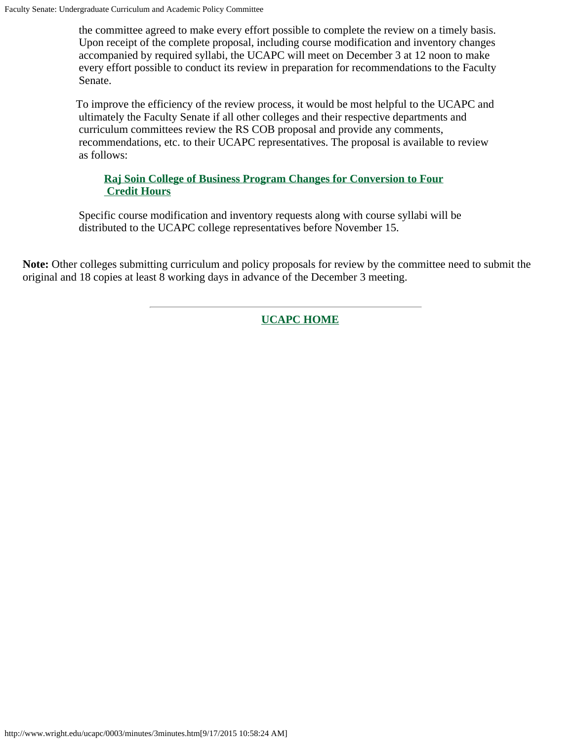the committee agreed to make every effort possible to complete the review on a timely basis. Upon receipt of the complete proposal, including course modification and inventory changes accompanied by required syllabi, the UCAPC will meet on December 3 at 12 noon to make every effort possible to conduct its review in preparation for recommendations to the Faculty Senate.

To improve the efficiency of the review process, it would be most helpful to the UCAPC and ultimately the Faculty Senate if all other colleges and their respective departments and curriculum committees review the RS COB proposal and provide any comments, recommendations, etc. to their UCAPC representatives. The proposal is available to review as follows:

**Raj Soin College of Business Program Changes for Conversion to Four Credit Hours**

Specific course modification and inventory requests along with course syllabi will be distributed to the UCAPC college representatives before November 15.

**Note:** Other colleges submitting curriculum and policy proposals for review by the committee need to submit the original and 18 copies at least 8 working days in advance of the December 3 meeting.

---

**UCAPC HOME**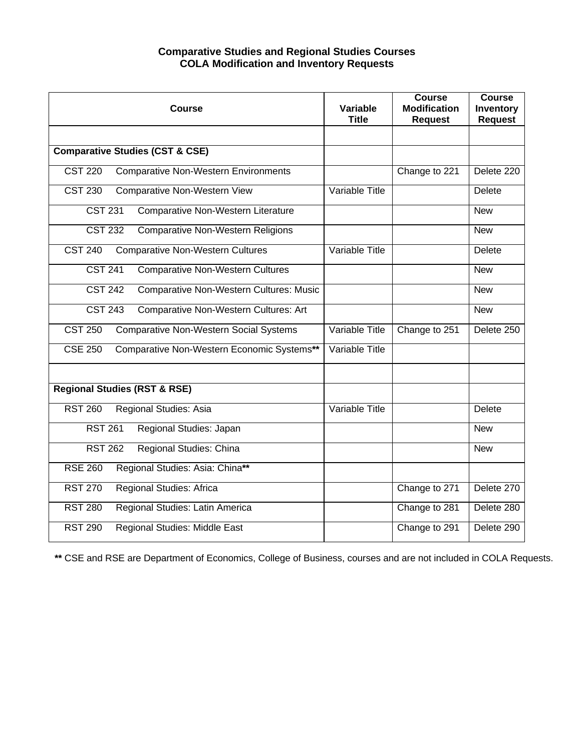## Comparative Studies and Regional Studies Courses
## COLA Modification and Inventory Requests

| Course | Variable Title | Course Modification Request | Course Inventory Request |
|---|---|---|---|
| | | | |
| **Comparative Studies (CST & CSE)** | | | |
| CST 220 Comparative Non-Western Environments | | Change to 221 | Delete 220 |
| CST 230 Comparative Non-Western View | Variable Title | | Delete |
| CST 231 Comparative Non-Western Literature | | | New |
| CST 232 Comparative Non-Western Religions | | | New |
| CST 240 Comparative Non-Western Cultures | Variable Title | | Delete |
| CST 241 Comparative Non-Western Cultures | | | New |
| CST 242 Comparative Non-Western Cultures: Music | | | New |
| CST 243 Comparative Non-Western Cultures: Art | | | New |
| CST 250 Comparative Non-Western Social Systems | Variable Title | Change to 251 | Delete 250 |
| CSE 250 Comparative Non-Western Economic Systems** | Variable Title | | |
| | | | |
| **Regional Studies (RST & RSE)** | | | |
| RST 260 Regional Studies: Asia | Variable Title | | Delete |
| RST 261 Regional Studies: Japan | | | New |
| RST 262 Regional Studies: China | | | New |
| RSE 260 Regional Studies: Asia: China** | | | |
| RST 270 Regional Studies: Africa | | Change to 271 | Delete 270 |
| RST 280 Regional Studies: Latin America | | Change to 281 | Delete 280 |
| RST 290 Regional Studies: Middle East | | Change to 291 | Delete 290 |

**\*\*** CSE and RSE are Department of Economics, College of Business, courses and are not included in COLA Requests.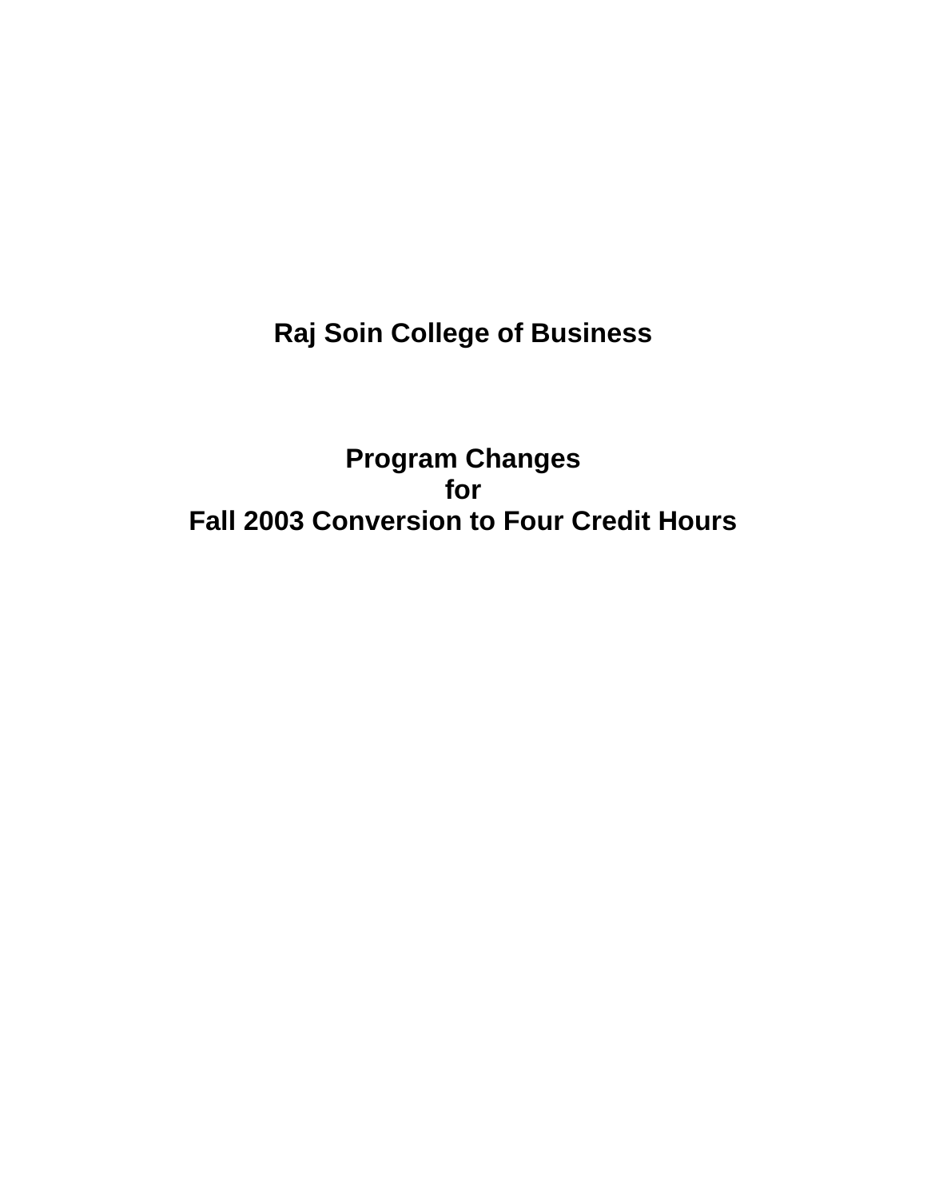# Raj Soin College of Business

# Program Changes
# for
# Fall 2003 Conversion to Four Credit Hours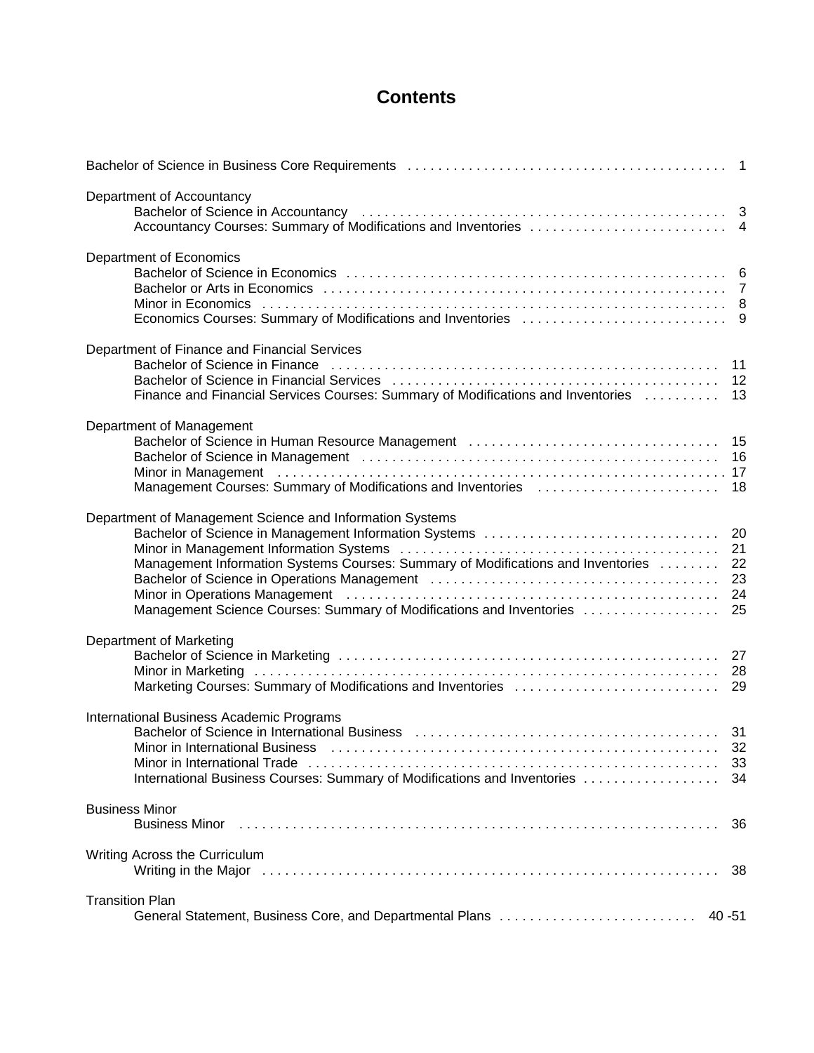# Contents

| | |
|---|---|
| Bachelor of Science in Business Core Requirements | 1 |
| **Department of Accountancy** | |
| Bachelor of Science in Accountancy | 3 |
| Accountancy Courses: Summary of Modifications and Inventories | 4 |
| **Department of Economics** | |
| Bachelor of Science in Economics | 6 |
| Bachelor or Arts in Economics | 7 |
| Minor in Economics | 8 |
| Economics Courses: Summary of Modifications and Inventories | 9 |
| **Department of Finance and Financial Services** | |
| Bachelor of Science in Finance | 11 |
| Bachelor of Science in Financial Services | 12 |
| Finance and Financial Services Courses: Summary of Modifications and Inventories | 13 |
| **Department of Management** | |
| Bachelor of Science in Human Resource Management | 15 |
| Bachelor of Science in Management | 16 |
| Minor in Management | 17 |
| Management Courses: Summary of Modifications and Inventories | 18 |
| **Department of Management Science and Information Systems** | |
| Bachelor of Science in Management Information Systems | 20 |
| Minor in Management Information Systems | 21 |
| Management Information Systems Courses: Summary of Modifications and Inventories | 22 |
| Bachelor of Science in Operations Management | 23 |
| Minor in Operations Management | 24 |
| Management Science Courses: Summary of Modifications and Inventories | 25 |
| **Department of Marketing** | |
| Bachelor of Science in Marketing | 27 |
| Minor in Marketing | 28 |
| Marketing Courses: Summary of Modifications and Inventories | 29 |
| **International Business Academic Programs** | |
| Bachelor of Science in International Business | 31 |
| Minor in International Business | 32 |
| Minor in International Trade | 33 |
| International Business Courses: Summary of Modifications and Inventories | 34 |
| **Business Minor** | |
| Business Minor | 36 |
| **Writing Across the Curriculum** | |
| Writing in the Major | 38 |
| **Transition Plan** | |
| General Statement, Business Core, and Departmental Plans | 40 -51 |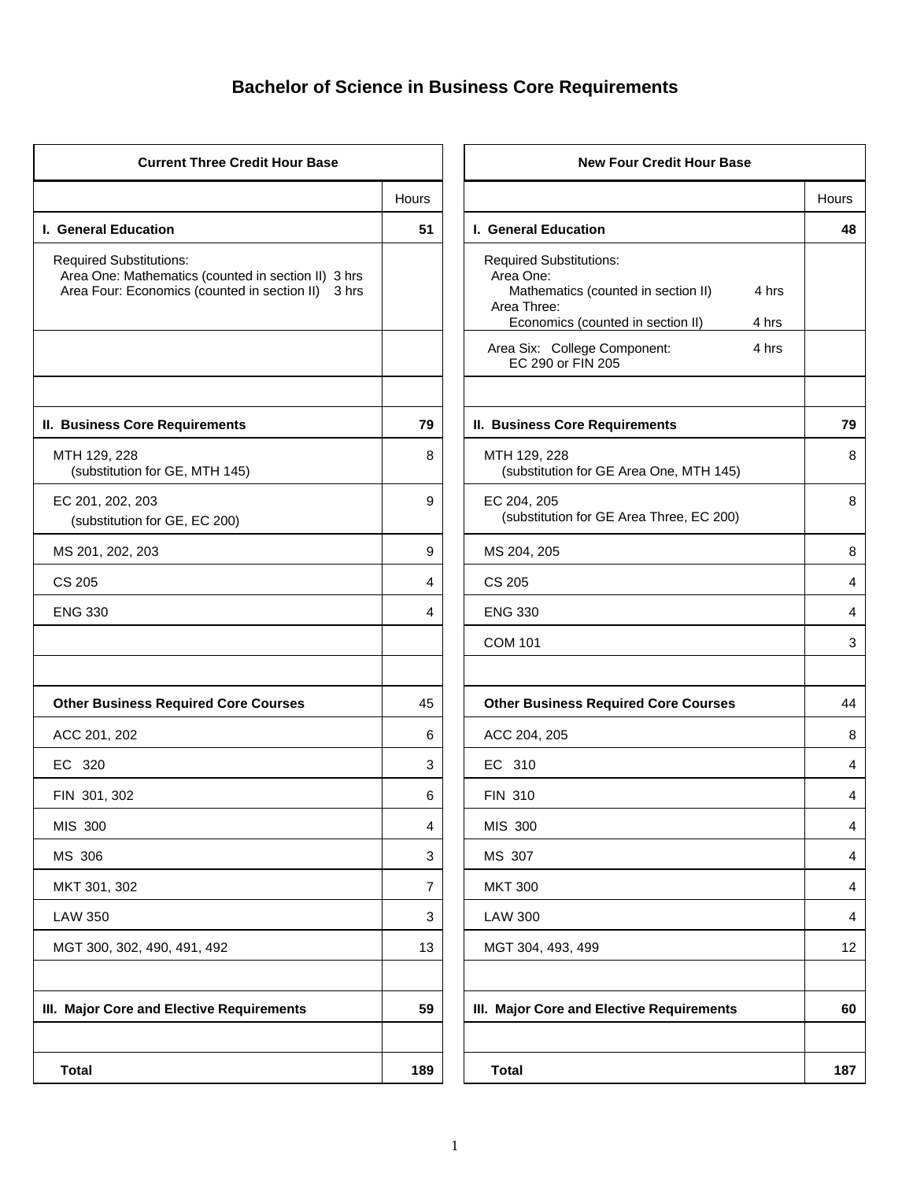# Bachelor of Science in Business Core Requirements

| Current Three Credit Hour Base | Hours |
|---|---|
| **I. General Education** | **51** |
| Required Substitutions:<br>Area One: Mathematics (counted in section II) 3 hrs<br>Area Four: Economics (counted in section II) 3 hrs | |
| | |
| | |
| **II. Business Core Requirements** | **79** |
| MTH 129, 228<br>(substitution for GE, MTH 145) | 8 |
| EC 201, 202, 203<br>(substitution for GE, EC 200) | 9 |
| MS 201, 202, 203 | 9 |
| CS 205 | 4 |
| ENG 330 | 4 |
| | |
| | |
| **Other Business Required Core Courses** | 45 |
| ACC 201, 202 | 6 |
| EC 320 | 3 |
| FIN 301, 302 | 6 |
| MIS 300 | 4 |
| MS 306 | 3 |
| MKT 301, 302 | 7 |
| LAW 350 | 3 |
| MGT 300, 302, 490, 491, 492 | 13 |
| | |
| **III. Major Core and Elective Requirements** | **59** |
| | |
| **Total** | **189** |

| New Four Credit Hour Base | Hours |
|---|---|
| **I. General Education** | **48** |
| Required Substitutions:<br>Area One:<br>Mathematics (counted in section II) 4 hrs<br>Area Three:<br>Economics (counted in section II) 4 hrs | |
| Area Six: College Component: 4 hrs<br>EC 290 or FIN 205 | |
| | |
| **II. Business Core Requirements** | **79** |
| MTH 129, 228<br>(substitution for GE Area One, MTH 145) | 8 |
| EC 204, 205<br>(substitution for GE Area Three, EC 200) | 8 |
| MS 204, 205 | 8 |
| CS 205 | 4 |
| ENG 330 | 4 |
| COM 101 | 3 |
| | |
| **Other Business Required Core Courses** | 44 |
| ACC 204, 205 | 8 |
| EC 310 | 4 |
| FIN 310 | 4 |
| MIS 300 | 4 |
| MS 307 | 4 |
| MKT 300 | 4 |
| LAW 300 | 4 |
| MGT 304, 493, 499 | 12 |
| | |
| **III. Major Core and Elective Requirements** | **60** |
| | |
| **Total** | **187** |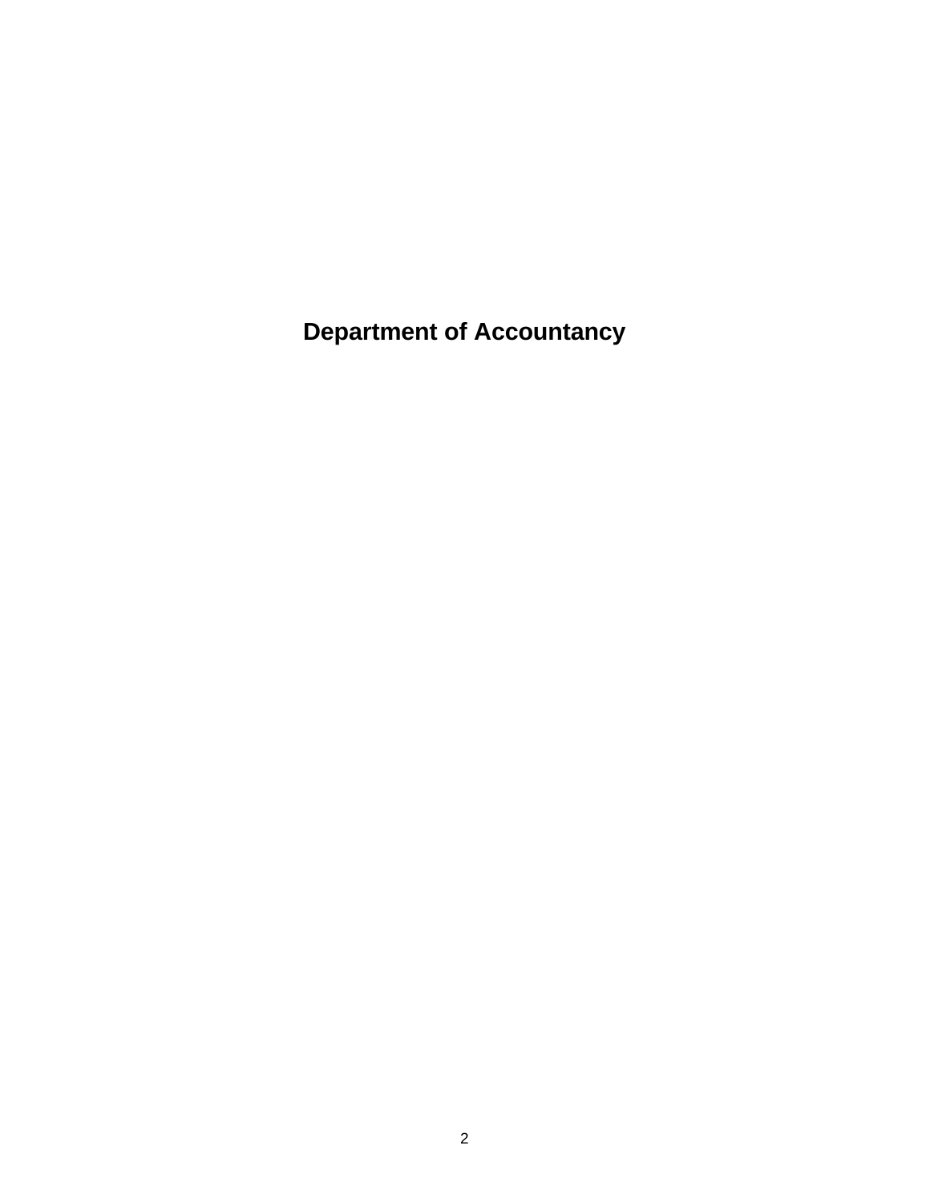# Department of Accountancy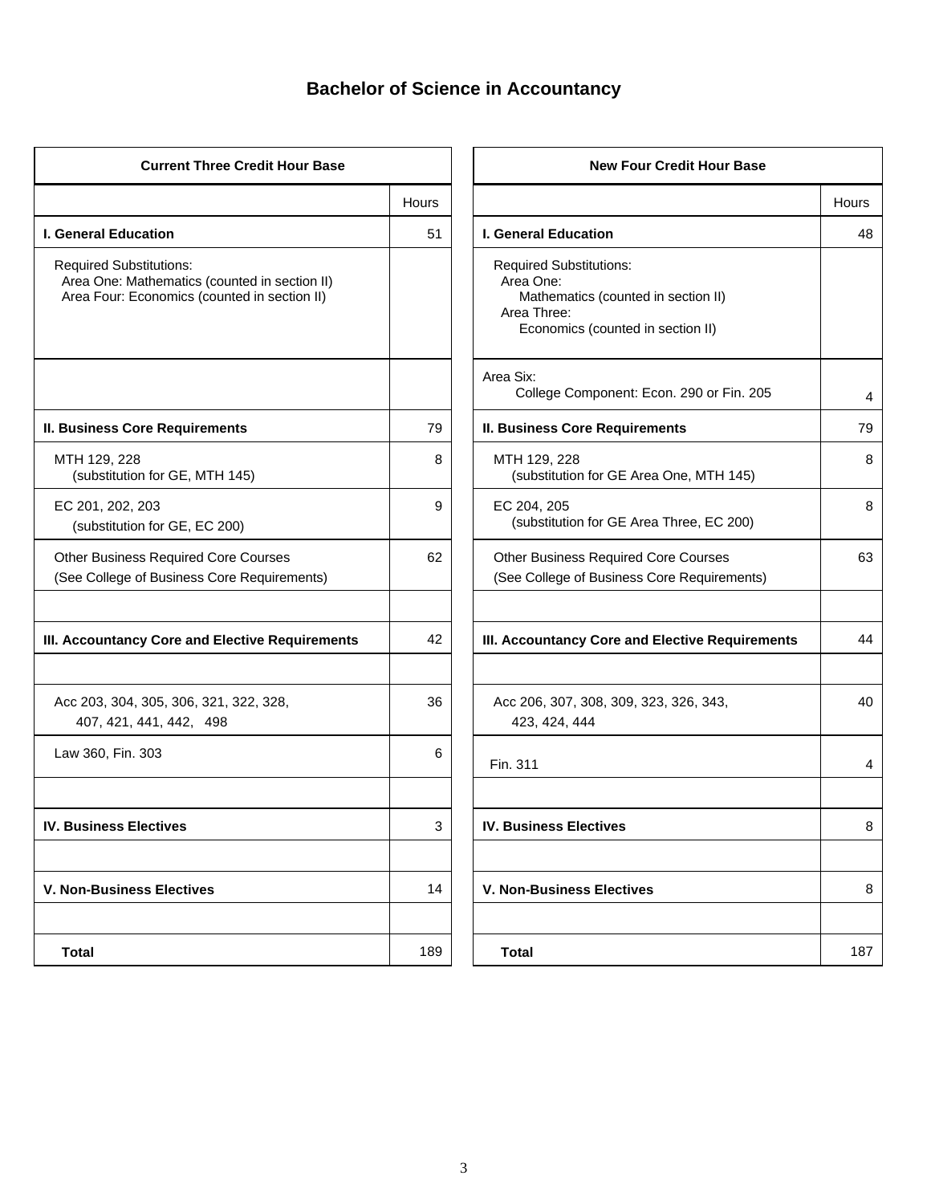# Bachelor of Science in Accountancy

| Current Three Credit Hour Base | | New Four Credit Hour Base | |
|---|---|---|---|
| | Hours | | Hours |
| **I. General Education** | 51 | **I. General Education** | 48 |
| Required Substitutions: Area One: Mathematics (counted in section II) Area Four: Economics (counted in section II) | | Required Substitutions: Area One: Mathematics (counted in section II) Area Three: Economics (counted in section II) | |
| | | Area Six: College Component: Econ. 290 or Fin. 205 | 4 |
| **II. Business Core Requirements** | 79 | **II. Business Core Requirements** | 79 |
| MTH 129, 228 (substitution for GE, MTH 145) | 8 | MTH 129, 228 (substitution for GE Area One, MTH 145) | 8 |
| EC 201, 202, 203 (substitution for GE, EC 200) | 9 | EC 204, 205 (substitution for GE Area Three, EC 200) | 8 |
| Other Business Required Core Courses (See College of Business Core Requirements) | 62 | Other Business Required Core Courses (See College of Business Core Requirements) | 63 |
| | | | |
| **III. Accountancy Core and Elective Requirements** | 42 | **III. Accountancy Core and Elective Requirements** | 44 |
| | | | |
| Acc 203, 304, 305, 306, 321, 322, 328, 407, 421, 441, 442, 498 | 36 | Acc 206, 307, 308, 309, 323, 326, 343, 423, 424, 444 | 40 |
| Law 360, Fin. 303 | 6 | Fin. 311 | 4 |
| | | | |
| **IV. Business Electives** | 3 | **IV. Business Electives** | 8 |
| | | | |
| **V. Non-Business Electives** | 14 | **V. Non-Business Electives** | 8 |
| | | | |
| **Total** | 189 | **Total** | 187 |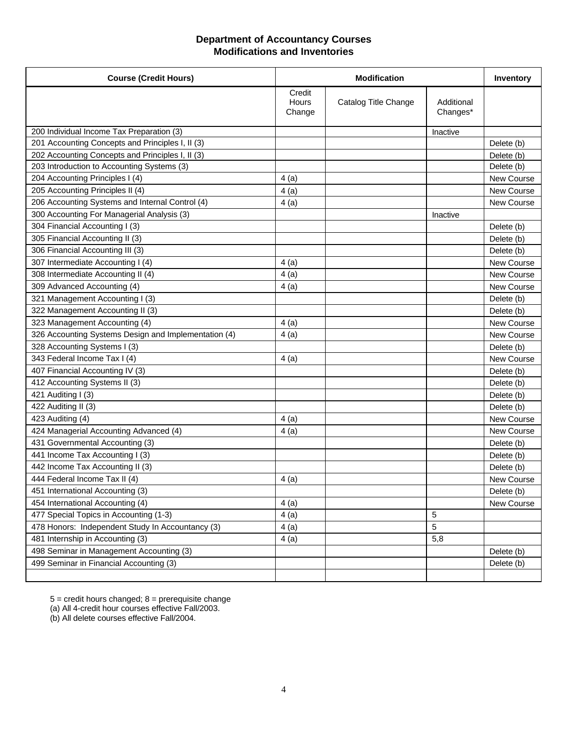# Department of Accountancy Courses
## Modifications and Inventories

| Course (Credit Hours) | Modification | | | Inventory |
|---|---|---|---|---|
| | Credit Hours Change | Catalog Title Change | Additional Changes* | |
| 200 Individual Income Tax Preparation (3) | | | Inactive | |
| 201 Accounting Concepts and Principles I, II (3) | | | | Delete (b) |
| 202 Accounting Concepts and Principles I, II (3) | | | | Delete (b) |
| 203 Introduction to Accounting Systems (3) | | | | Delete (b) |
| 204 Accounting Principles I (4) | 4 (a) | | | New Course |
| 205 Accounting Principles II (4) | 4 (a) | | | New Course |
| 206 Accounting Systems and Internal Control (4) | 4 (a) | | | New Course |
| 300 Accounting For Managerial Analysis (3) | | | Inactive | |
| 304 Financial Accounting I (3) | | | | Delete (b) |
| 305 Financial Accounting II (3) | | | | Delete (b) |
| 306 Financial Accounting III (3) | | | | Delete (b) |
| 307 Intermediate Accounting I (4) | 4 (a) | | | New Course |
| 308 Intermediate Accounting II (4) | 4 (a) | | | New Course |
| 309 Advanced Accounting (4) | 4 (a) | | | New Course |
| 321 Management Accounting I (3) | | | | Delete (b) |
| 322 Management Accounting II (3) | | | | Delete (b) |
| 323 Management Accounting (4) | 4 (a) | | | New Course |
| 326 Accounting Systems Design and Implementation (4) | 4 (a) | | | New Course |
| 328 Accounting Systems I (3) | | | | Delete (b) |
| 343 Federal Income Tax I (4) | 4 (a) | | | New Course |
| 407 Financial Accounting IV (3) | | | | Delete (b) |
| 412 Accounting Systems II (3) | | | | Delete (b) |
| 421 Auditing I (3) | | | | Delete (b) |
| 422 Auditing II (3) | | | | Delete (b) |
| 423 Auditing (4) | 4 (a) | | | New Course |
| 424 Managerial Accounting Advanced (4) | 4 (a) | | | New Course |
| 431 Governmental Accounting (3) | | | | Delete (b) |
| 441 Income Tax Accounting I (3) | | | | Delete (b) |
| 442 Income Tax Accounting II (3) | | | | Delete (b) |
| 444 Federal Income Tax II (4) | 4 (a) | | | New Course |
| 451 International Accounting (3) | | | | Delete (b) |
| 454 International Accounting (4) | 4 (a) | | | New Course |
| 477 Special Topics in Accounting (1-3) | 4 (a) | | 5 | |
| 478 Honors: Independent Study In Accountancy (3) | 4 (a) | | 5 | |
| 481 Internship in Accounting (3) | 4 (a) | | 5,8 | |
| 498 Seminar in Management Accounting (3) | | | | Delete (b) |
| 499 Seminar in Financial Accounting (3) | | | | Delete (b) |
| | | | | |

5 = credit hours changed; 8 = prerequisite change

(a) All 4-credit hour courses effective Fall/2003.

(b) All delete courses effective Fall/2004.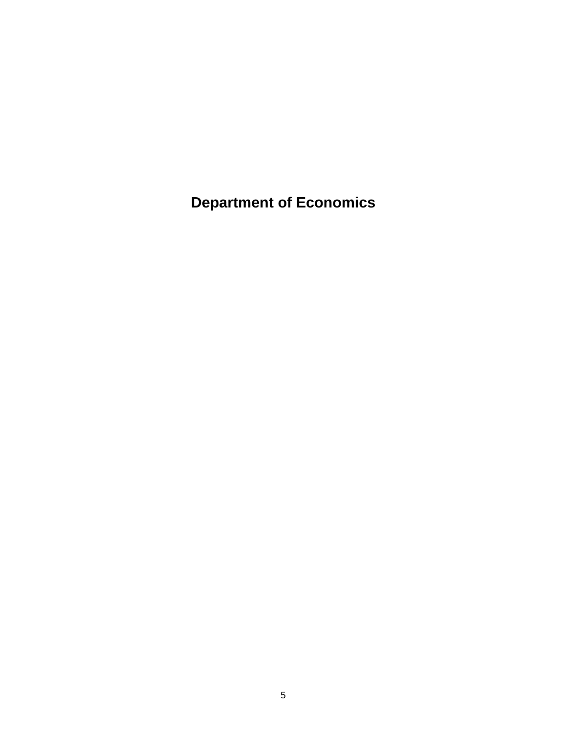# Department of Economics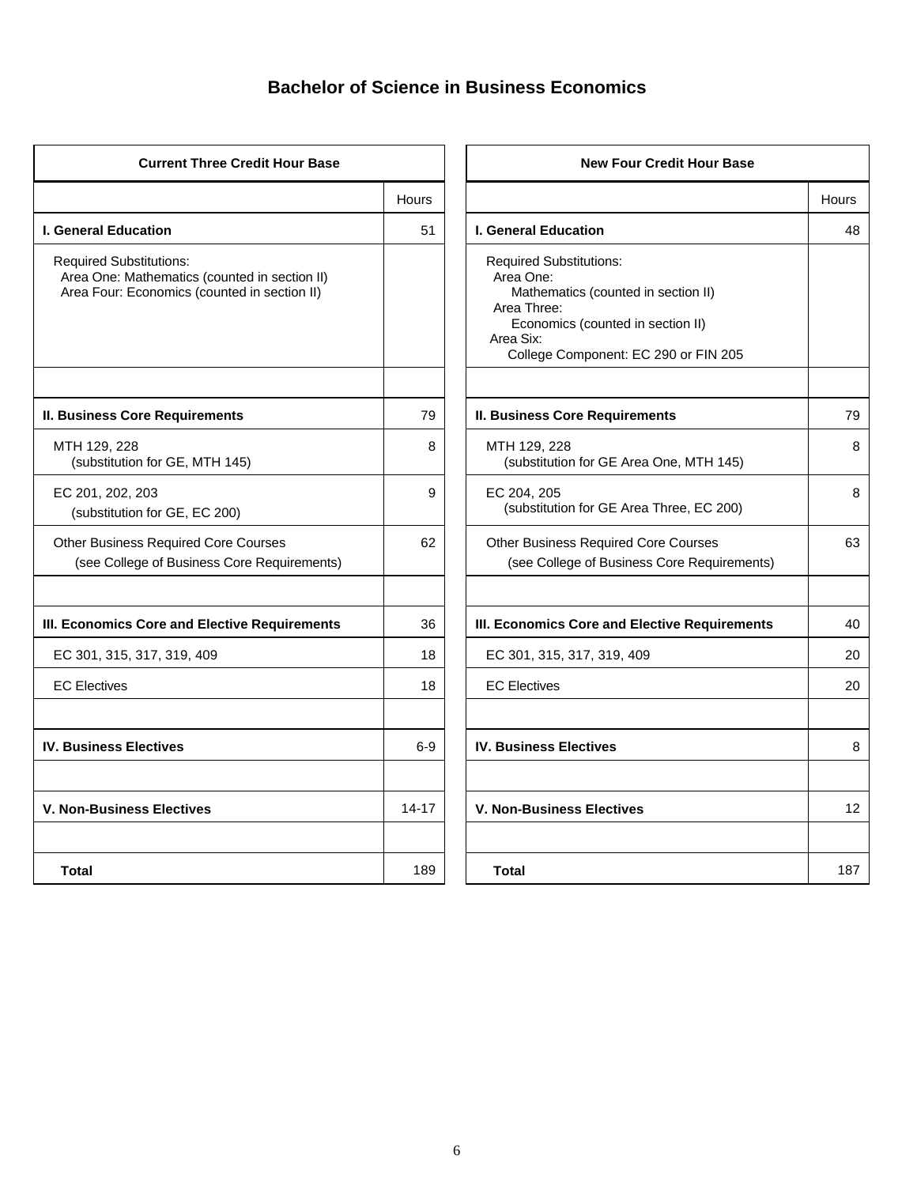# Bachelor of Science in Business Economics

| Current Three Credit Hour Base | Hours |
|---|---|
| **I. General Education** | 51 |
| Required Substitutions:<br>Area One: Mathematics (counted in section II)<br>Area Four: Economics (counted in section II) | |
| | |
| **II. Business Core Requirements** | 79 |
| MTH 129, 228<br>(substitution for GE, MTH 145) | 8 |
| EC 201, 202, 203<br>(substitution for GE, EC 200) | 9 |
| Other Business Required Core Courses<br>(see College of Business Core Requirements) | 62 |
| | |
| **III. Economics Core and Elective Requirements** | 36 |
| EC 301, 315, 317, 319, 409 | 18 |
| EC Electives | 18 |
| | |
| **IV. Business Electives** | 6-9 |
| | |
| **V. Non-Business Electives** | 14-17 |
| | |
| **Total** | 189 |

| New Four Credit Hour Base | Hours |
|---|---|
| **I. General Education** | 48 |
| Required Substitutions:<br>Area One:<br>Mathematics (counted in section II)<br>Area Three:<br>Economics (counted in section II)<br>Area Six:<br>College Component: EC 290 or FIN 205 | |
| | |
| **II. Business Core Requirements** | 79 |
| MTH 129, 228<br>(substitution for GE Area One, MTH 145) | 8 |
| EC 204, 205<br>(substitution for GE Area Three, EC 200) | 8 |
| Other Business Required Core Courses<br>(see College of Business Core Requirements) | 63 |
| | |
| **III. Economics Core and Elective Requirements** | 40 |
| EC 301, 315, 317, 319, 409 | 20 |
| EC Electives | 20 |
| | |
| **IV. Business Electives** | 8 |
| | |
| **V. Non-Business Electives** | 12 |
| | |
| **Total** | 187 |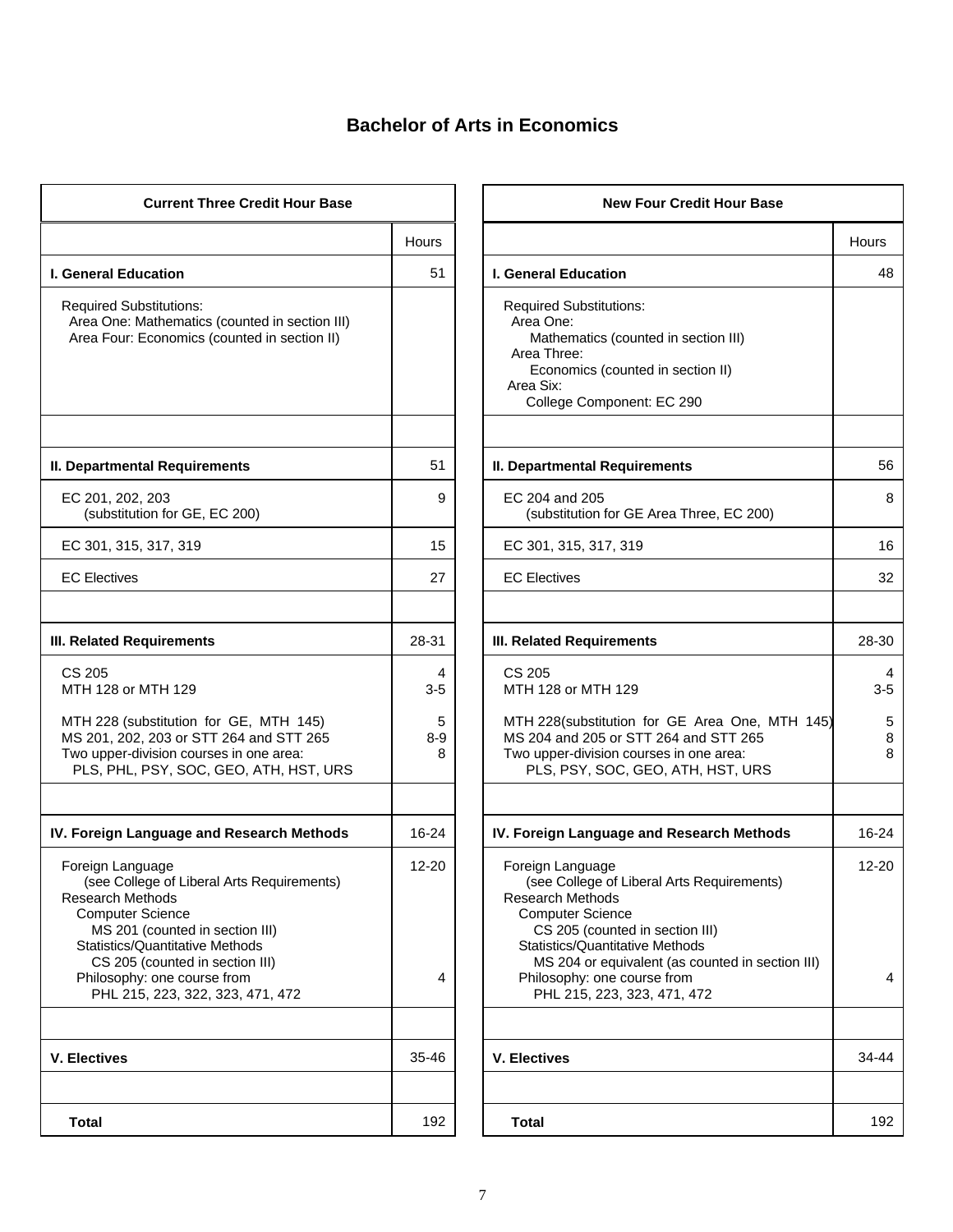# Bachelor of Arts in Economics

| Current Three Credit Hour Base | Hours |
|---|---|
| **I. General Education** | 51 |
| Required Substitutions:<br>Area One: Mathematics (counted in section III)<br>Area Four: Economics (counted in section II) | |
| **II. Departmental Requirements** | 51 |
| EC 201, 202, 203<br>(substitution for GE, EC 200) | 9 |
| EC 301, 315, 317, 319 | 15 |
| EC Electives | 27 |
| **III. Related Requirements** | 28-31 |
| CS 205<br>MTH 128 or MTH 129 | 4<br>3-5 |
| MTH 228 (substitution for GE, MTH 145)<br>MS 201, 202, 203 or STT 264 and STT 265<br>Two upper-division courses in one area:<br>PLS, PHL, PSY, SOC, GEO, ATH, HST, URS | 5<br>8-9<br>8 |
| **IV. Foreign Language and Research Methods** | 16-24 |
| Foreign Language<br>(see College of Liberal Arts Requirements)<br>Research Methods<br>Computer Science<br>MS 201 (counted in section III)<br>Statistics/Quantitative Methods<br>CS 205 (counted in section III)<br>Philosophy: one course from<br>PHL 215, 223, 322, 323, 471, 472 | 12-20<br><br><br><br><br><br><br>4 |
| **V. Electives** | 35-46 |
| **Total** | 192 |

| New Four Credit Hour Base | Hours |
|---|---|
| **I. General Education** | 48 |
| Required Substitutions:<br>Area One:<br>Mathematics (counted in section III)<br>Area Three:<br>Economics (counted in section II)<br>Area Six:<br>College Component: EC 290 | |
| **II. Departmental Requirements** | 56 |
| EC 204 and 205<br>(substitution for GE Area Three, EC 200) | 8 |
| EC 301, 315, 317, 319 | 16 |
| EC Electives | 32 |
| **III. Related Requirements** | 28-30 |
| CS 205<br>MTH 128 or MTH 129 | 4<br>3-5 |
| MTH 228(substitution for GE Area One, MTH 145)<br>MS 204 and 205 or STT 264 and STT 265<br>Two upper-division courses in one area:<br>PLS, PSY, SOC, GEO, ATH, HST, URS | 5<br>8<br>8 |
| **IV. Foreign Language and Research Methods** | 16-24 |
| Foreign Language<br>(see College of Liberal Arts Requirements)<br>Research Methods<br>Computer Science<br>CS 205 (counted in section III)<br>Statistics/Quantitative Methods<br>MS 204 or equivalent (as counted in section III)<br>Philosophy: one course from<br>PHL 215, 223, 323, 471, 472 | 12-20<br><br><br><br><br><br><br>4 |
| **V. Electives** | 34-44 |
| **Total** | 192 |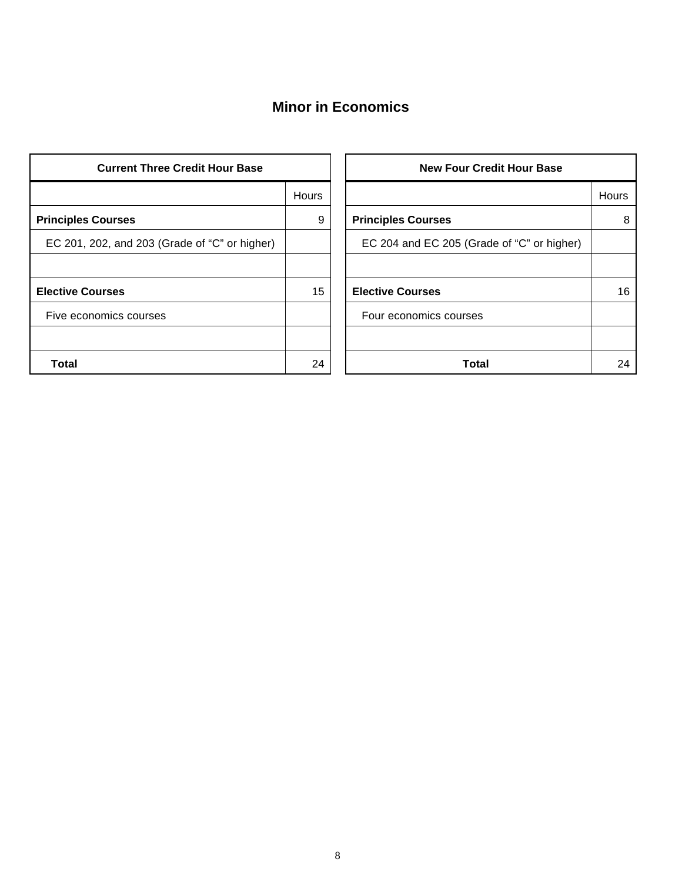# Minor in Economics

| Current Three Credit Hour Base | |
|---|---|
| | Hours |
| **Principles Courses** | 9 |
| EC 201, 202, and 203 (Grade of "C" or higher) | |
| | |
| **Elective Courses** | 15 |
| Five economics courses | |
| | |
| **Total** | 24 |

| New Four Credit Hour Base | |
|---|---|
| | Hours |
| **Principles Courses** | 8 |
| EC 204 and EC 205 (Grade of "C" or higher) | |
| | |
| **Elective Courses** | 16 |
| Four economics courses | |
| | |
| **Total** | 24 |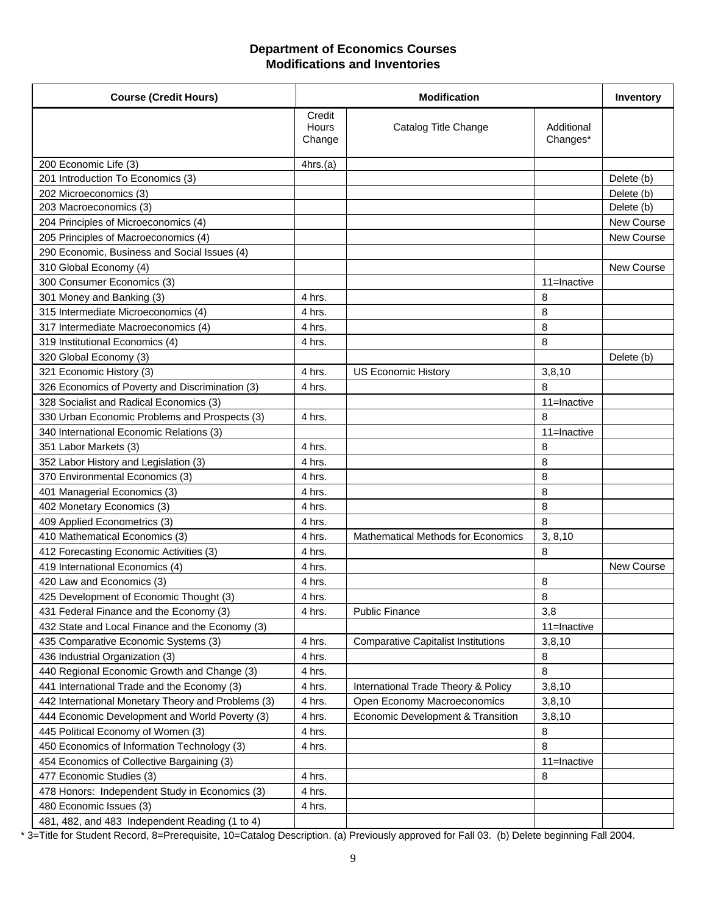## Department of Economics Courses
## Modifications and Inventories

| Course (Credit Hours) | Modification | | | Inventory |
|---|---|---|---|---|
| | Credit Hours Change | Catalog Title Change | Additional Changes* | |
| 200 Economic Life (3) | 4hrs.(a) | | | |
| 201 Introduction To Economics (3) | | | | Delete (b) |
| 202 Microeconomics (3) | | | | Delete (b) |
| 203 Macroeconomics (3) | | | | Delete (b) |
| 204 Principles of Microeconomics (4) | | | | New Course |
| 205 Principles of Macroeconomics (4) | | | | New Course |
| 290 Economic, Business and Social Issues (4) | | | | |
| 310 Global Economy (4) | | | | New Course |
| 300 Consumer Economics (3) | | | 11=Inactive | |
| 301 Money and Banking (3) | 4 hrs. | | 8 | |
| 315 Intermediate Microeconomics (4) | 4 hrs. | | 8 | |
| 317 Intermediate Macroeconomics (4) | 4 hrs. | | 8 | |
| 319 Institutional Economics (4) | 4 hrs. | | 8 | |
| 320 Global Economy (3) | | | | Delete (b) |
| 321 Economic History (3) | 4 hrs. | US Economic History | 3,8,10 | |
| 326 Economics of Poverty and Discrimination (3) | 4 hrs. | | 8 | |
| 328 Socialist and Radical Economics (3) | | | 11=Inactive | |
| 330 Urban Economic Problems and Prospects (3) | 4 hrs. | | 8 | |
| 340 International Economic Relations (3) | | | 11=Inactive | |
| 351 Labor Markets (3) | 4 hrs. | | 8 | |
| 352 Labor History and Legislation (3) | 4 hrs. | | 8 | |
| 370 Environmental Economics (3) | 4 hrs. | | 8 | |
| 401 Managerial Economics (3) | 4 hrs. | | 8 | |
| 402 Monetary Economics (3) | 4 hrs. | | 8 | |
| 409 Applied Econometrics (3) | 4 hrs. | | 8 | |
| 410 Mathematical Economics (3) | 4 hrs. | Mathematical Methods for Economics | 3, 8,10 | |
| 412 Forecasting Economic Activities (3) | 4 hrs. | | 8 | |
| 419 International Economics (4) | 4 hrs. | | | New Course |
| 420 Law and Economics (3) | 4 hrs. | | 8 | |
| 425 Development of Economic Thought (3) | 4 hrs. | | 8 | |
| 431 Federal Finance and the Economy (3) | 4 hrs. | Public Finance | 3,8 | |
| 432 State and Local Finance and the Economy (3) | | | 11=Inactive | |
| 435 Comparative Economic Systems (3) | 4 hrs. | Comparative Capitalist Institutions | 3,8,10 | |
| 436 Industrial Organization (3) | 4 hrs. | | 8 | |
| 440 Regional Economic Growth and Change (3) | 4 hrs. | | 8 | |
| 441 International Trade and the Economy (3) | 4 hrs. | International Trade Theory & Policy | 3,8,10 | |
| 442 International Monetary Theory and Problems (3) | 4 hrs. | Open Economy Macroeconomics | 3,8,10 | |
| 444 Economic Development and World Poverty (3) | 4 hrs. | Economic Development & Transition | 3,8,10 | |
| 445 Political Economy of Women (3) | 4 hrs. | | 8 | |
| 450 Economics of Information Technology (3) | 4 hrs. | | 8 | |
| 454 Economics of Collective Bargaining (3) | | | 11=Inactive | |
| 477 Economic Studies (3) | 4 hrs. | | 8 | |
| 478 Honors: Independent Study in Economics (3) | 4 hrs. | | | |
| 480 Economic Issues (3) | 4 hrs. | | | |
| 481, 482, and 483 Independent Reading (1 to 4) | | | | |

* 3=Title for Student Record, 8=Prerequisite, 10=Catalog Description. (a) Previously approved for Fall 03. (b) Delete beginning Fall 2004.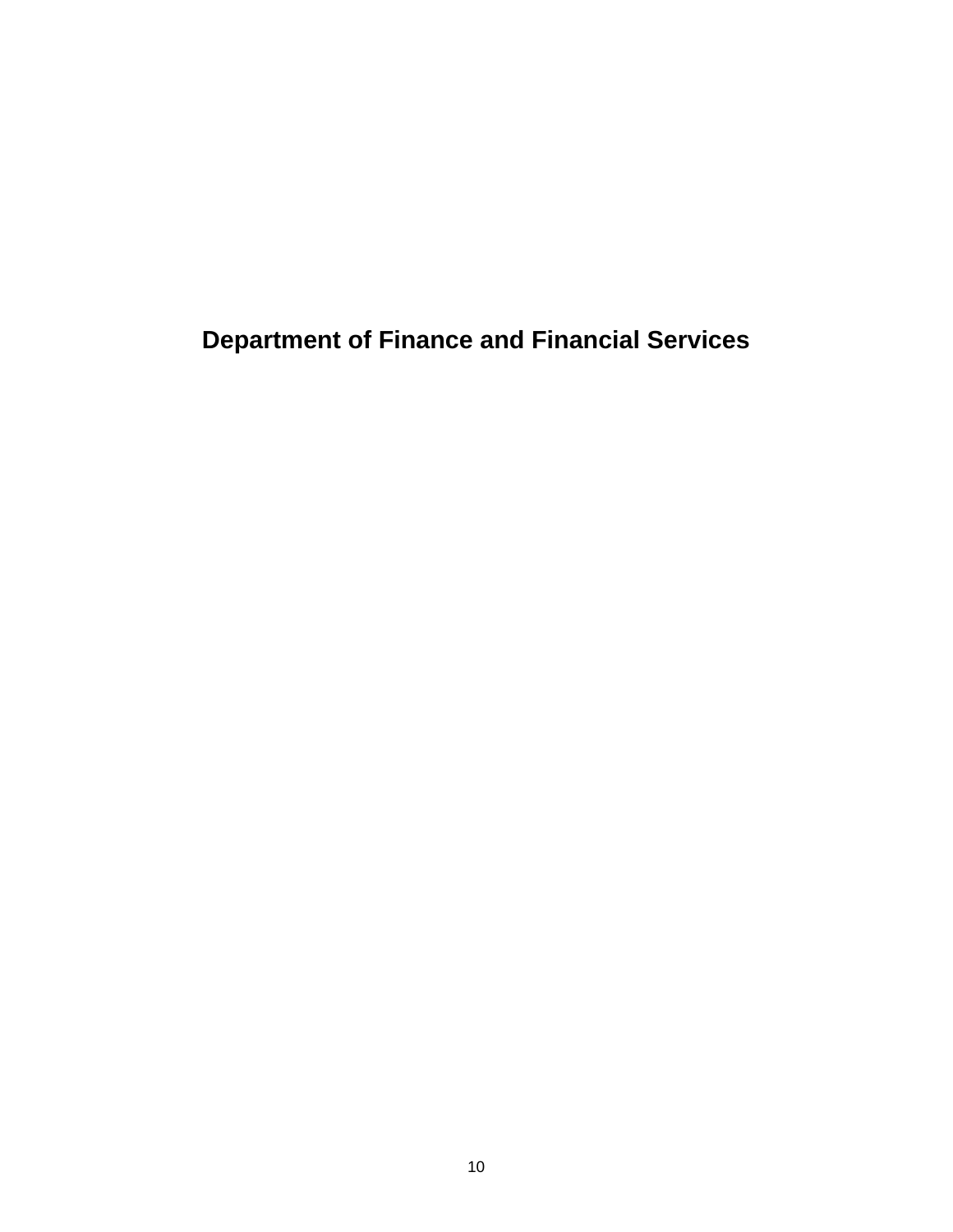# Department of Finance and Financial Services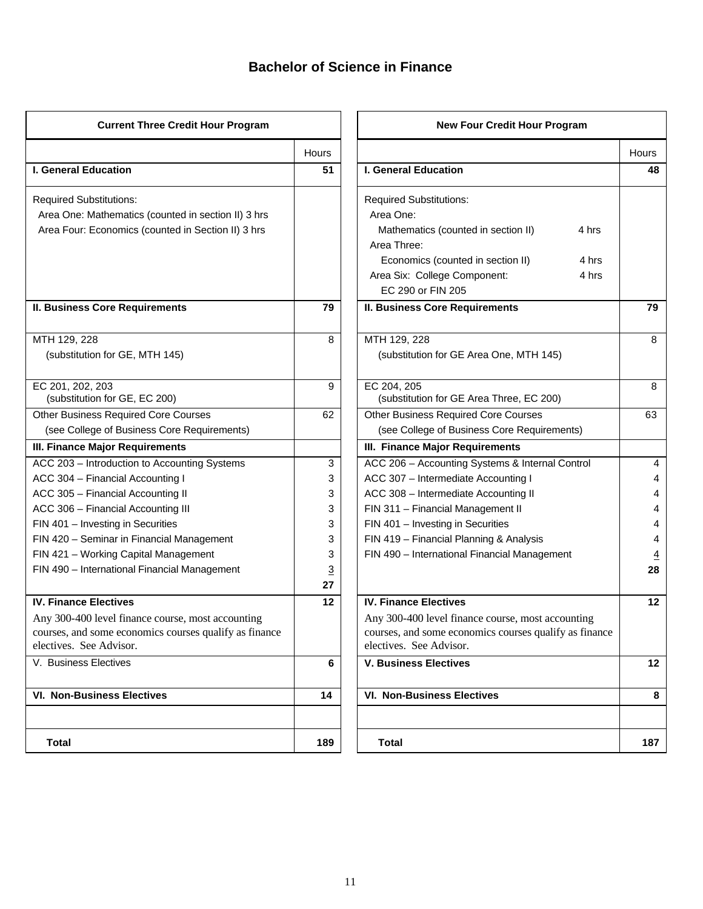# Bachelor of Science in Finance

| Current Three Credit Hour Program | Hours |
|---|---|
| **I. General Education** | **51** |
| Required Substitutions:<br>Area One: Mathematics (counted in section II) 3 hrs<br>Area Four: Economics (counted in Section II) 3 hrs | |
| **II. Business Core Requirements** | **79** |
| MTH 129, 228<br>(substitution for GE, MTH 145) | 8 |
| EC 201, 202, 203<br>(substitution for GE, EC 200) | 9 |
| Other Business Required Core Courses<br>(see College of Business Core Requirements) | 62 |
| **III. Finance Major Requirements** | |
| ACC 203 – Introduction to Accounting Systems | 3 |
| ACC 304 – Financial Accounting I | 3 |
| ACC 305 – Financial Accounting II | 3 |
| ACC 306 – Financial Accounting III | 3 |
| FIN 401 – Investing in Securities | 3 |
| FIN 420 – Seminar in Financial Management | 3 |
| FIN 421 – Working Capital Management | 3 |
| FIN 490 – International Financial Management | 3 |
| | **27** |
| **IV. Finance Electives**<br>Any 300-400 level finance course, most accounting courses, and some economics courses qualify as finance electives. See Advisor. | **12** |
| V. Business Electives | **6** |
| **VI. Non-Business Electives** | **14** |
| | |
| **Total** | **189** |

| New Four Credit Hour Program | Hours |
|---|---|
| **I. General Education** | **48** |
| Required Substitutions:<br>Area One:<br>Mathematics (counted in section II) 4 hrs<br>Area Three:<br>Economics (counted in section II) 4 hrs<br>Area Six: College Component: 4 hrs<br>EC 290 or FIN 205 | |
| **II. Business Core Requirements** | **79** |
| MTH 129, 228<br>(substitution for GE Area One, MTH 145) | 8 |
| EC 204, 205<br>(substitution for GE Area Three, EC 200) | 8 |
| Other Business Required Core Courses<br>(see College of Business Core Requirements) | 63 |
| **III. Finance Major Requirements** | |
| ACC 206 – Accounting Systems & Internal Control | 4 |
| ACC 307 – Intermediate Accounting I | 4 |
| ACC 308 – Intermediate Accounting II | 4 |
| FIN 311 – Financial Management II | 4 |
| FIN 401 – Investing in Securities | 4 |
| FIN 419 – Financial Planning & Analysis | 4 |
| FIN 490 – International Financial Management | 4 |
| | **28** |
| **IV. Finance Electives**<br>Any 300-400 level finance course, most accounting courses, and some economics courses qualify as finance electives. See Advisor. | **12** |
| **V. Business Electives** | **12** |
| **VI. Non-Business Electives** | **8** |
| | |
| **Total** | **187** |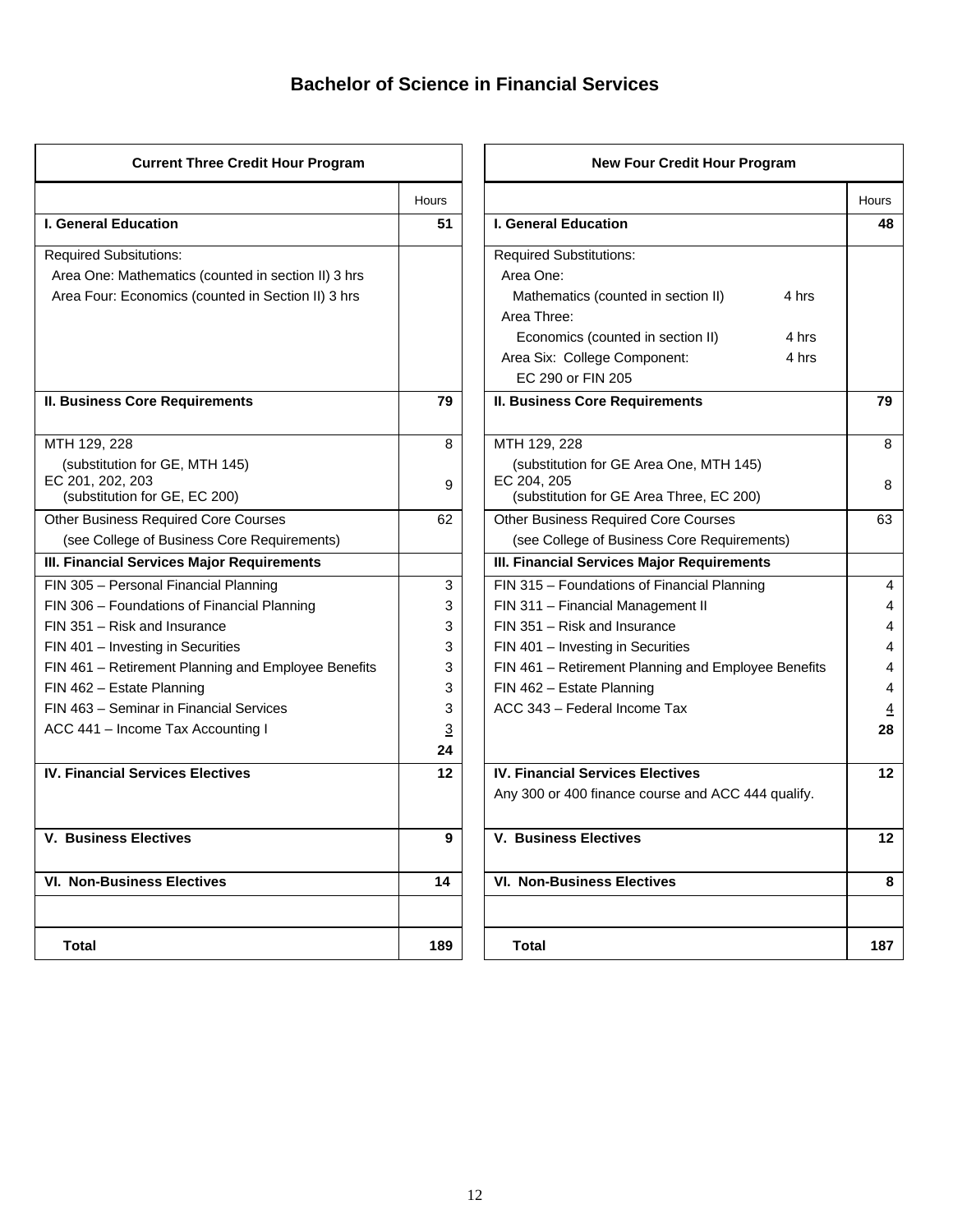# Bachelor of Science in Financial Services

| Current Three Credit Hour Program | | New Four Credit Hour Program | |
|---|---|---|---|
| | Hours | | Hours |
| **I. General Education** | **51** | **I. General Education** | **48** |
| Required Subsitutions:<br>Area One: Mathematics (counted in section II) 3 hrs<br>Area Four: Economics (counted in Section II) 3 hrs | | Required Substitutions:<br>Area One:<br>Mathematics (counted in section II) 4 hrs<br>Area Three:<br>Economics (counted in section II) 4 hrs<br>Area Six: College Component: 4 hrs<br>EC 290 or FIN 205 | |
| **II. Business Core Requirements** | **79** | **II. Business Core Requirements** | **79** |
| MTH 129, 228<br>(substitution for GE, MTH 145) | 8 | MTH 129, 228<br>(substitution for GE Area One, MTH 145) | 8 |
| EC 201, 202, 203<br>(substitution for GE, EC 200) | 9 | EC 204, 205<br>(substitution for GE Area Three, EC 200) | 8 |
| Other Business Required Core Courses<br>(see College of Business Core Requirements) | 62 | Other Business Required Core Courses<br>(see College of Business Core Requirements) | 63 |
| **III. Financial Services Major Requirements** | | **III. Financial Services Major Requirements** | |
| FIN 305 – Personal Financial Planning | 3 | FIN 315 – Foundations of Financial Planning | 4 |
| FIN 306 – Foundations of Financial Planning | 3 | FIN 311 – Financial Management II | 4 |
| FIN 351 – Risk and Insurance | 3 | FIN 351 – Risk and Insurance | 4 |
| FIN 401 – Investing in Securities | 3 | FIN 401 – Investing in Securities | 4 |
| FIN 461 – Retirement Planning and Employee Benefits | 3 | FIN 461 – Retirement Planning and Employee Benefits | 4 |
| FIN 462 – Estate Planning | 3 | FIN 462 – Estate Planning | 4 |
| FIN 463 – Seminar in Financial Services | 3 | ACC 343 – Federal Income Tax | 4 |
| ACC 441 – Income Tax Accounting I | 3 | | **28** |
| | **24** | | |
| **IV. Financial Services Electives** | **12** | **IV. Financial Services Electives**<br>Any 300 or 400 finance course and ACC 444 qualify. | **12** |
| **V. Business Electives** | **9** | **V. Business Electives** | **12** |
| **VI. Non-Business Electives** | **14** | **VI. Non-Business Electives** | **8** |
| | | | |
| **Total** | **189** | **Total** | **187** |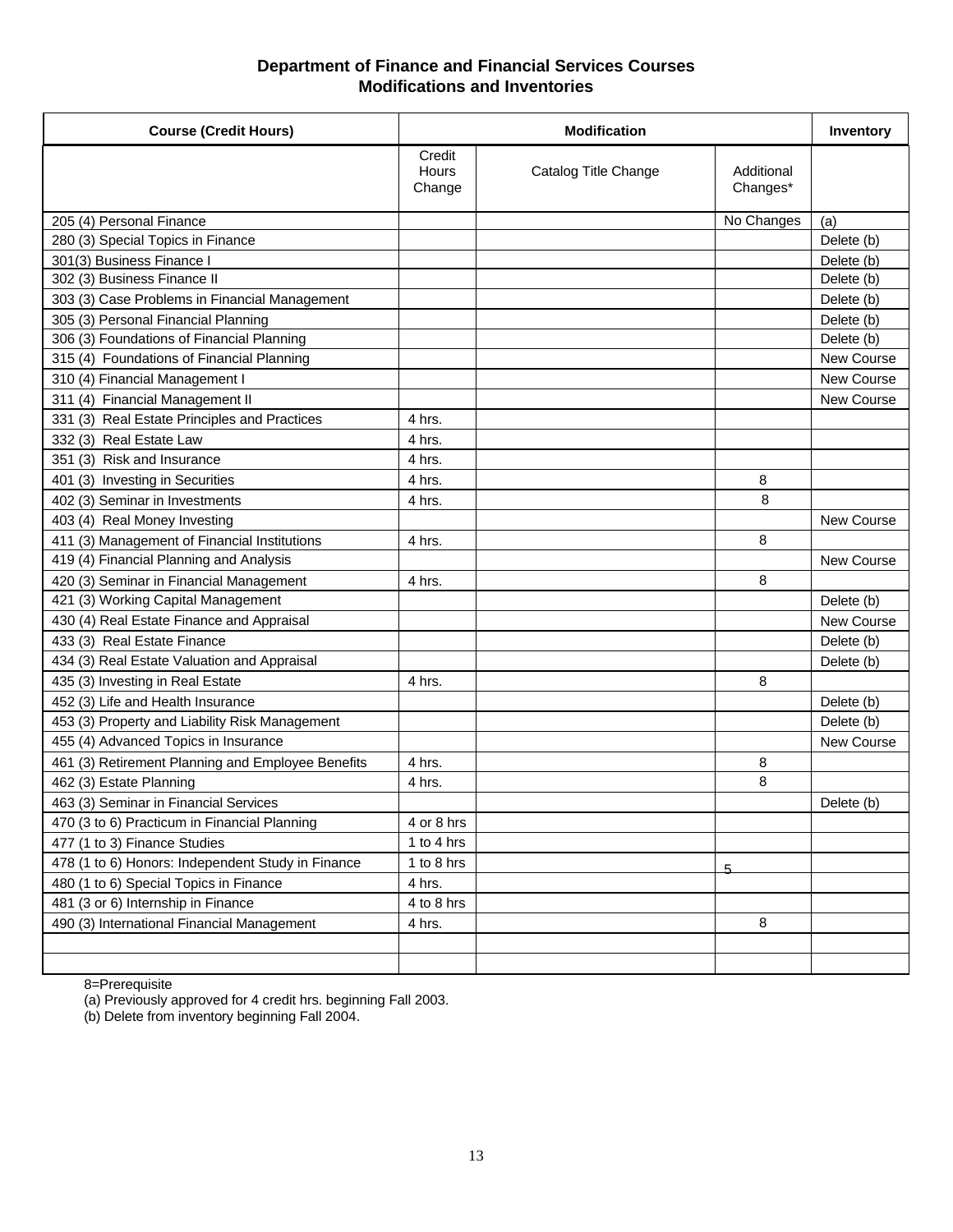## Department of Finance and Financial Services Courses
## Modifications and Inventories

| Course (Credit Hours) | Modification | | | Inventory |
|---|---|---|---|---|
| | Credit Hours Change | Catalog Title Change | Additional Changes* | |
| 205 (4) Personal Finance | | | No Changes | (a) |
| 280 (3) Special Topics in Finance | | | | Delete (b) |
| 301(3) Business Finance I | | | | Delete (b) |
| 302 (3) Business Finance II | | | | Delete (b) |
| 303 (3) Case Problems in Financial Management | | | | Delete (b) |
| 305 (3) Personal Financial Planning | | | | Delete (b) |
| 306 (3) Foundations of Financial Planning | | | | Delete (b) |
| 315 (4) Foundations of Financial Planning | | | | New Course |
| 310 (4) Financial Management I | | | | New Course |
| 311 (4) Financial Management II | | | | New Course |
| 331 (3) Real Estate Principles and Practices | 4 hrs. | | | |
| 332 (3) Real Estate Law | 4 hrs. | | | |
| 351 (3) Risk and Insurance | 4 hrs. | | | |
| 401 (3) Investing in Securities | 4 hrs. | | 8 | |
| 402 (3) Seminar in Investments | 4 hrs. | | 8 | |
| 403 (4) Real Money Investing | | | | New Course |
| 411 (3) Management of Financial Institutions | 4 hrs. | | 8 | |
| 419 (4) Financial Planning and Analysis | | | | New Course |
| 420 (3) Seminar in Financial Management | 4 hrs. | | 8 | |
| 421 (3) Working Capital Management | | | | Delete (b) |
| 430 (4) Real Estate Finance and Appraisal | | | | New Course |
| 433 (3) Real Estate Finance | | | | Delete (b) |
| 434 (3) Real Estate Valuation and Appraisal | | | | Delete (b) |
| 435 (3) Investing in Real Estate | 4 hrs. | | 8 | |
| 452 (3) Life and Health Insurance | | | | Delete (b) |
| 453 (3) Property and Liability Risk Management | | | | Delete (b) |
| 455 (4) Advanced Topics in Insurance | | | | New Course |
| 461 (3) Retirement Planning and Employee Benefits | 4 hrs. | | 8 | |
| 462 (3) Estate Planning | 4 hrs. | | 8 | |
| 463 (3) Seminar in Financial Services | | | | Delete (b) |
| 470 (3 to 6) Practicum in Financial Planning | 4 or 8 hrs | | | |
| 477 (1 to 3) Finance Studies | 1 to 4 hrs | | | |
| 478 (1 to 6) Honors: Independent Study in Finance | 1 to 8 hrs | | 5 | |
| 480 (1 to 6) Special Topics in Finance | 4 hrs. | | | |
| 481 (3 or 6) Internship in Finance | 4 to 8 hrs | | | |
| 490 (3) International Financial Management | 4 hrs. | | 8 | |
| | | | | |
| | | | | |

8=Prerequisite
(a) Previously approved for 4 credit hrs. beginning Fall 2003.
(b) Delete from inventory beginning Fall 2004.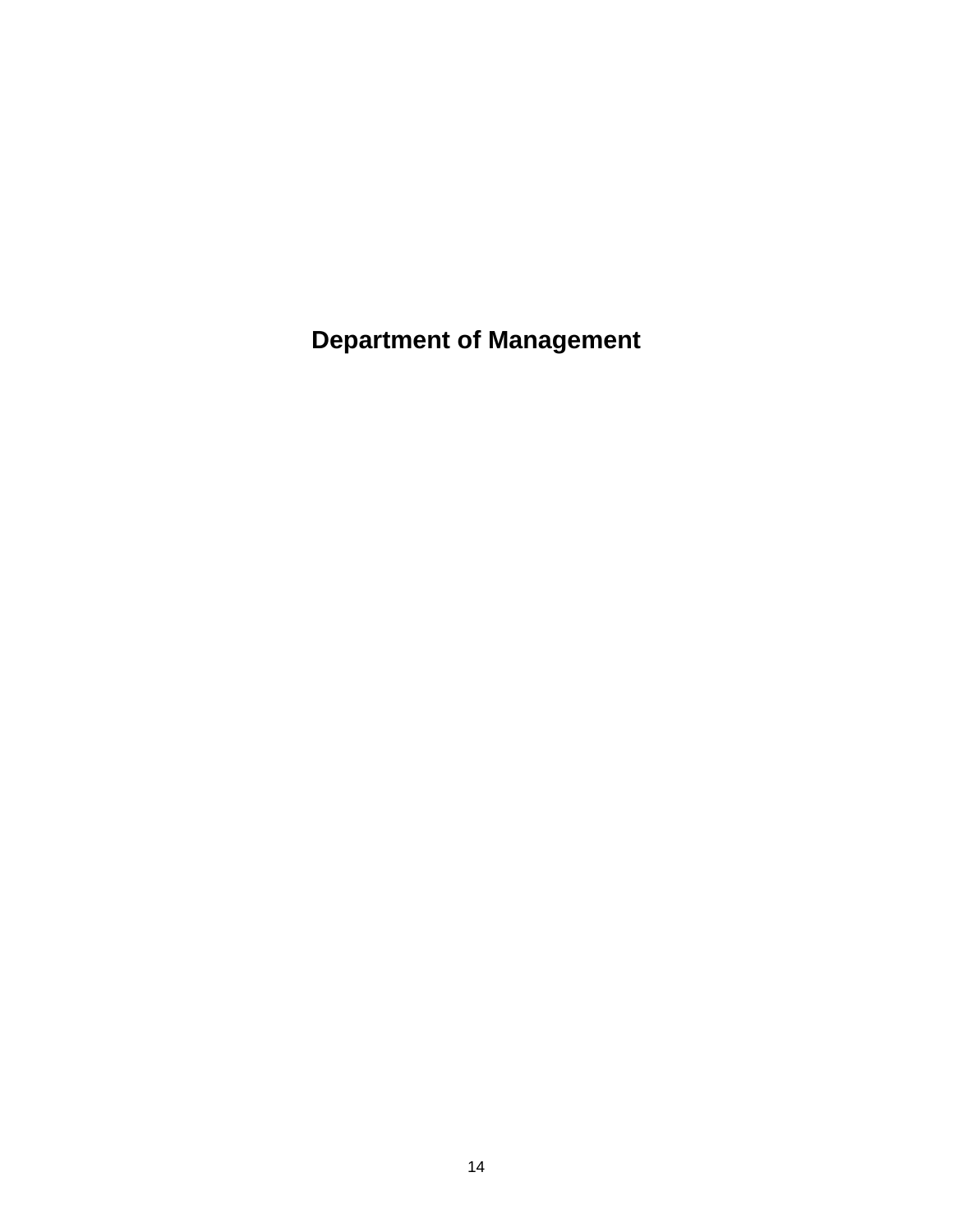# Department of Management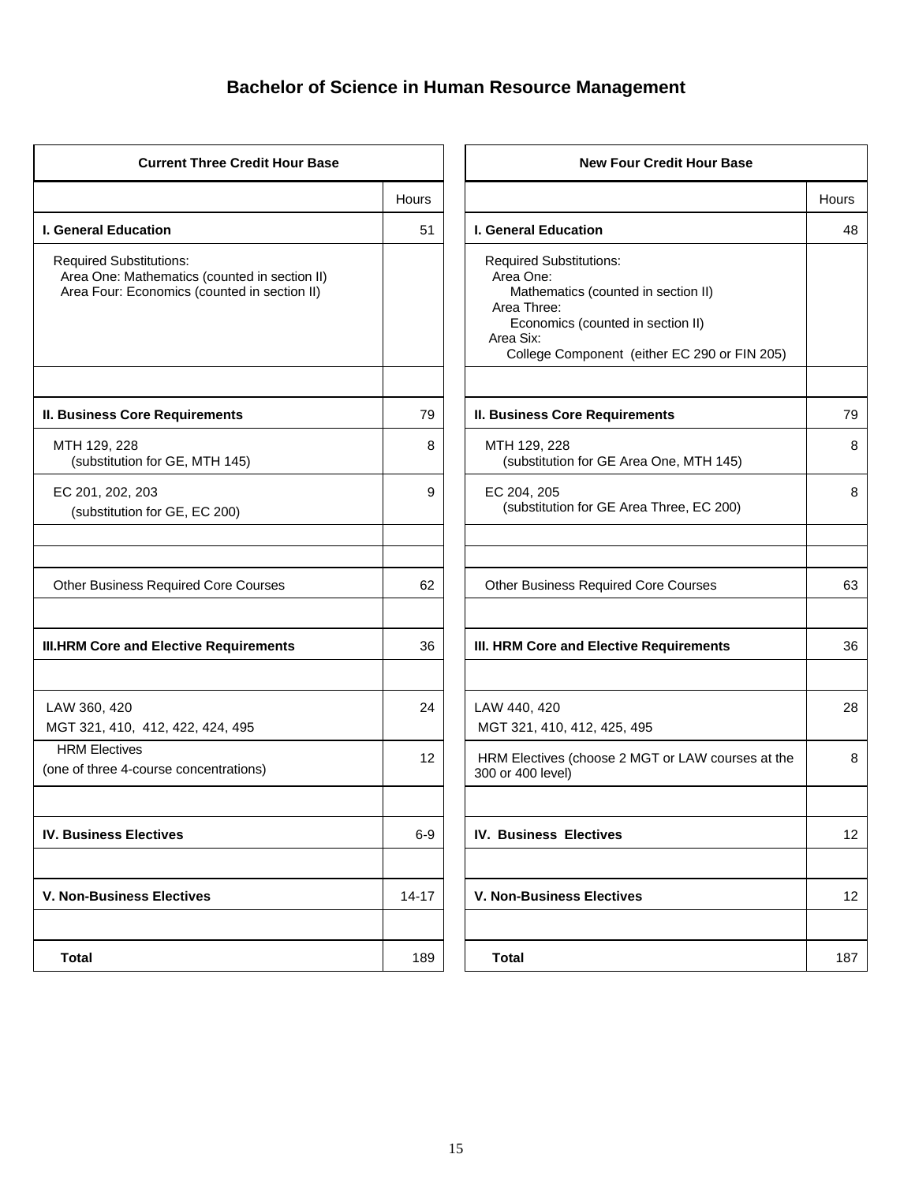## Bachelor of Science in Human Resource Management

| Current Three Credit Hour Base | Hours |
|---|---|
| **I. General Education** | 51 |
| Required Substitutions:<br>Area One: Mathematics (counted in section II)<br>Area Four: Economics (counted in section II) | |
| | |
| **II. Business Core Requirements** | 79 |
| MTH 129, 228<br>(substitution for GE, MTH 145) | 8 |
| EC 201, 202, 203<br>(substitution for GE, EC 200) | 9 |
| | |
| | |
| Other Business Required Core Courses | 62 |
| | |
| **III.HRM Core and Elective Requirements** | 36 |
| | |
| LAW 360, 420<br>MGT 321, 410, 412, 422, 424, 495 | 24 |
| HRM Electives<br>(one of three 4-course concentrations) | 12 |
| | |
| **IV. Business Electives** | 6-9 |
| | |
| **V. Non-Business Electives** | 14-17 |
| | |
| **Total** | 189 |

| New Four Credit Hour Base | Hours |
|---|---|
| **I. General Education** | 48 |
| Required Substitutions:<br>Area One:<br>Mathematics (counted in section II)<br>Area Three:<br>Economics (counted in section II)<br>Area Six:<br>College Component (either EC 290 or FIN 205) | |
| | |
| **II. Business Core Requirements** | 79 |
| MTH 129, 228<br>(substitution for GE Area One, MTH 145) | 8 |
| EC 204, 205<br>(substitution for GE Area Three, EC 200) | 8 |
| | |
| | |
| Other Business Required Core Courses | 63 |
| | |
| **III. HRM Core and Elective Requirements** | 36 |
| | |
| LAW 440, 420<br>MGT 321, 410, 412, 425, 495 | 28 |
| HRM Electives (choose 2 MGT or LAW courses at the 300 or 400 level) | 8 |
| | |
| **IV. Business Electives** | 12 |
| | |
| **V. Non-Business Electives** | 12 |
| | |
| **Total** | 187 |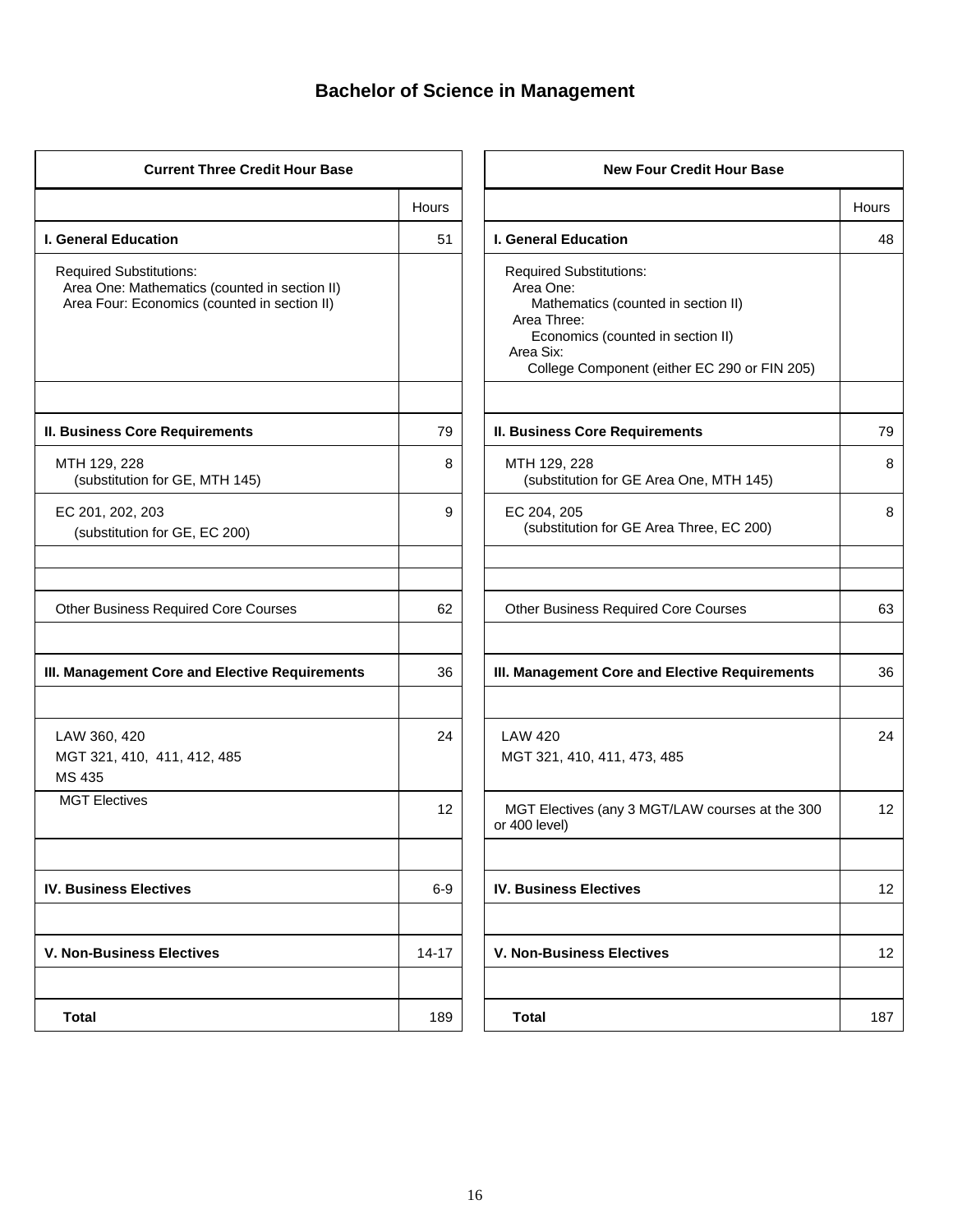# Bachelor of Science in Management

| Current Three Credit Hour Base | Hours |
|---|---|
| **I. General Education** | 51 |
| Required Substitutions:<br>Area One: Mathematics (counted in section II)<br>Area Four: Economics (counted in section II) | |
| | |
| **II. Business Core Requirements** | 79 |
| MTH 129, 228<br>(substitution for GE, MTH 145) | 8 |
| EC 201, 202, 203<br>(substitution for GE, EC 200) | 9 |
| | |
| | |
| Other Business Required Core Courses | 62 |
| | |
| **III. Management Core and Elective Requirements** | 36 |
| | |
| LAW 360, 420<br>MGT 321, 410, 411, 412, 485<br>MS 435 | 24 |
| MGT Electives | 12 |
| | |
| **IV. Business Electives** | 6-9 |
| | |
| **V. Non-Business Electives** | 14-17 |
| | |
| **Total** | 189 |

| New Four Credit Hour Base | Hours |
|---|---|
| **I. General Education** | 48 |
| Required Substitutions:<br>Area One:<br>Mathematics (counted in section II)<br>Area Three:<br>Economics (counted in section II)<br>Area Six:<br>College Component (either EC 290 or FIN 205) | |
| | |
| **II. Business Core Requirements** | 79 |
| MTH 129, 228<br>(substitution for GE Area One, MTH 145) | 8 |
| EC 204, 205<br>(substitution for GE Area Three, EC 200) | 8 |
| | |
| | |
| Other Business Required Core Courses | 63 |
| | |
| **III. Management Core and Elective Requirements** | 36 |
| | |
| LAW 420<br>MGT 321, 410, 411, 473, 485 | 24 |
| MGT Electives (any 3 MGT/LAW courses at the 300 or 400 level) | 12 |
| | |
| **IV. Business Electives** | 12 |
| | |
| **V. Non-Business Electives** | 12 |
| | |
| **Total** | 187 |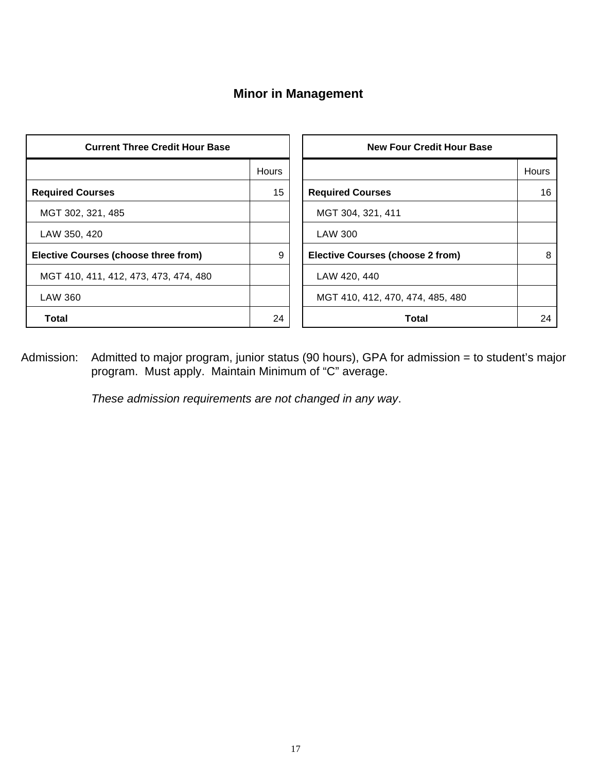## Minor in Management

| Current Three Credit Hour Base | |
|---|---|
| | Hours |
| **Required Courses** | 15 |
| MGT 302, 321, 485 | |
| LAW 350, 420 | |
| **Elective Courses (choose three from)** | 9 |
| MGT 410, 411, 412, 473, 473, 474, 480 | |
| LAW 360 | |
| **Total** | 24 |

| New Four Credit Hour Base | |
|---|---|
| | Hours |
| **Required Courses** | 16 |
| MGT 304, 321, 411 | |
| LAW 300 | |
| **Elective Courses (choose 2 from)** | 8 |
| LAW 420, 440 | |
| MGT 410, 412, 470, 474, 485, 480 | |
| **Total** | 24 |

Admission: Admitted to major program, junior status (90 hours), GPA for admission = to student's major program. Must apply. Maintain Minimum of "C" average.

*These admission requirements are not changed in any way*.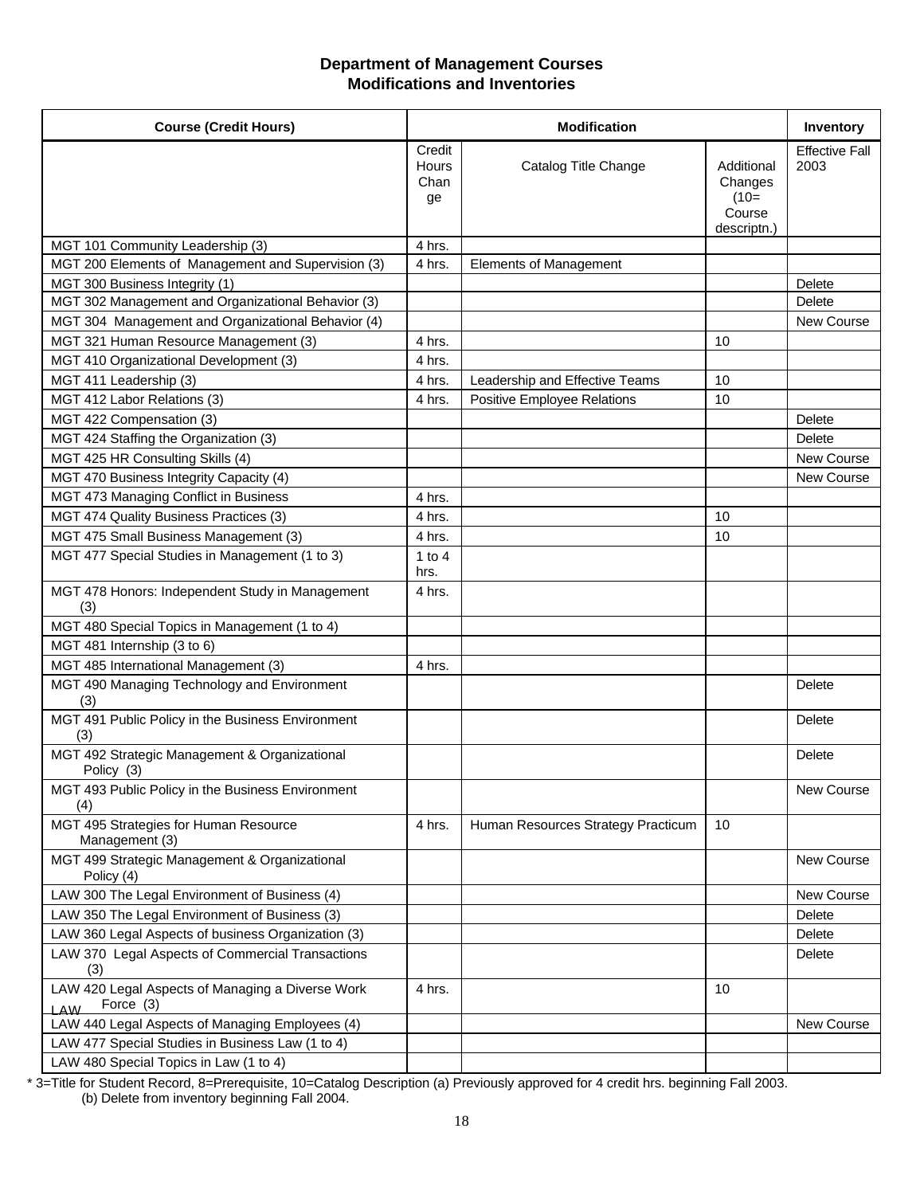## Department of Management Courses
## Modifications and Inventories

| Course (Credit Hours) | Modification | | | Inventory |
|---|---|---|---|---|
| | Credit Hours Change | Catalog Title Change | Additional Changes (10= Course descriptn.) | Effective Fall 2003 |
| MGT 101 Community Leadership (3) | 4 hrs. | | | |
| MGT 200 Elements of Management and Supervision (3) | 4 hrs. | Elements of Management | | |
| MGT 300 Business Integrity (1) | | | | Delete |
| MGT 302 Management and Organizational Behavior (3) | | | | Delete |
| MGT 304 Management and Organizational Behavior (4) | | | | New Course |
| MGT 321 Human Resource Management (3) | 4 hrs. | | 10 | |
| MGT 410 Organizational Development (3) | 4 hrs. | | | |
| MGT 411 Leadership (3) | 4 hrs. | Leadership and Effective Teams | 10 | |
| MGT 412 Labor Relations (3) | 4 hrs. | Positive Employee Relations | 10 | |
| MGT 422 Compensation (3) | | | | Delete |
| MGT 424 Staffing the Organization (3) | | | | Delete |
| MGT 425 HR Consulting Skills (4) | | | | New Course |
| MGT 470 Business Integrity Capacity (4) | | | | New Course |
| MGT 473 Managing Conflict in Business | 4 hrs. | | | |
| MGT 474 Quality Business Practices (3) | 4 hrs. | | 10 | |
| MGT 475 Small Business Management (3) | 4 hrs. | | 10 | |
| MGT 477 Special Studies in Management (1 to 3) | 1 to 4 hrs. | | | |
| MGT 478 Honors: Independent Study in Management (3) | 4 hrs. | | | |
| MGT 480 Special Topics in Management (1 to 4) | | | | |
| MGT 481 Internship (3 to 6) | | | | |
| MGT 485 International Management (3) | 4 hrs. | | | |
| MGT 490 Managing Technology and Environment (3) | | | | Delete |
| MGT 491 Public Policy in the Business Environment (3) | | | | Delete |
| MGT 492 Strategic Management & Organizational Policy (3) | | | | Delete |
| MGT 493 Public Policy in the Business Environment (4) | | | | New Course |
| MGT 495 Strategies for Human Resource Management (3) | 4 hrs. | Human Resources Strategy Practicum | 10 | |
| MGT 499 Strategic Management & Organizational Policy (4) | | | | New Course |
| LAW 300 The Legal Environment of Business (4) | | | | New Course |
| LAW 350 The Legal Environment of Business (3) | | | | Delete |
| LAW 360 Legal Aspects of business Organization (3) | | | | Delete |
| LAW 370 Legal Aspects of Commercial Transactions (3) | | | | Delete |
| LAW 420 Legal Aspects of Managing a Diverse Work Force (3) | 4 hrs. | | 10 | |
| LAW 440 Legal Aspects of Managing Employees (4) | | | | New Course |
| LAW 477 Special Studies in Business Law (1 to 4) | | | | |
| LAW 480 Special Topics in Law (1 to 4) | | | | |

* 3=Title for Student Record, 8=Prerequisite, 10=Catalog Description (a) Previously approved for 4 credit hrs. beginning Fall 2003.
(b) Delete from inventory beginning Fall 2004.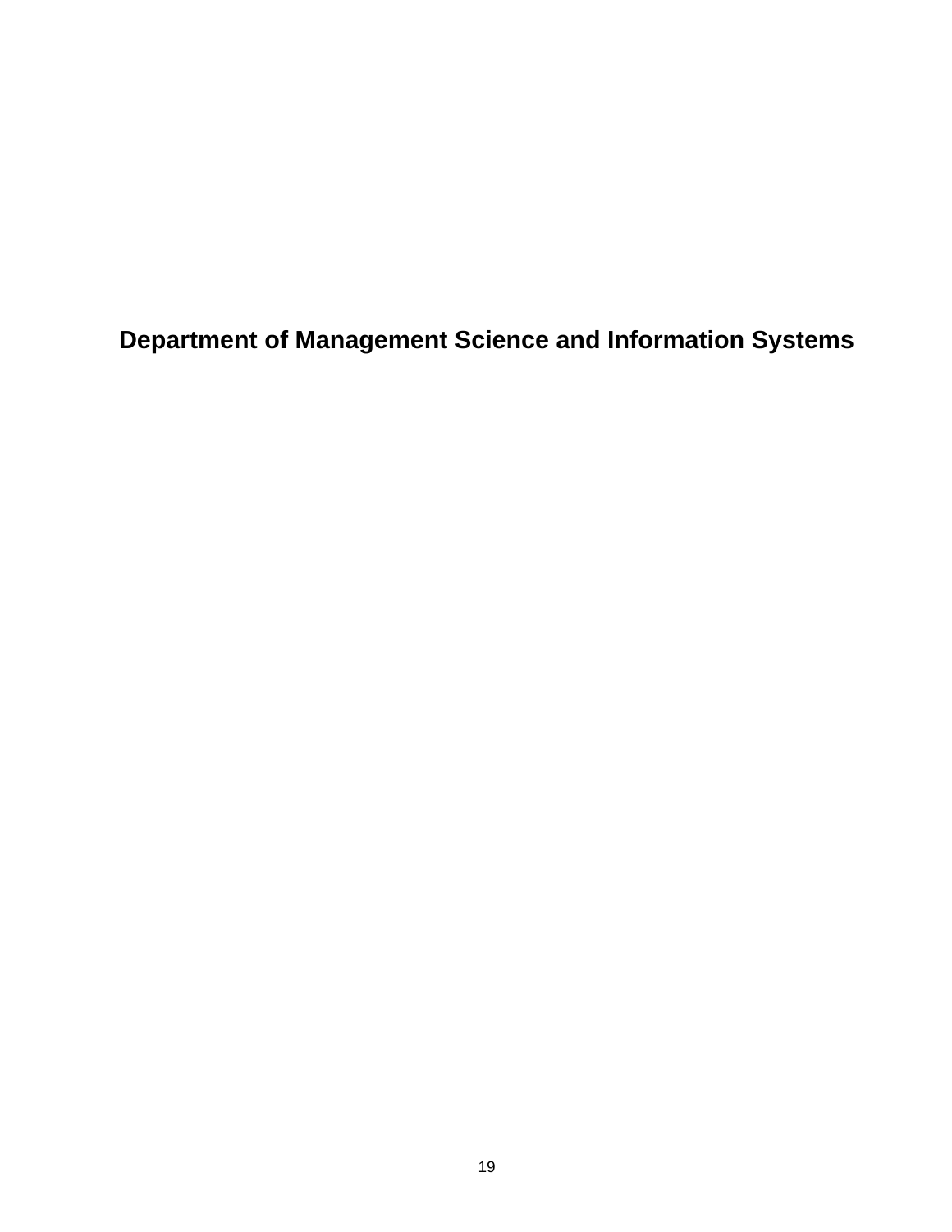# Department of Management Science and Information Systems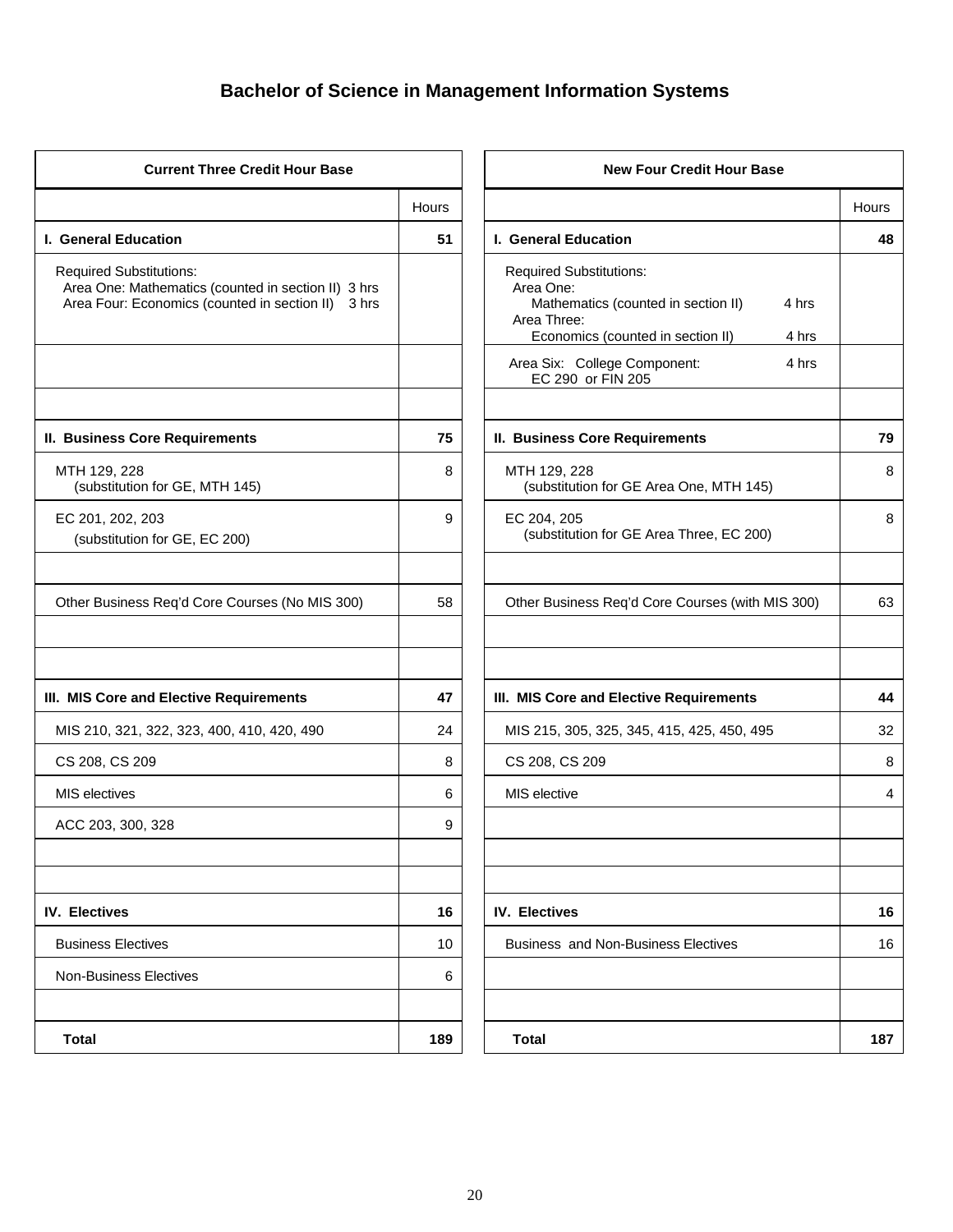# Bachelor of Science in Management Information Systems

| Current Three Credit Hour Base | Hours |
|---|---|
| **I. General Education** | **51** |
| Required Substitutions: Area One: Mathematics (counted in section II) 3 hrs; Area Four: Economics (counted in section II) 3 hrs | |
| | |
| | |
| **II. Business Core Requirements** | **75** |
| MTH 129, 228 (substitution for GE, MTH 145) | 8 |
| EC 201, 202, 203 (substitution for GE, EC 200) | 9 |
| | |
| Other Business Req'd Core Courses (No MIS 300) | 58 |
| | |
| | |
| **III. MIS Core and Elective Requirements** | **47** |
| MIS 210, 321, 322, 323, 400, 410, 420, 490 | 24 |
| CS 208, CS 209 | 8 |
| MIS electives | 6 |
| ACC 203, 300, 328 | 9 |
| | |
| | |
| **IV. Electives** | **16** |
| Business Electives | 10 |
| Non-Business Electives | 6 |
| | |
| **Total** | **189** |

| New Four Credit Hour Base | Hours |
|---|---|
| **I. General Education** | **48** |
| Required Substitutions: Area One: Mathematics (counted in section II) 4 hrs; Area Three: Economics (counted in section II) 4 hrs | |
| Area Six: College Component: EC 290 or FIN 205 4 hrs | |
| | |
| **II. Business Core Requirements** | **79** |
| MTH 129, 228 (substitution for GE Area One, MTH 145) | 8 |
| EC 204, 205 (substitution for GE Area Three, EC 200) | 8 |
| | |
| Other Business Req'd Core Courses (with MIS 300) | 63 |
| | |
| | |
| **III. MIS Core and Elective Requirements** | **44** |
| MIS 215, 305, 325, 345, 415, 425, 450, 495 | 32 |
| CS 208, CS 209 | 8 |
| MIS elective | 4 |
| | |
| | |
| | |
| **IV. Electives** | **16** |
| Business and Non-Business Electives | 16 |
| | |
| | |
| **Total** | **187** |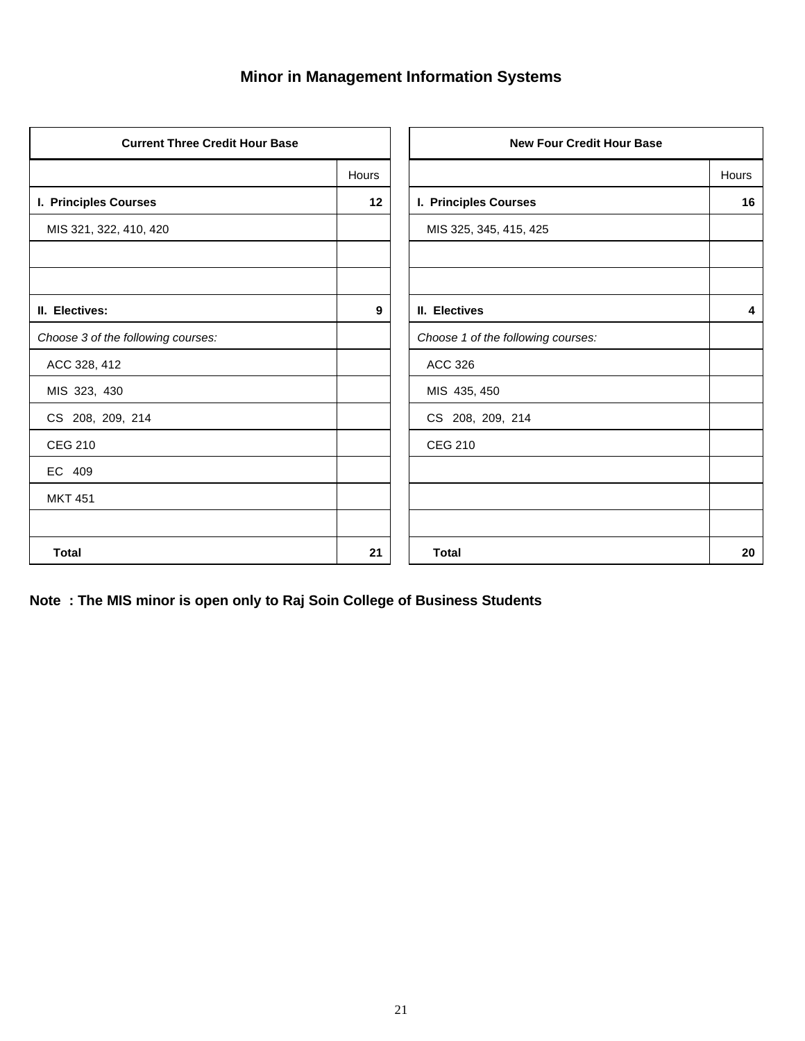## Minor in Management Information Systems

| Current Three Credit Hour Base | |
|---|---|
| | Hours |
| **I. Principles Courses** | **12** |
| MIS 321, 322, 410, 420 | |
| | |
| | |
| **II. Electives:** | **9** |
| *Choose 3 of the following courses:* | |
| ACC 328, 412 | |
| MIS 323, 430 | |
| CS 208, 209, 214 | |
| CEG 210 | |
| EC 409 | |
| MKT 451 | |
| | |
| **Total** | **21** |

| New Four Credit Hour Base | |
|---|---|
| | Hours |
| **I. Principles Courses** | **16** |
| MIS 325, 345, 415, 425 | |
| | |
| | |
| **II. Electives** | **4** |
| *Choose 1 of the following courses:* | |
| ACC 326 | |
| MIS 435, 450 | |
| CS 208, 209, 214 | |
| CEG 210 | |
| | |
| | |
| | |
| **Total** | **20** |

**Note : The MIS minor is open only to Raj Soin College of Business Students**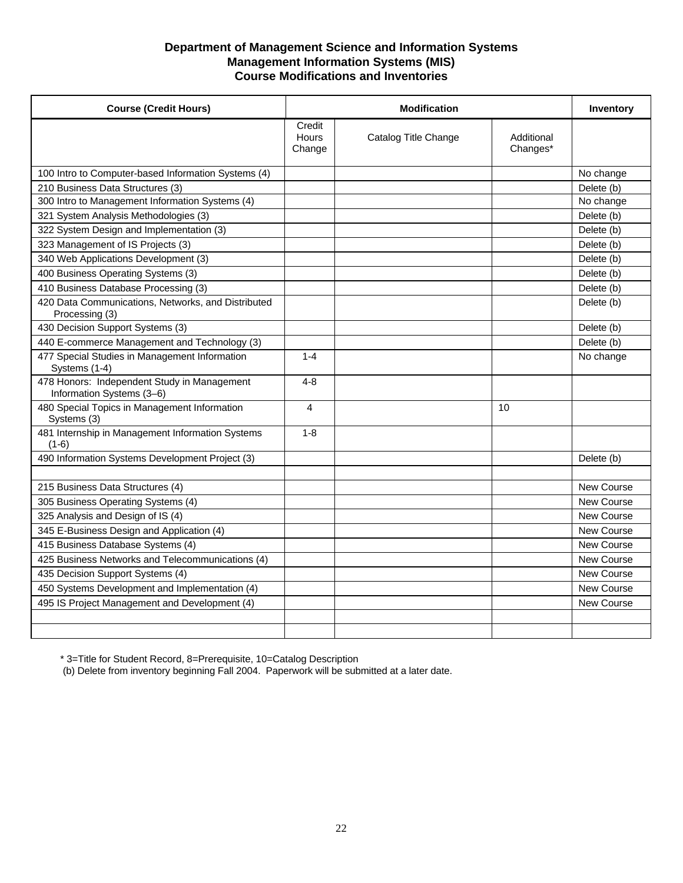### Department of Management Science and Information Systems
### Management Information Systems (MIS)
### Course Modifications and Inventories

| Course (Credit Hours) | Modification | | | Inventory |
|---|---|---|---|---|
| | Credit Hours Change | Catalog Title Change | Additional Changes* | |
| 100 Intro to Computer-based Information Systems (4) | | | | No change |
| 210 Business Data Structures (3) | | | | Delete (b) |
| 300 Intro to Management Information Systems (4) | | | | No change |
| 321 System Analysis Methodologies (3) | | | | Delete (b) |
| 322 System Design and Implementation (3) | | | | Delete (b) |
| 323 Management of IS Projects (3) | | | | Delete (b) |
| 340 Web Applications Development (3) | | | | Delete (b) |
| 400 Business Operating Systems (3) | | | | Delete (b) |
| 410 Business Database Processing (3) | | | | Delete (b) |
| 420 Data Communications, Networks, and Distributed Processing (3) | | | | Delete (b) |
| 430 Decision Support Systems (3) | | | | Delete (b) |
| 440 E-commerce Management and Technology (3) | | | | Delete (b) |
| 477 Special Studies in Management Information Systems (1-4) | 1-4 | | | No change |
| 478 Honors: Independent Study in Management Information Systems (3–6) | 4-8 | | | |
| 480 Special Topics in Management Information Systems (3) | 4 | | 10 | |
| 481 Internship in Management Information Systems (1-6) | 1-8 | | | |
| 490 Information Systems Development Project (3) | | | | Delete (b) |
| | | | | |
| 215 Business Data Structures (4) | | | | New Course |
| 305 Business Operating Systems (4) | | | | New Course |
| 325 Analysis and Design of IS (4) | | | | New Course |
| 345 E-Business Design and Application (4) | | | | New Course |
| 415 Business Database Systems (4) | | | | New Course |
| 425 Business Networks and Telecommunications (4) | | | | New Course |
| 435 Decision Support Systems (4) | | | | New Course |
| 450 Systems Development and Implementation (4) | | | | New Course |
| 495 IS Project Management and Development (4) | | | | New Course |
| | | | | |
| | | | | |

\* 3=Title for Student Record, 8=Prerequisite, 10=Catalog Description

(b) Delete from inventory beginning Fall 2004. Paperwork will be submitted at a later date.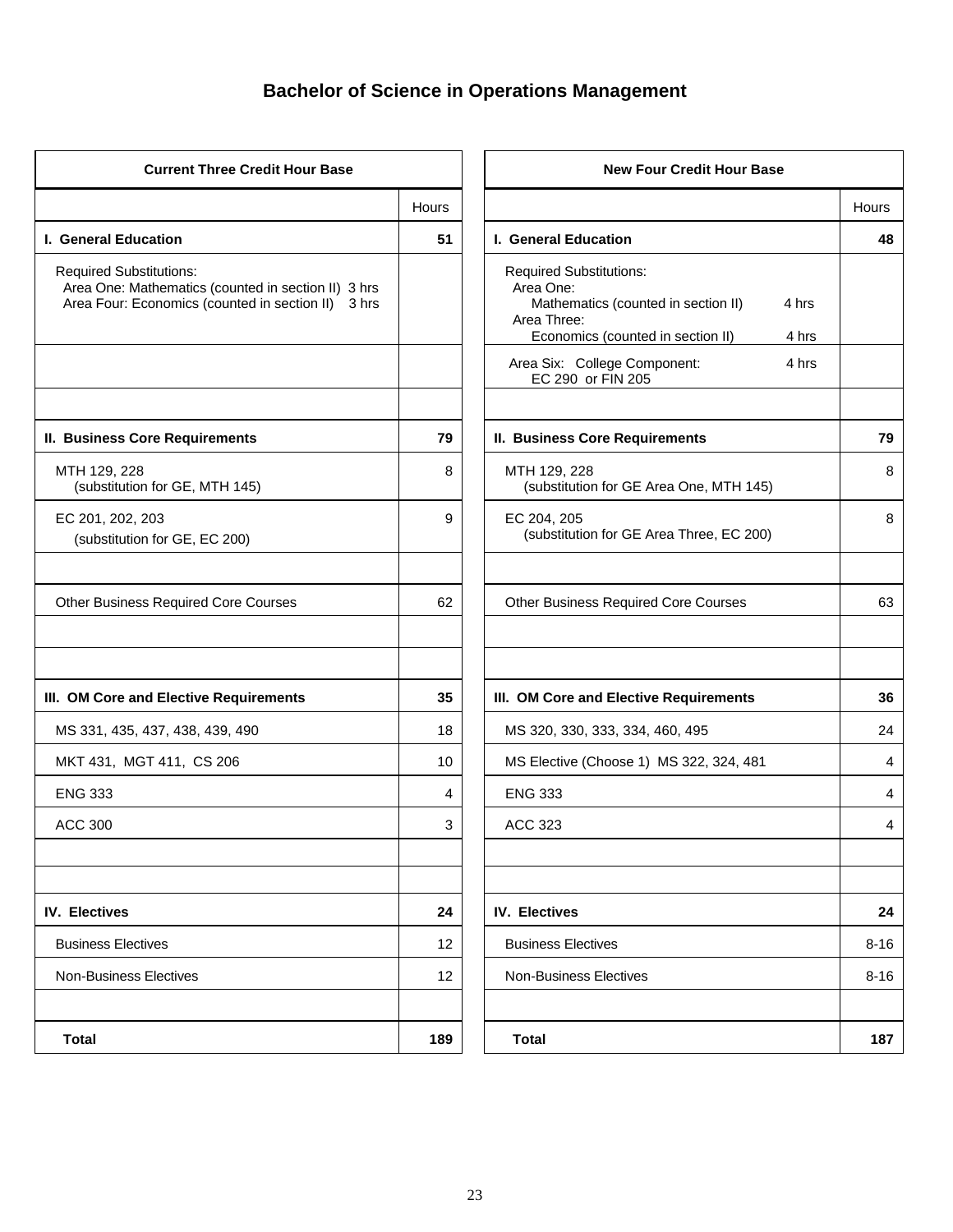# Bachelor of Science in Operations Management

| Current Three Credit Hour Base | |
|---|---|
| | Hours |
| **I. General Education** | **51** |
| Required Substitutions: Area One: Mathematics (counted in section II) 3 hrs; Area Four: Economics (counted in section II) 3 hrs | |
| | |
| | |
| **II. Business Core Requirements** | **79** |
| MTH 129, 228 (substitution for GE, MTH 145) | 8 |
| EC 201, 202, 203 (substitution for GE, EC 200) | 9 |
| | |
| Other Business Required Core Courses | 62 |
| | |
| | |
| **III. OM Core and Elective Requirements** | **35** |
| MS 331, 435, 437, 438, 439, 490 | 18 |
| MKT 431, MGT 411, CS 206 | 10 |
| ENG 333 | 4 |
| ACC 300 | 3 |
| | |
| | |
| **IV. Electives** | **24** |
| Business Electives | 12 |
| Non-Business Electives | 12 |
| | |
| **Total** | **189** |

| New Four Credit Hour Base | |
|---|---|
| | Hours |
| **I. General Education** | **48** |
| Required Substitutions: Area One: Mathematics (counted in section II) 4 hrs; Area Three: Economics (counted in section II) 4 hrs | |
| Area Six: College Component: EC 290 or FIN 205 4 hrs | |
| | |
| **II. Business Core Requirements** | **79** |
| MTH 129, 228 (substitution for GE Area One, MTH 145) | 8 |
| EC 204, 205 (substitution for GE Area Three, EC 200) | 8 |
| | |
| Other Business Required Core Courses | 63 |
| | |
| | |
| **III. OM Core and Elective Requirements** | **36** |
| MS 320, 330, 333, 334, 460, 495 | 24 |
| MS Elective (Choose 1) MS 322, 324, 481 | 4 |
| ENG 333 | 4 |
| ACC 323 | 4 |
| | |
| | |
| **IV. Electives** | **24** |
| Business Electives | 8-16 |
| Non-Business Electives | 8-16 |
| | |
| **Total** | **187** |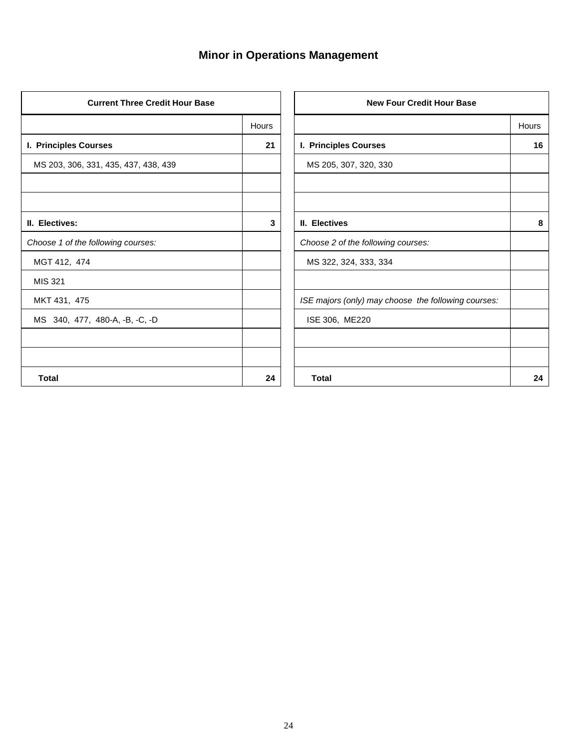## Minor in Operations Management

| Current Three Credit Hour Base | |
|---|---|
| | Hours |
| **I. Principles Courses** | **21** |
| MS 203, 306, 331, 435, 437, 438, 439 | |
| | |
| | |
| **II. Electives:** | **3** |
| *Choose 1 of the following courses:* | |
| MGT 412, 474 | |
| MIS 321 | |
| MKT 431, 475 | |
| MS 340, 477, 480-A, -B, -C, -D | |
| | |
| | |
| **Total** | **24** |

| New Four Credit Hour Base | |
|---|---|
| | Hours |
| **I. Principles Courses** | **16** |
| MS 205, 307, 320, 330 | |
| | |
| | |
| **II. Electives** | **8** |
| *Choose 2 of the following courses:* | |
| MS 322, 324, 333, 334 | |
| | |
| *ISE majors (only) may choose the following courses:* | |
| ISE 306, ME220 | |
| | |
| | |
| **Total** | **24** |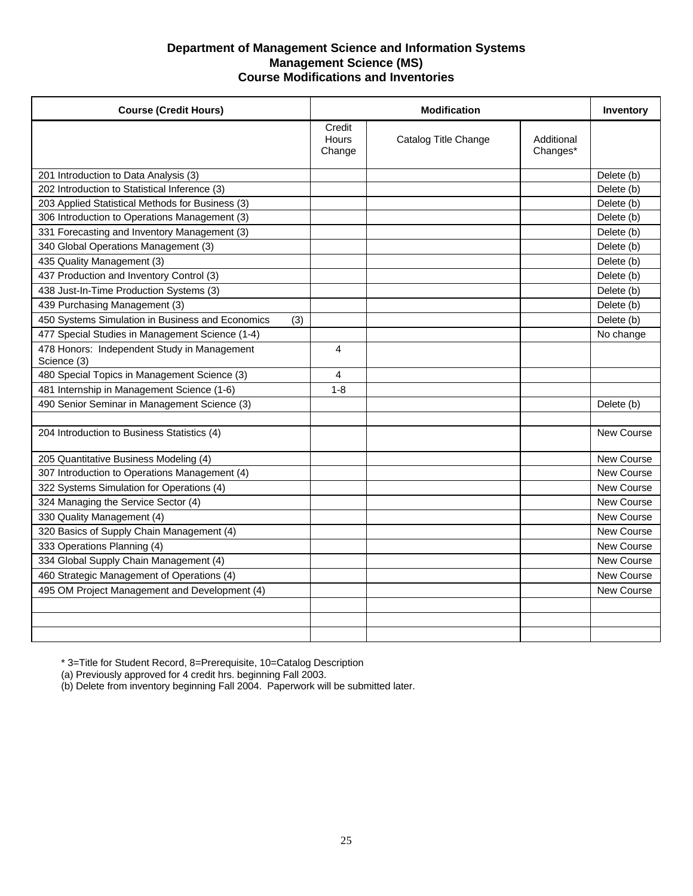# Department of Management Science and Information Systems
## Management Science (MS)
### Course Modifications and Inventories

| Course (Credit Hours) | Modification | | | Inventory |
|---|---|---|---|---|
| | Credit Hours Change | Catalog Title Change | Additional Changes* | |
| 201 Introduction to Data Analysis (3) | | | | Delete (b) |
| 202 Introduction to Statistical Inference (3) | | | | Delete (b) |
| 203 Applied Statistical Methods for Business (3) | | | | Delete (b) |
| 306 Introduction to Operations Management (3) | | | | Delete (b) |
| 331 Forecasting and Inventory Management (3) | | | | Delete (b) |
| 340 Global Operations Management (3) | | | | Delete (b) |
| 435 Quality Management (3) | | | | Delete (b) |
| 437 Production and Inventory Control (3) | | | | Delete (b) |
| 438 Just-In-Time Production Systems (3) | | | | Delete (b) |
| 439 Purchasing Management (3) | | | | Delete (b) |
| 450 Systems Simulation in Business and Economics (3) | | | | Delete (b) |
| 477 Special Studies in Management Science (1-4) | | | | No change |
| 478 Honors: Independent Study in Management Science (3) | 4 | | | |
| 480 Special Topics in Management Science (3) | 4 | | | |
| 481 Internship in Management Science (1-6) | 1-8 | | | |
| 490 Senior Seminar in Management Science (3) | | | | Delete (b) |
| | | | | |
| 204 Introduction to Business Statistics (4) | | | | New Course |
| 205 Quantitative Business Modeling (4) | | | | New Course |
| 307 Introduction to Operations Management (4) | | | | New Course |
| 322 Systems Simulation for Operations (4) | | | | New Course |
| 324 Managing the Service Sector (4) | | | | New Course |
| 330 Quality Management (4) | | | | New Course |
| 320 Basics of Supply Chain Management (4) | | | | New Course |
| 333 Operations Planning (4) | | | | New Course |
| 334 Global Supply Chain Management (4) | | | | New Course |
| 460 Strategic Management of Operations (4) | | | | New Course |
| 495 OM Project Management and Development (4) | | | | New Course |
| | | | | |
| | | | | |
| | | | | |

* 3=Title for Student Record, 8=Prerequisite, 10=Catalog Description

(a) Previously approved for 4 credit hrs. beginning Fall 2003.

(b) Delete from inventory beginning Fall 2004. Paperwork will be submitted later.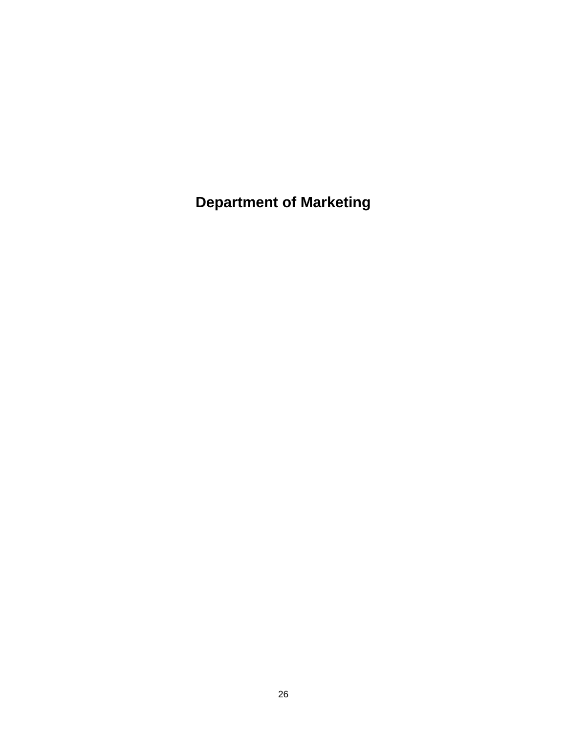# Department of Marketing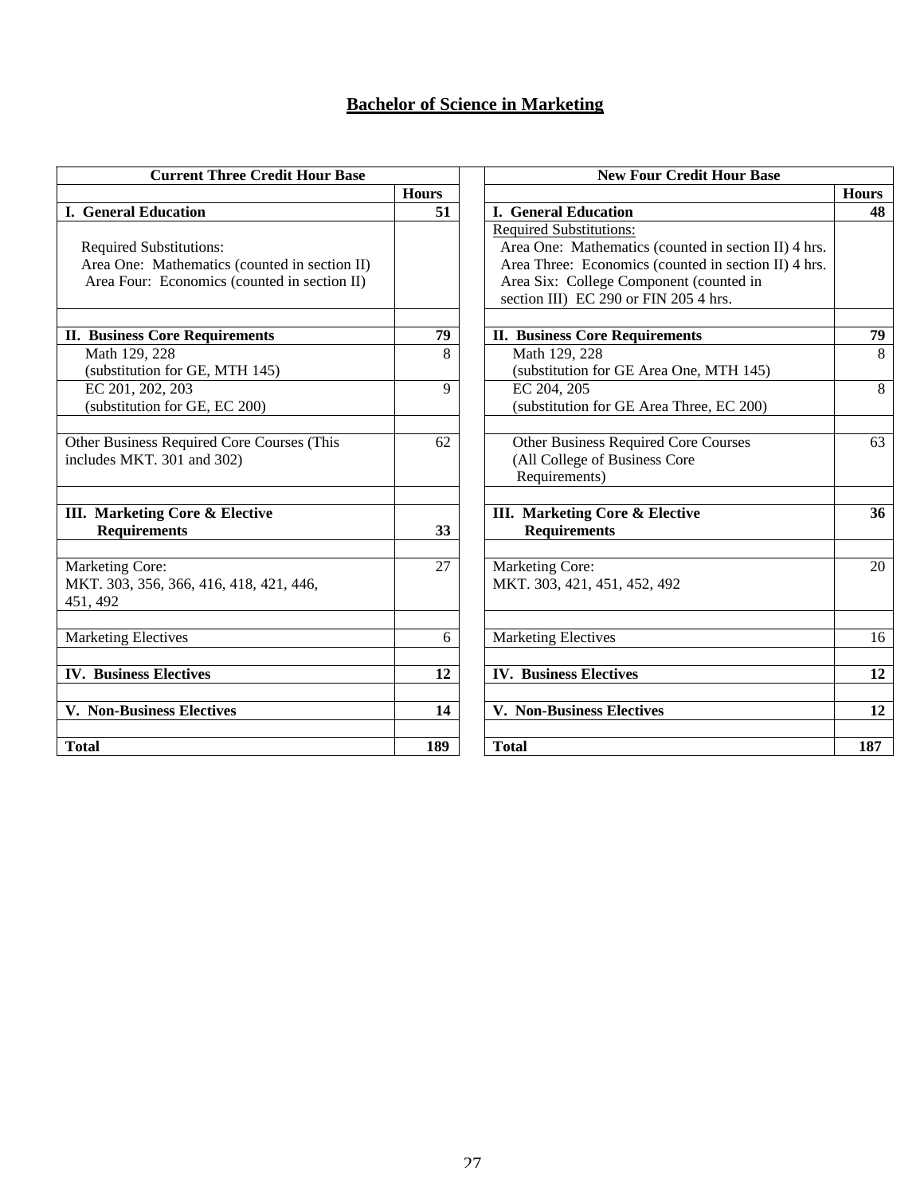# Bachelor of Science in Marketing

| Current Three Credit Hour Base | Hours | | New Four Credit Hour Base | Hours |
|---|---|---|---|---|
| **I. General Education** | **51** | | **I. General Education** | **48** |
| Required Substitutions: Area One: Mathematics (counted in section II) Area Four: Economics (counted in section II) | | | Required Substitutions: Area One: Mathematics (counted in section II) 4 hrs. Area Three: Economics (counted in section II) 4 hrs. Area Six: College Component (counted in section III) EC 290 or FIN 205 4 hrs. | |
| | | | | |
| **II. Business Core Requirements** | **79** | | **II. Business Core Requirements** | **79** |
| Math 129, 228 (substitution for GE, MTH 145) | 8 | | Math 129, 228 (substitution for GE Area One, MTH 145) | 8 |
| EC 201, 202, 203 (substitution for GE, EC 200) | 9 | | EC 204, 205 (substitution for GE Area Three, EC 200) | 8 |
| | | | | |
| Other Business Required Core Courses (This includes MKT. 301 and 302) | 62 | | Other Business Required Core Courses (All College of Business Core Requirements) | 63 |
| | | | | |
| **III. Marketing Core & Elective Requirements** | **33** | | **III. Marketing Core & Elective Requirements** | **36** |
| | | | | |
| Marketing Core: MKT. 303, 356, 366, 416, 418, 421, 446, 451, 492 | 27 | | Marketing Core: MKT. 303, 421, 451, 452, 492 | 20 |
| | | | | |
| Marketing Electives | 6 | | Marketing Electives | 16 |
| | | | | |
| **IV. Business Electives** | **12** | | **IV. Business Electives** | **12** |
| | | | | |
| **V. Non-Business Electives** | **14** | | **V. Non-Business Electives** | **12** |
| | | | | |
| **Total** | **189** | | **Total** | **187** |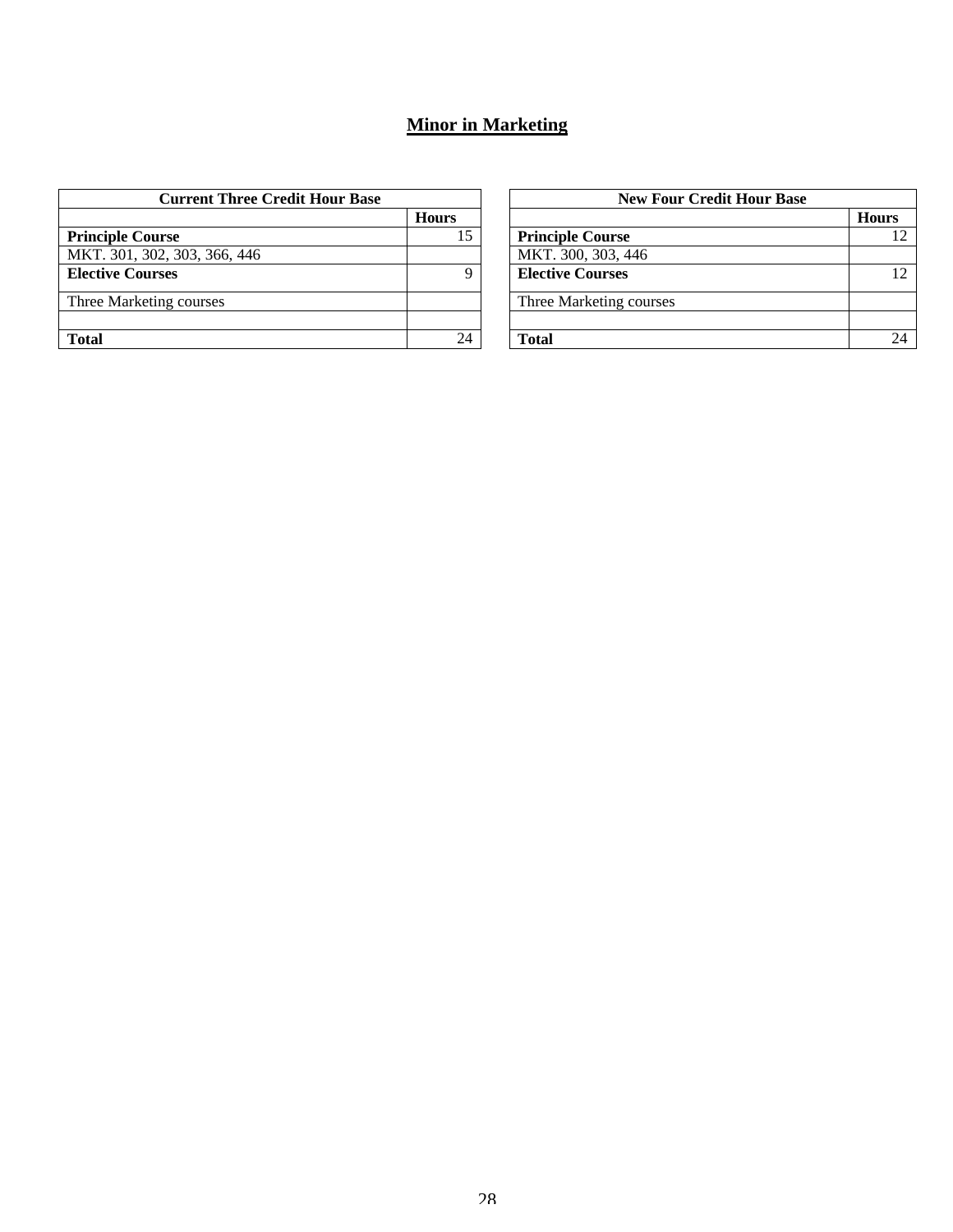# Minor in Marketing

| Current Three Credit Hour Base | |
|---|---|
| | **Hours** |
| **Principle Course** | 15 |
| MKT. 301, 302, 303, 366, 446 | |
| **Elective Courses** | 9 |
| Three Marketing courses | |
| | |
| **Total** | 24 |

| New Four Credit Hour Base | |
|---|---|
| | **Hours** |
| **Principle Course** | 12 |
| MKT. 300, 303, 446 | |
| **Elective Courses** | 12 |
| Three Marketing courses | |
| | |
| **Total** | 24 |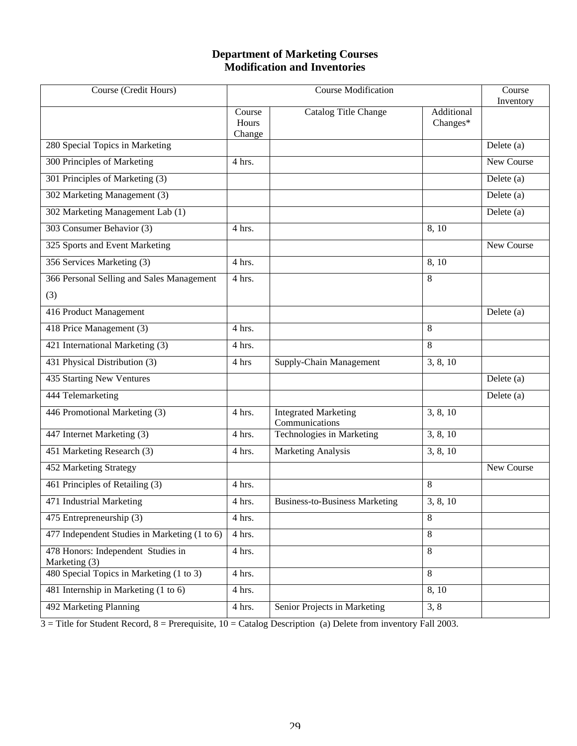## Department of Marketing Courses
## Modification and Inventories

| Course (Credit Hours) | Course Modification | | | Course Inventory |
|---|---|---|---|---|
| | Course Hours Change | Catalog Title Change | Additional Changes* | |
| 280 Special Topics in Marketing | | | | Delete (a) |
| 300 Principles of Marketing | 4 hrs. | | | New Course |
| 301 Principles of Marketing (3) | | | | Delete (a) |
| 302 Marketing Management (3) | | | | Delete (a) |
| 302 Marketing Management Lab (1) | | | | Delete (a) |
| 303 Consumer Behavior (3) | 4 hrs. | | 8, 10 | |
| 325 Sports and Event Marketing | | | | New Course |
| 356 Services Marketing (3) | 4 hrs. | | 8, 10 | |
| 366 Personal Selling and Sales Management (3) | 4 hrs. | | 8 | |
| 416 Product Management | | | | Delete (a) |
| 418 Price Management (3) | 4 hrs. | | 8 | |
| 421 International Marketing (3) | 4 hrs. | | 8 | |
| 431 Physical Distribution (3) | 4 hrs | Supply-Chain Management | 3, 8, 10 | |
| 435 Starting New Ventures | | | | Delete (a) |
| 444 Telemarketing | | | | Delete (a) |
| 446 Promotional Marketing (3) | 4 hrs. | Integrated Marketing Communications | 3, 8, 10 | |
| 447 Internet Marketing (3) | 4 hrs. | Technologies in Marketing | 3, 8, 10 | |
| 451 Marketing Research (3) | 4 hrs. | Marketing Analysis | 3, 8, 10 | |
| 452 Marketing Strategy | | | | New Course |
| 461 Principles of Retailing (3) | 4 hrs. | | 8 | |
| 471 Industrial Marketing | 4 hrs. | Business-to-Business Marketing | 3, 8, 10 | |
| 475 Entrepreneurship (3) | 4 hrs. | | 8 | |
| 477 Independent Studies in Marketing (1 to 6) | 4 hrs. | | 8 | |
| 478 Honors: Independent Studies in Marketing (3) | 4 hrs. | | 8 | |
| 480 Special Topics in Marketing (1 to 3) | 4 hrs. | | 8 | |
| 481 Internship in Marketing (1 to 6) | 4 hrs. | | 8, 10 | |
| 492 Marketing Planning | 4 hrs. | Senior Projects in Marketing | 3, 8 | |

3 = Title for Student Record, 8 = Prerequisite, 10 = Catalog Description (a) Delete from inventory Fall 2003.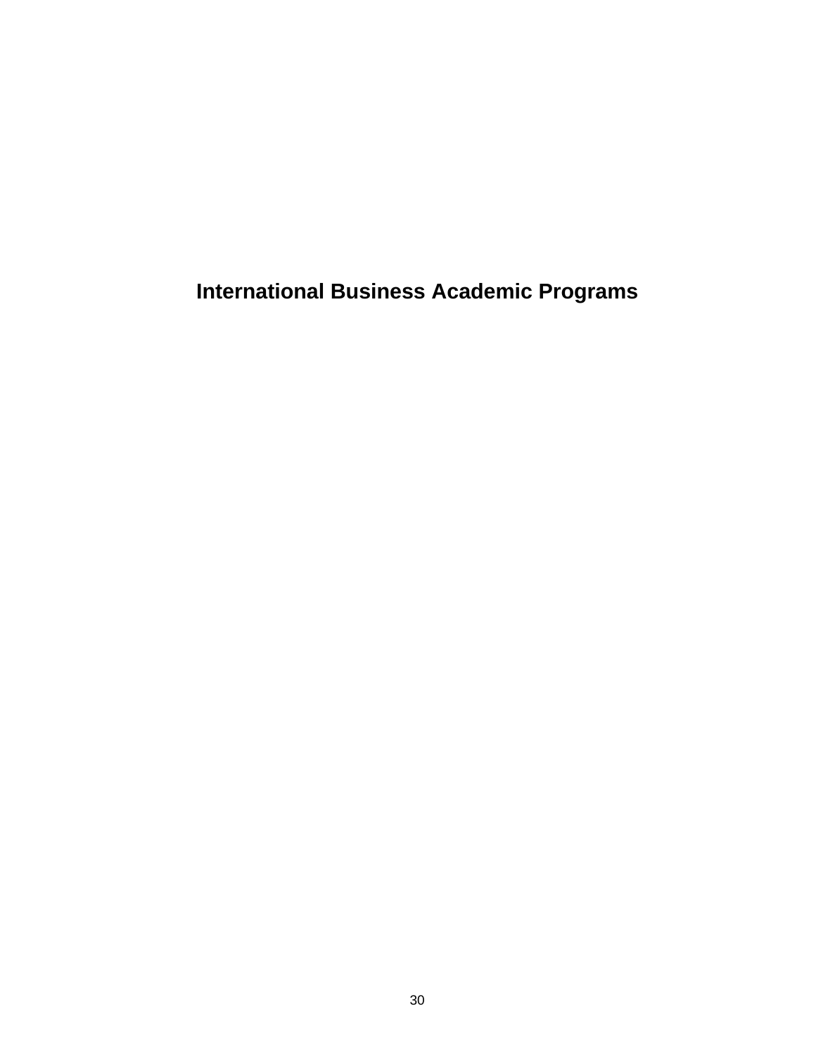# International Business Academic Programs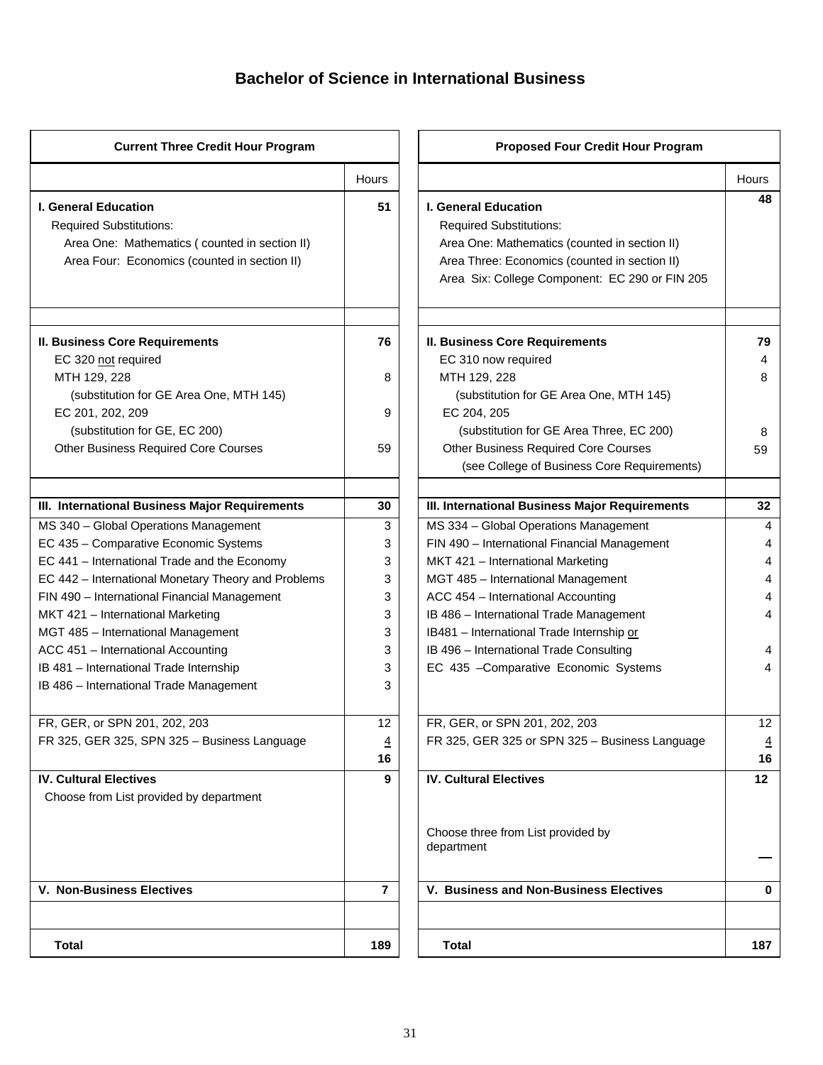# Bachelor of Science in International Business

| Current Three Credit Hour Program | Hours | Proposed Four Credit Hour Program | Hours |
|---|---|---|---|
| **I. General Education** | **51** | **I. General Education** | **48** |
| Required Substitutions: | | Required Substitutions: | |
| Area One: Mathematics ( counted in section II) | | Area One: Mathematics (counted in section II) | |
| Area Four: Economics (counted in section II) | | Area Three: Economics (counted in section II) | |
| | | Area Six: College Component: EC 290 or FIN 205 | |
| **II. Business Core Requirements** | **76** | **II. Business Core Requirements** | **79** |
| EC 320 not required | | EC 310 now required | 4 |
| MTH 129, 228 | 8 | MTH 129, 228 | 8 |
| (substitution for GE Area One, MTH 145) | | (substitution for GE Area One, MTH 145) | |
| EC 201, 202, 209 | 9 | EC 204, 205 | |
| (substitution for GE, EC 200) | | (substitution for GE Area Three, EC 200) | 8 |
| Other Business Required Core Courses | 59 | Other Business Required Core Courses | 59 |
| | | (see College of Business Core Requirements) | |
| **III. International Business Major Requirements** | **30** | **III. International Business Major Requirements** | **32** |
| MS 340 – Global Operations Management | 3 | MS 334 – Global Operations Management | 4 |
| EC 435 – Comparative Economic Systems | 3 | FIN 490 – International Financial Management | 4 |
| EC 441 – International Trade and the Economy | 3 | MKT 421 – International Marketing | 4 |
| EC 442 – International Monetary Theory and Problems | 3 | MGT 485 – International Management | 4 |
| FIN 490 – International Financial Management | 3 | ACC 454 – International Accounting | 4 |
| MKT 421 – International Marketing | 3 | IB 486 – International Trade Management | 4 |
| MGT 485 – International Management | 3 | IB481 – International Trade Internship or | |
| ACC 451 – International Accounting | 3 | IB 496 – International Trade Consulting | 4 |
| IB 481 – International Trade Internship | 3 | EC 435 –Comparative Economic Systems | 4 |
| IB 486 – International Trade Management | 3 | | |
| FR, GER, or SPN 201, 202, 203 | 12 | FR, GER, or SPN 201, 202, 203 | 12 |
| FR 325, GER 325, SPN 325 – Business Language | 4 | FR 325, GER 325 or SPN 325 – Business Language | 4 |
| | **16** | | **16** |
| **IV. Cultural Electives** | **9** | **IV. Cultural Electives** | **12** |
| Choose from List provided by department | | Choose three from List provided by department | |
| **V. Non-Business Electives** | **7** | **V. Business and Non-Business Electives** | **0** |
| **Total** | **189** | **Total** | **187** |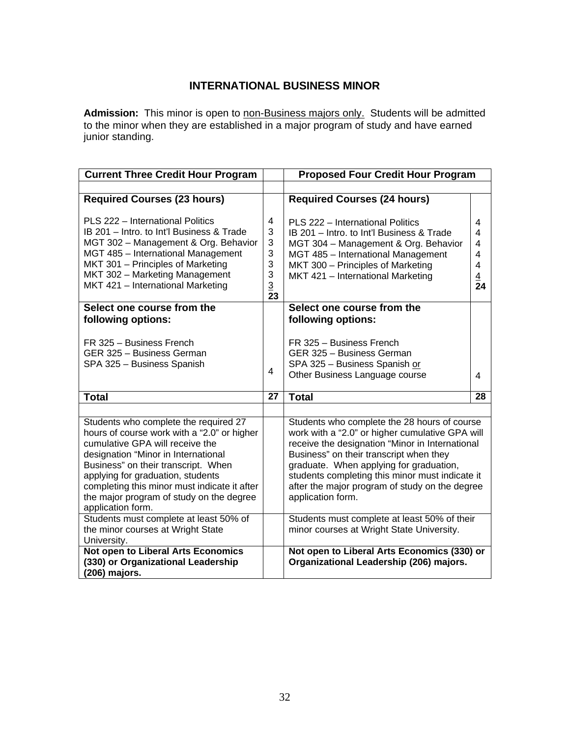# INTERNATIONAL BUSINESS MINOR

**Admission:** This minor is open to non-Business majors only. Students will be admitted to the minor when they are established in a major program of study and have earned junior standing.

| Current Three Credit Hour Program | | Proposed Four Credit Hour Program | |
|---|---|---|---|
| **Required Courses (23 hours)** | | **Required Courses (24 hours)** | |
| PLS 222 – International Politics | 4 | PLS 222 – International Politics | 4 |
| IB 201 – Intro. to Int'l Business & Trade | 3 | IB 201 – Intro. to Int'l Business & Trade | 4 |
| MGT 302 – Management & Org. Behavior | 3 | MGT 304 – Management & Org. Behavior | 4 |
| MGT 485 – International Management | 3 | MGT 485 – International Management | 4 |
| MKT 301 – Principles of Marketing | 3 | MKT 300 – Principles of Marketing | 4 |
| MKT 302 – Marketing Management | 3 | MKT 421 – International Marketing | 4 |
| MKT 421 – International Marketing | 3 | | |
| | **23** | | **24** |
| **Select one course from the following options:** | | **Select one course from the following options:** | |
| FR 325 – Business French<br>GER 325 – Business German<br>SPA 325 – Business Spanish | 4 | FR 325 – Business French<br>GER 325 – Business German<br>SPA 325 – Business Spanish or<br>Other Business Language course | 4 |
| **Total** | **27** | **Total** | **28** |
| Students who complete the required 27 hours of course work with a "2.0" or higher cumulative GPA will receive the designation "Minor in International Business" on their transcript. When applying for graduation, students completing this minor must indicate it after the major program of study on the degree application form. | | Students who complete the 28 hours of course work with a "2.0" or higher cumulative GPA will receive the designation "Minor in International Business" on their transcript when they graduate. When applying for graduation, students completing this minor must indicate it after the major program of study on the degree application form. | |
| Students must complete at least 50% of the minor courses at Wright State University. | | Students must complete at least 50% of their minor courses at Wright State University. | |
| **Not open to Liberal Arts Economics (330) or Organizational Leadership (206) majors.** | | **Not open to Liberal Arts Economics (330) or Organizational Leadership (206) majors.** | |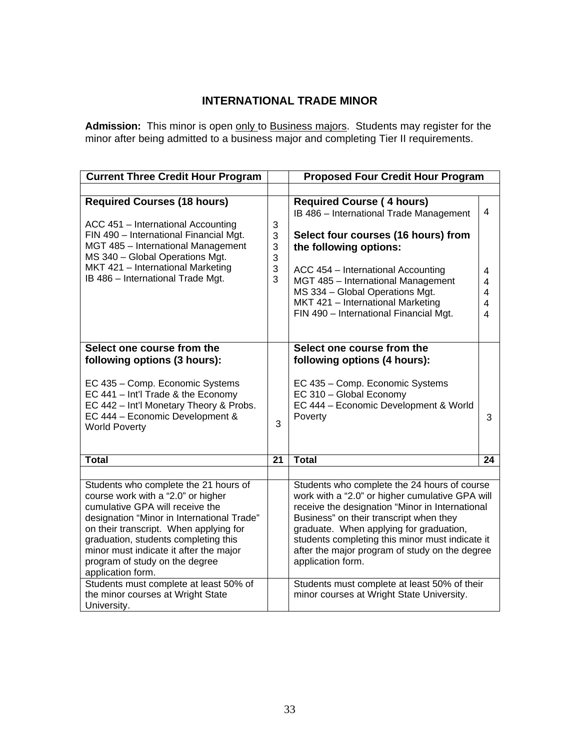# INTERNATIONAL TRADE MINOR

**Admission:** This minor is open only to Business majors. Students may register for the minor after being admitted to a business major and completing Tier II requirements.

| Current Three Credit Hour Program | | Proposed Four Credit Hour Program | |
|---|---|---|---|
| | | | |
| **Required Courses (18 hours)** | | **Required Course ( 4 hours)** | |
| | | IB 486 – International Trade Management | 4 |
| ACC 451 – International Accounting | 3 | **Select four courses (16 hours) from the following options:** | |
| FIN 490 – International Financial Mgt. | 3 | | |
| MGT 485 – International Management | 3 | | |
| MS 340 – Global Operations Mgt. | 3 | | |
| MKT 421 – International Marketing | 3 | ACC 454 – International Accounting | 4 |
| IB 486 – International Trade Mgt. | 3 | MGT 485 – International Management | 4 |
| | | MS 334 – Global Operations Mgt. | 4 |
| | | MKT 421 – International Marketing | 4 |
| | | FIN 490 – International Financial Mgt. | 4 |
| **Select one course from the following options (3 hours):** | | **Select one course from the following options (4 hours):** | |
| EC 435 – Comp. Economic Systems | | EC 435 – Comp. Economic Systems | |
| EC 441 – Int'l Trade & the Economy | | EC 310 – Global Economy | |
| EC 442 – Int'l Monetary Theory & Probs. | | EC 444 – Economic Development & World Poverty | 3 |
| EC 444 – Economic Development & World Poverty | 3 | | |
| **Total** | **21** | **Total** | **24** |
| | | | |
| Students who complete the 21 hours of course work with a "2.0" or higher cumulative GPA will receive the designation "Minor in International Trade" on their transcript. When applying for graduation, students completing this minor must indicate it after the major program of study on the degree application form. | | Students who complete the 24 hours of course work with a "2.0" or higher cumulative GPA will receive the designation "Minor in International Business" on their transcript when they graduate. When applying for graduation, students completing this minor must indicate it after the major program of study on the degree application form. | |
| Students must complete at least 50% of the minor courses at Wright State University. | | Students must complete at least 50% of their minor courses at Wright State University. | |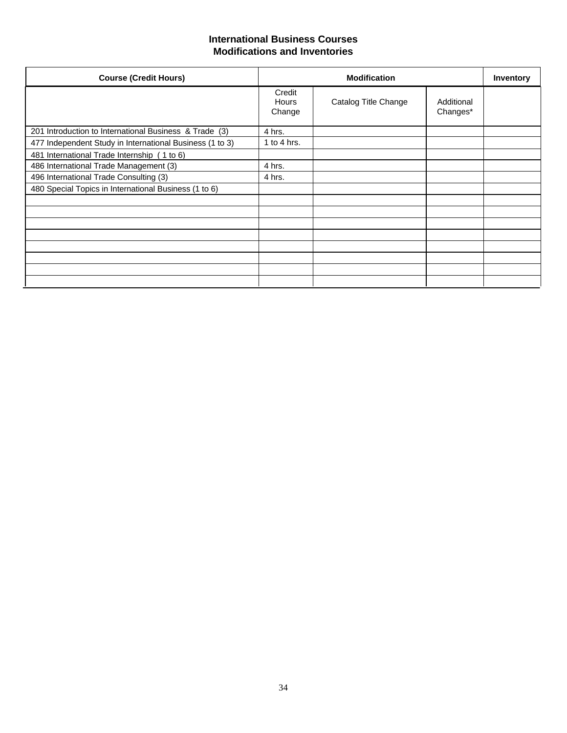## International Business Courses
## Modifications and Inventories

| Course (Credit Hours) | Modification | | | Inventory |
|---|---|---|---|---|
| | Credit Hours Change | Catalog Title Change | Additional Changes* | |
| 201 Introduction to International Business & Trade (3) | 4 hrs. | | | |
| 477 Independent Study in International Business (1 to 3) | 1 to 4 hrs. | | | |
| 481 International Trade Internship ( 1 to 6) | | | | |
| 486 International Trade Management (3) | 4 hrs. | | | |
| 496 International Trade Consulting (3) | 4 hrs. | | | |
| 480 Special Topics in International Business (1 to 6) | | | | |
| | | | | |
| | | | | |
| | | | | |
| | | | | |
| | | | | |
| | | | | |
| | | | | |
| | | | | |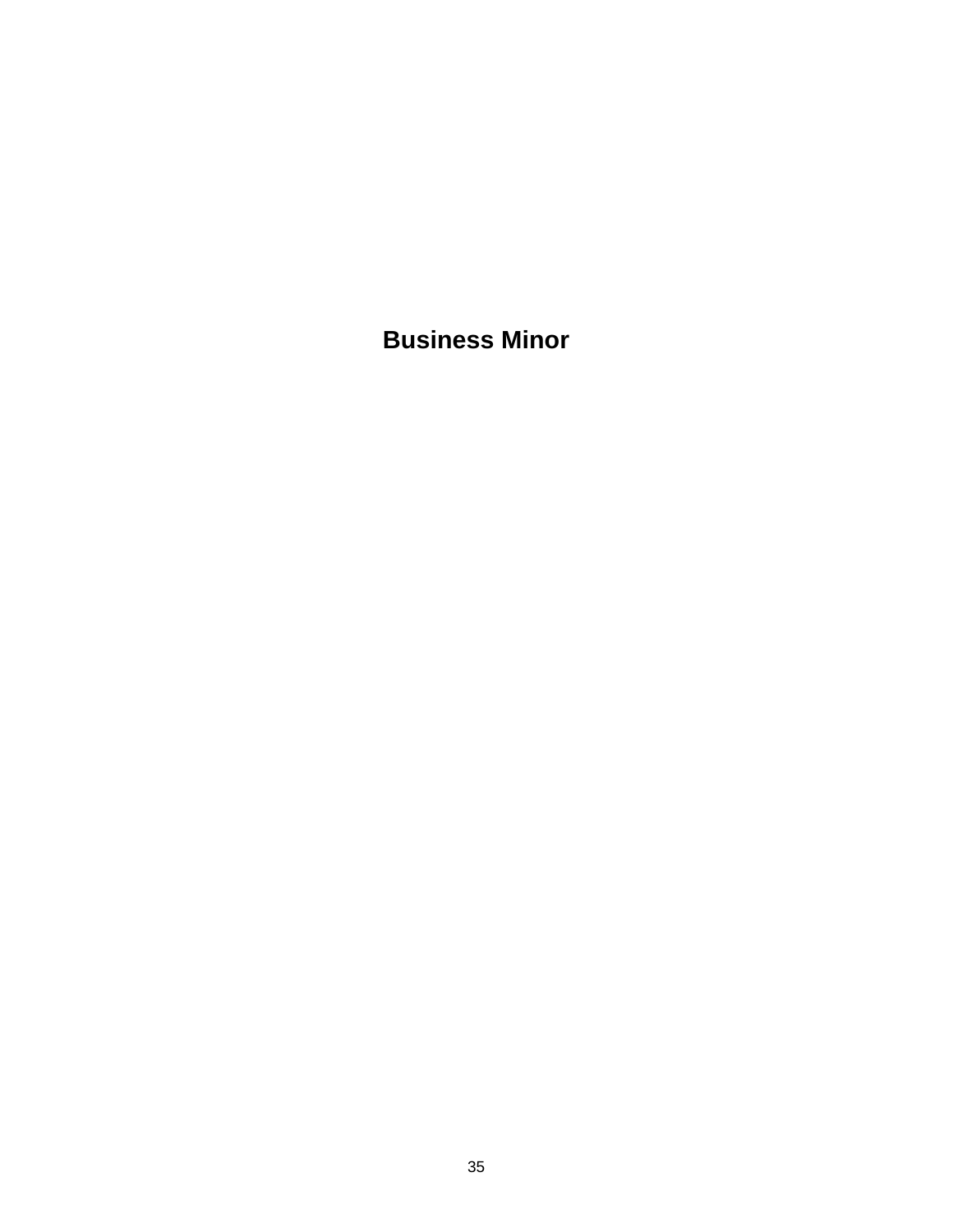# Business Minor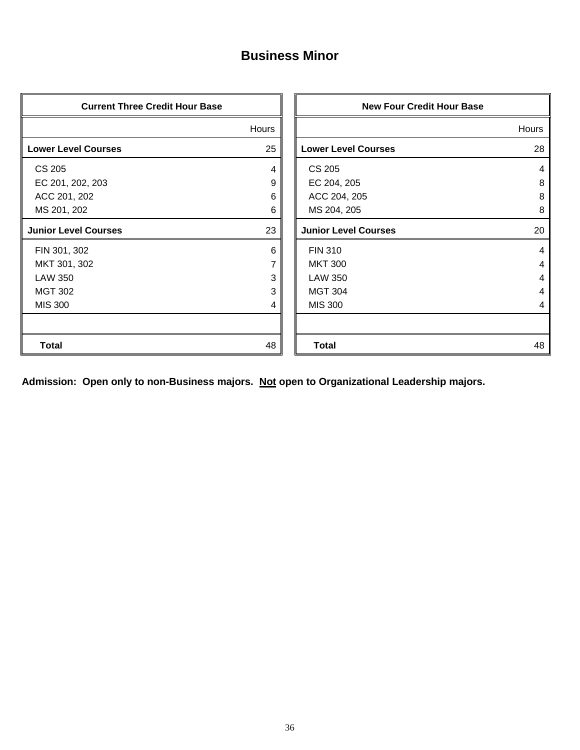# Business Minor

| Current Three Credit Hour Base | |
|---|---|
| | Hours |
| **Lower Level Courses** | 25 |
| CS 205 | 4 |
| EC 201, 202, 203 | 9 |
| ACC 201, 202 | 6 |
| MS 201, 202 | 6 |
| **Junior Level Courses** | 23 |
| FIN 301, 302 | 6 |
| MKT 301, 302 | 7 |
| LAW 350 | 3 |
| MGT 302 | 3 |
| MIS 300 | 4 |
| | |
| **Total** | 48 |

| New Four Credit Hour Base | |
|---|---|
| | Hours |
| **Lower Level Courses** | 28 |
| CS 205 | 4 |
| EC 204, 205 | 8 |
| ACC 204, 205 | 8 |
| MS 204, 205 | 8 |
| **Junior Level Courses** | 20 |
| FIN 310 | 4 |
| MKT 300 | 4 |
| LAW 350 | 4 |
| MGT 304 | 4 |
| MIS 300 | 4 |
| | |
| **Total** | 48 |

**Admission: Open only to non-Business majors. <u>Not</u> open to Organizational Leadership majors.**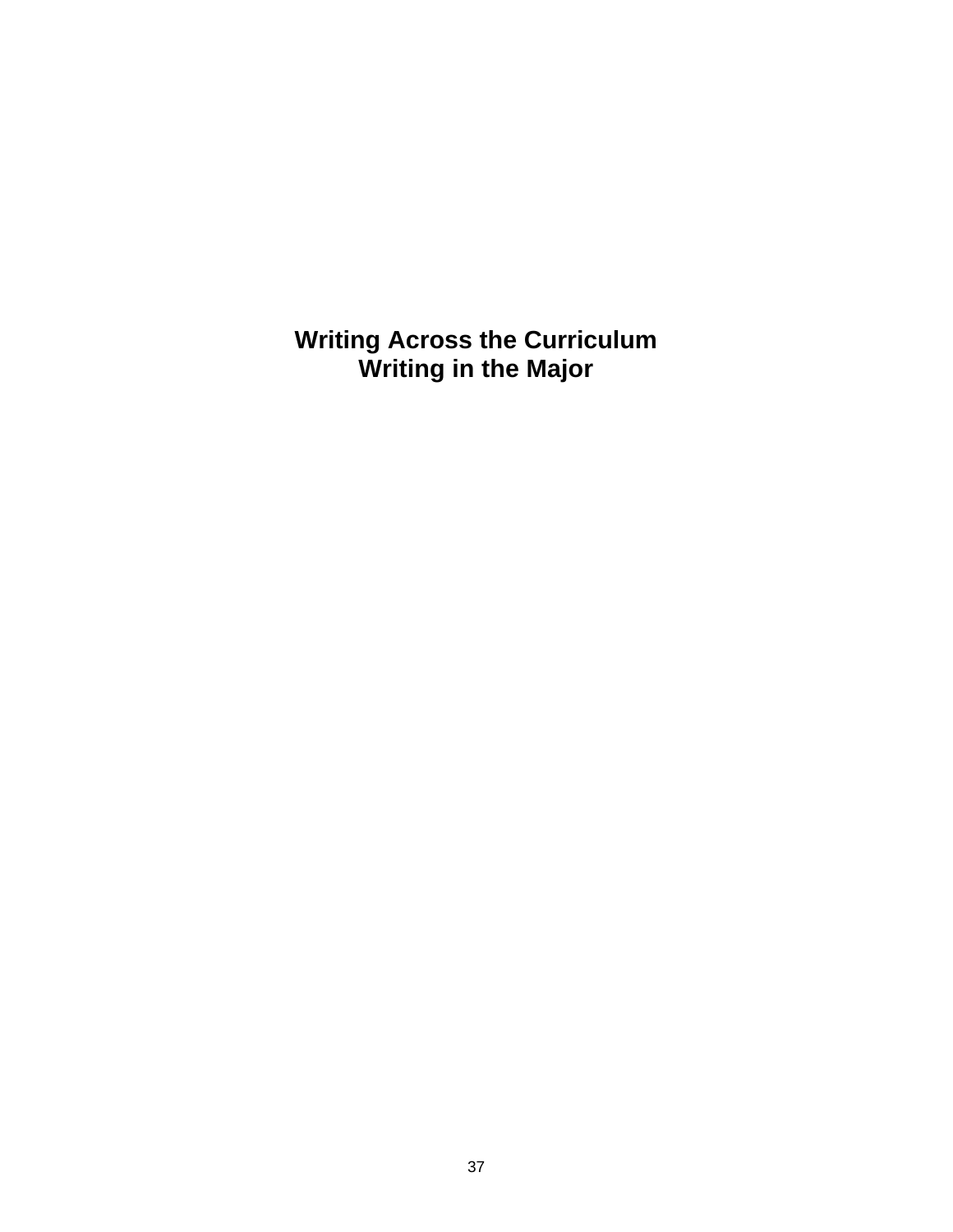# Writing Across the Curriculum
# Writing in the Major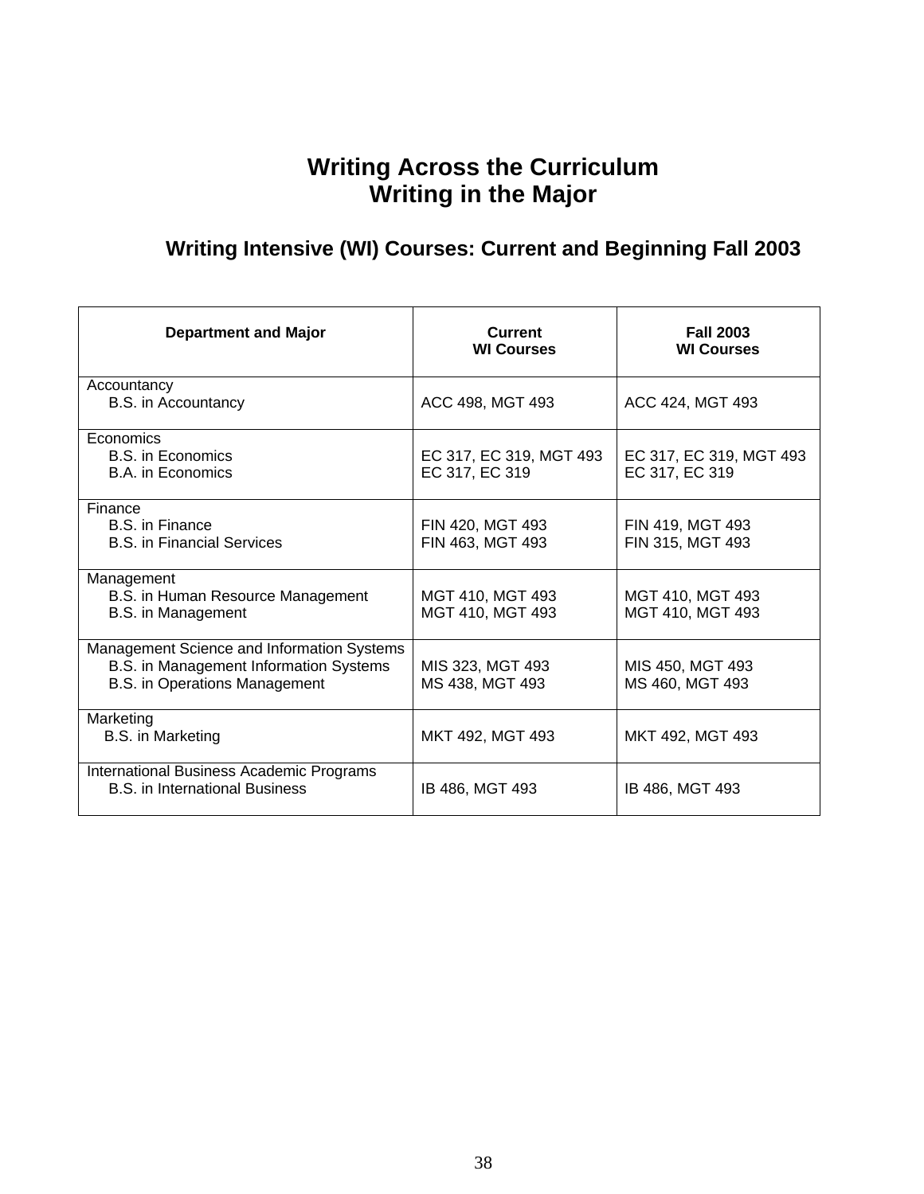# Writing Across the Curriculum
# Writing in the Major

## Writing Intensive (WI) Courses: Current and Beginning Fall 2003

| Department and Major | Current WI Courses | Fall 2003 WI Courses |
|---|---|---|
| Accountancy | | |
| B.S. in Accountancy | ACC 498, MGT 493 | ACC 424, MGT 493 |
| Economics | | |
| B.S. in Economics | EC 317, EC 319, MGT 493 | EC 317, EC 319, MGT 493 |
| B.A. in Economics | EC 317, EC 319 | EC 317, EC 319 |
| Finance | | |
| B.S. in Finance | FIN 420, MGT 493 | FIN 419, MGT 493 |
| B.S. in Financial Services | FIN 463, MGT 493 | FIN 315, MGT 493 |
| Management | | |
| B.S. in Human Resource Management | MGT 410, MGT 493 | MGT 410, MGT 493 |
| B.S. in Management | MGT 410, MGT 493 | MGT 410, MGT 493 |
| Management Science and Information Systems | | |
| B.S. in Management Information Systems | MIS 323, MGT 493 | MIS 450, MGT 493 |
| B.S. in Operations Management | MS 438, MGT 493 | MS 460, MGT 493 |
| Marketing | | |
| B.S. in Marketing | MKT 492, MGT 493 | MKT 492, MGT 493 |
| International Business Academic Programs | | |
| B.S. in International Business | IB 486, MGT 493 | IB 486, MGT 493 |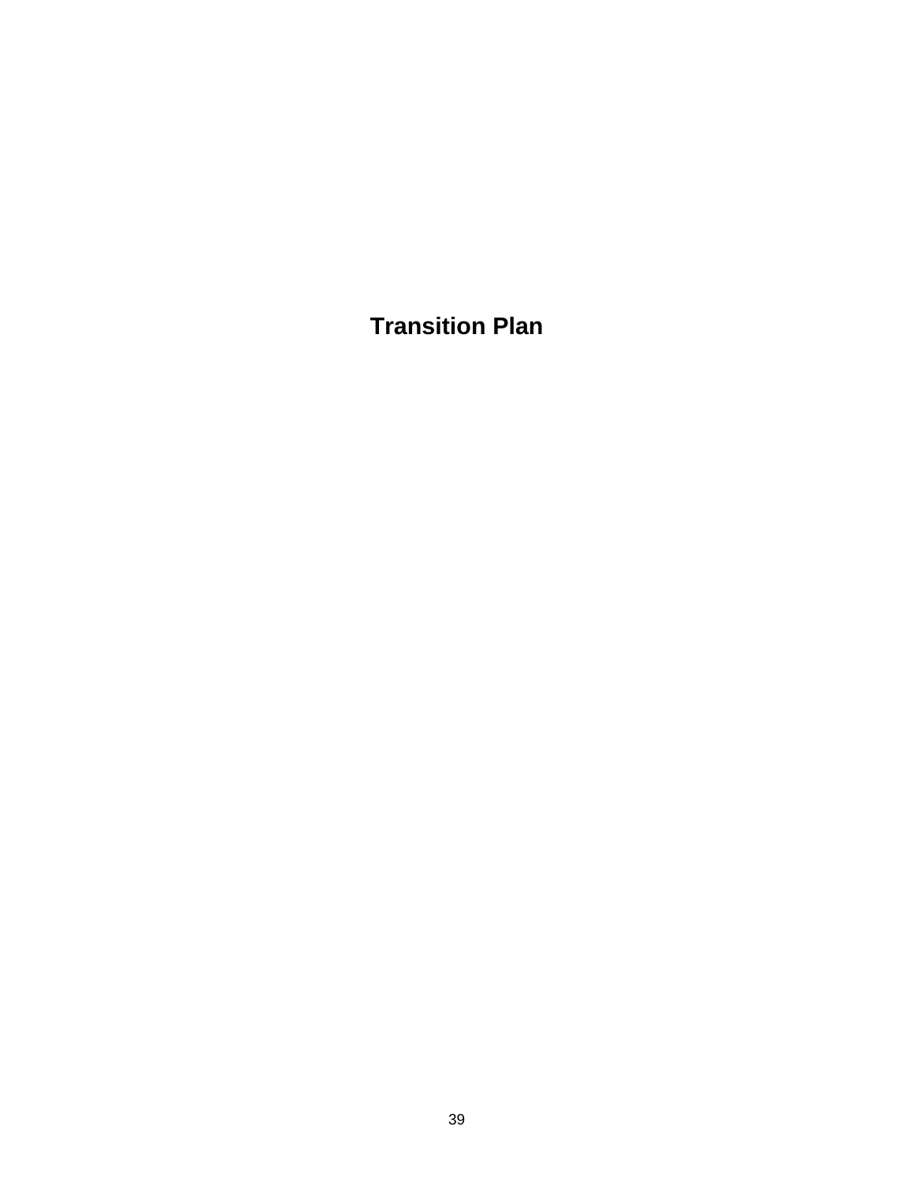# Transition Plan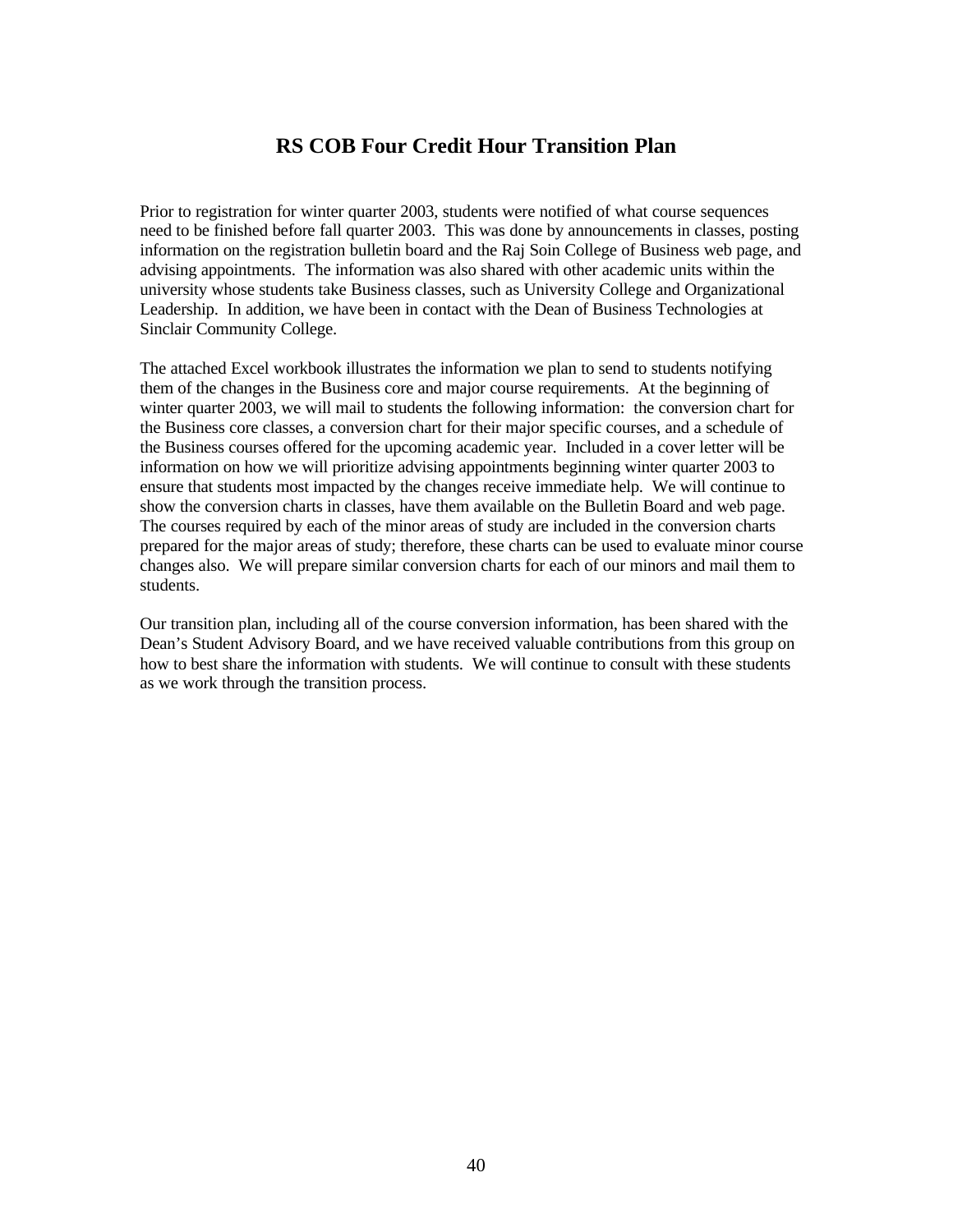# RS COB Four Credit Hour Transition Plan

Prior to registration for winter quarter 2003, students were notified of what course sequences need to be finished before fall quarter 2003. This was done by announcements in classes, posting information on the registration bulletin board and the Raj Soin College of Business web page, and advising appointments. The information was also shared with other academic units within the university whose students take Business classes, such as University College and Organizational Leadership. In addition, we have been in contact with the Dean of Business Technologies at Sinclair Community College.

The attached Excel workbook illustrates the information we plan to send to students notifying them of the changes in the Business core and major course requirements. At the beginning of winter quarter 2003, we will mail to students the following information: the conversion chart for the Business core classes, a conversion chart for their major specific courses, and a schedule of the Business courses offered for the upcoming academic year. Included in a cover letter will be information on how we will prioritize advising appointments beginning winter quarter 2003 to ensure that students most impacted by the changes receive immediate help. We will continue to show the conversion charts in classes, have them available on the Bulletin Board and web page. The courses required by each of the minor areas of study are included in the conversion charts prepared for the major areas of study; therefore, these charts can be used to evaluate minor course changes also. We will prepare similar conversion charts for each of our minors and mail them to students.

Our transition plan, including all of the course conversion information, has been shared with the Dean's Student Advisory Board, and we have received valuable contributions from this group on how to best share the information with students. We will continue to consult with these students as we work through the transition process.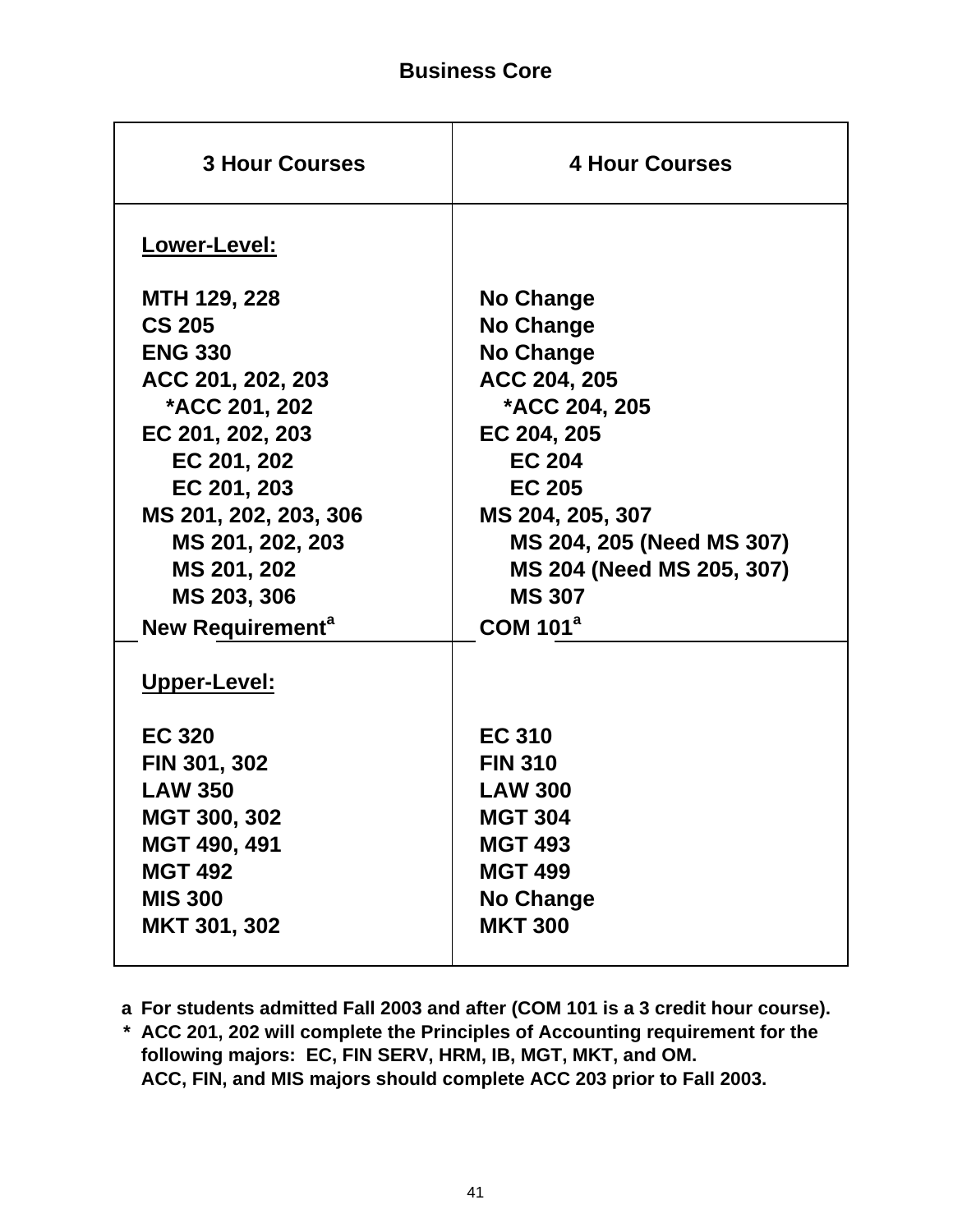## Business Core

| 3 Hour Courses | 4 Hour Courses |
|---|---|
| **Lower-Level:** | |
| MTH 129, 228 | No Change |
| CS 205 | No Change |
| ENG 330 | No Change |
| ACC 201, 202, 203 | ACC 204, 205 |
| *ACC 201, 202 | *ACC 204, 205 |
| EC 201, 202, 203 | EC 204, 205 |
| EC 201, 202 | EC 204 |
| EC 201, 203 | EC 205 |
| MS 201, 202, 203, 306 | MS 204, 205, 307 |
| MS 201, 202, 203 | MS 204, 205 (Need MS 307) |
| MS 201, 202 | MS 204 (Need MS 205, 307) |
| MS 203, 306 | MS 307 |
| New Requirement[a] | COM 101[a] |
| **Upper-Level:** | |
| EC 320 | EC 310 |
| FIN 301, 302 | FIN 310 |
| LAW 350 | LAW 300 |
| MGT 300, 302 | MGT 304 |
| MGT 490, 491 | MGT 493 |
| MGT 492 | MGT 499 |
| MIS 300 | No Change |
| MKT 301, 302 | MKT 300 |

a For students admitted Fall 2003 and after (COM 101 is a 3 credit hour course).

* ACC 201, 202 will complete the Principles of Accounting requirement for the following majors: EC, FIN SERV, HRM, IB, MGT, MKT, and OM.
ACC, FIN, and MIS majors should complete ACC 203 prior to Fall 2003.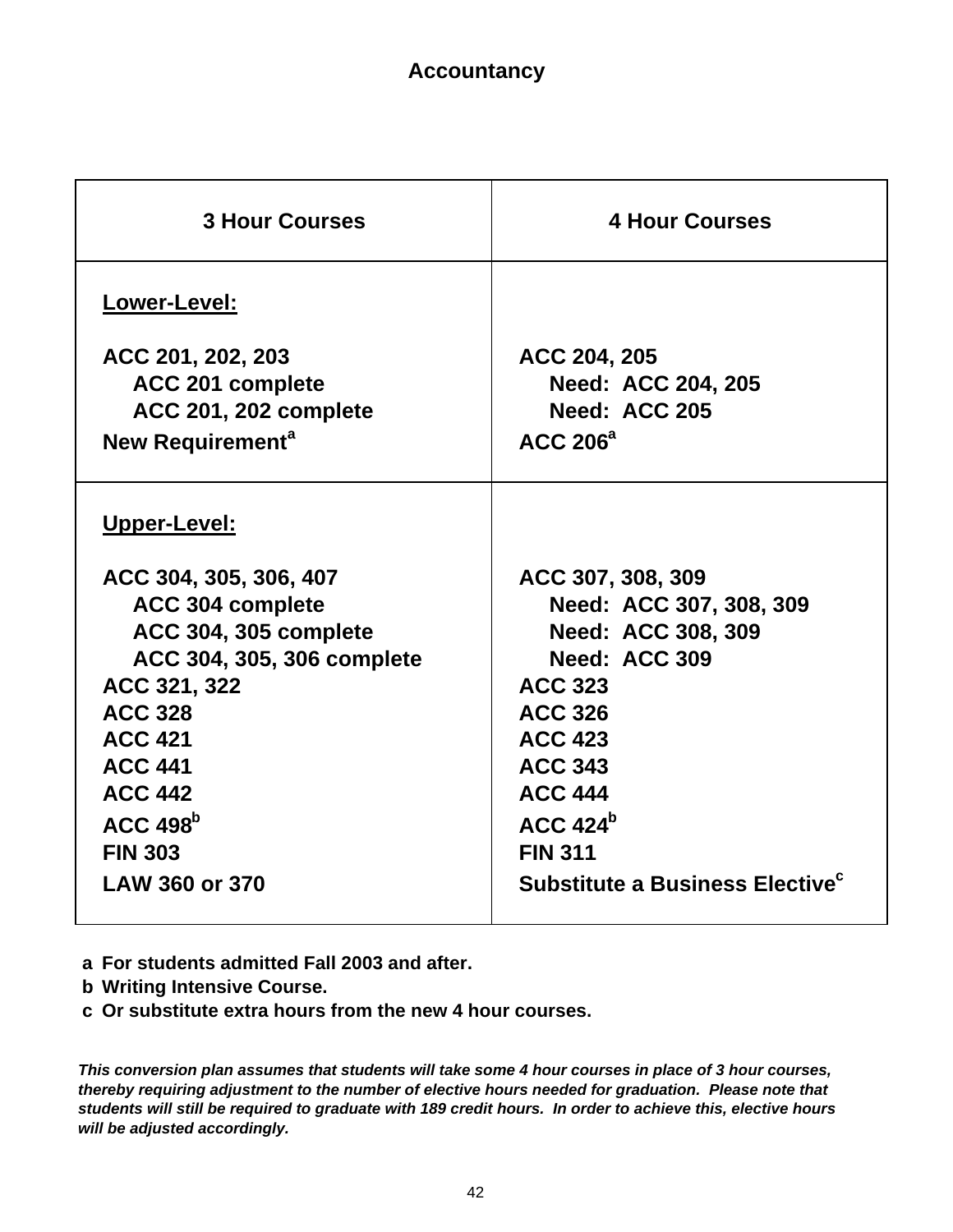# Accountancy

| 3 Hour Courses | 4 Hour Courses |
|---|---|
| **Lower-Level:** | |
| ACC 201, 202, 203 | ACC 204, 205 |
| ACC 201 complete | Need: ACC 204, 205 |
| ACC 201, 202 complete | Need: ACC 205 |
| New Requirement[a] | ACC 206[a] |
| **Upper-Level:** | |
| ACC 304, 305, 306, 407 | ACC 307, 308, 309 |
| ACC 304 complete | Need: ACC 307, 308, 309 |
| ACC 304, 305 complete | Need: ACC 308, 309 |
| ACC 304, 305, 306 complete | Need: ACC 309 |
| ACC 321, 322 | ACC 323 |
| ACC 328 | ACC 326 |
| ACC 421 | ACC 423 |
| ACC 441 | ACC 343 |
| ACC 442 | ACC 444 |
| ACC 498[b] | ACC 424[b] |
| FIN 303 | FIN 311 |
| LAW 360 or 370 | Substitute a Business Elective[c] |

a For students admitted Fall 2003 and after.
b Writing Intensive Course.
c Or substitute extra hours from the new 4 hour courses.

***This conversion plan assumes that students will take some 4 hour courses in place of 3 hour courses, thereby requiring adjustment to the number of elective hours needed for graduation. Please note that students will still be required to graduate with 189 credit hours. In order to achieve this, elective hours will be adjusted accordingly.***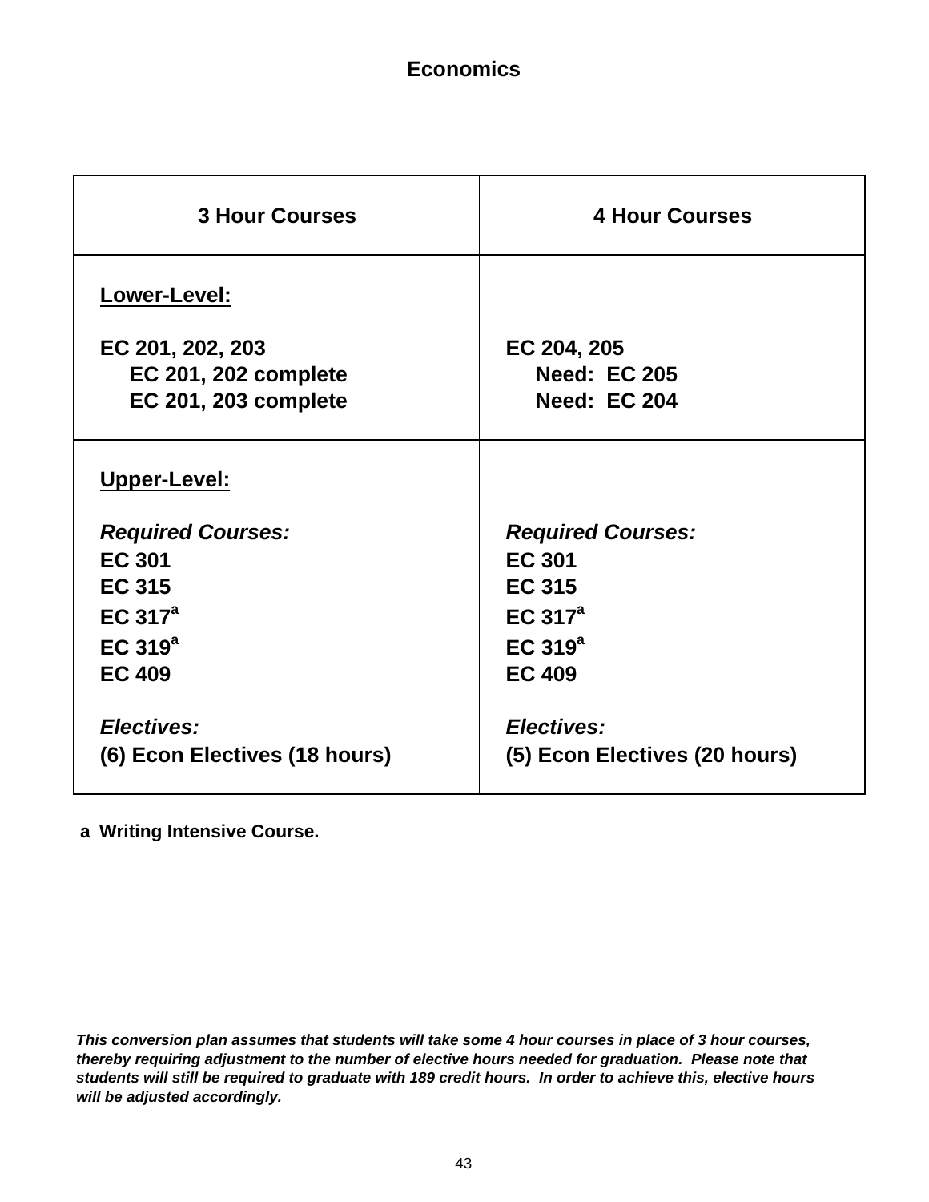# Economics

| 3 Hour Courses | 4 Hour Courses |
|---|---|
| **Lower-Level:**<br><br>EC 201, 202, 203<br>EC 201, 202 complete<br>EC 201, 203 complete | <br><br>EC 204, 205<br>Need: EC 205<br>Need: EC 204 |
| **Upper-Level:**<br><br>*Required Courses:*<br>EC 301<br>EC 315<br>EC 317[a]<br>EC 319[a]<br>EC 409<br><br>*Electives:*<br>(6) Econ Electives (18 hours) | <br><br>*Required Courses:*<br>EC 301<br>EC 315<br>EC 317[a]<br>EC 319[a]<br>EC 409<br><br>*Electives:*<br>(5) Econ Electives (20 hours) |

**a Writing Intensive Course.**

***This conversion plan assumes that students will take some 4 hour courses in place of 3 hour courses, thereby requiring adjustment to the number of elective hours needed for graduation. Please note that students will still be required to graduate with 189 credit hours. In order to achieve this, elective hours will be adjusted accordingly.***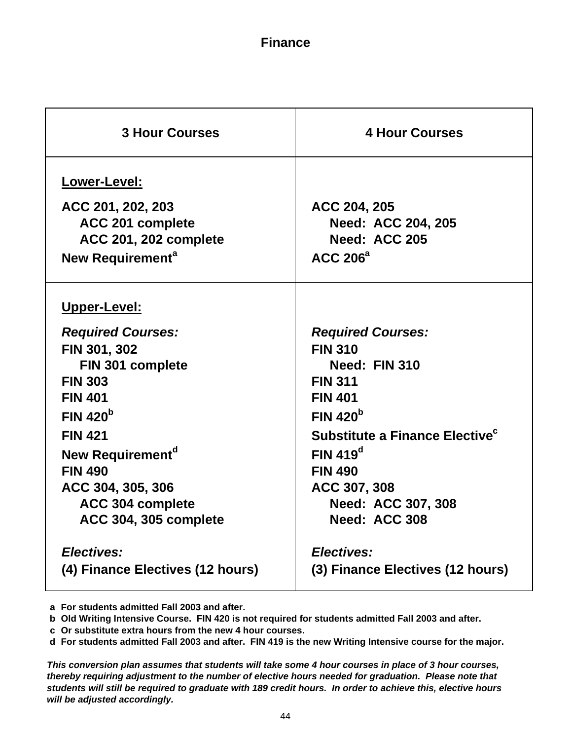# Finance

| 3 Hour Courses | 4 Hour Courses |
|---|---|
| <u>**Lower-Level:**</u> | |
| ACC 201, 202, 203 | ACC 204, 205 |
| ACC 201 complete | Need: ACC 204, 205 |
| ACC 201, 202 complete | Need: ACC 205 |
| New Requirement[a] | ACC 206[a] |
| <u>**Upper-Level:**</u> | |
| *Required Courses:* | *Required Courses:* |
| FIN 301, 302 | FIN 310 |
| FIN 301 complete | Need: FIN 310 |
| FIN 303 | FIN 311 |
| FIN 401 | FIN 401 |
| FIN 420[b] | FIN 420[b] |
| FIN 421 | Substitute a Finance Elective[c] |
| New Requirement[d] | FIN 419[d] |
| FIN 490 | FIN 490 |
| ACC 304, 305, 306 | ACC 307, 308 |
| ACC 304 complete | Need: ACC 307, 308 |
| ACC 304, 305 complete | Need: ACC 308 |
| *Electives:* | *Electives:* |
| (4) Finance Electives (12 hours) | (3) Finance Electives (12 hours) |

a For students admitted Fall 2003 and after.
b Old Writing Intensive Course. FIN 420 is not required for students admitted Fall 2003 and after.
c Or substitute extra hours from the new 4 hour courses.
d For students admitted Fall 2003 and after. FIN 419 is the new Writing Intensive course for the major.

*This conversion plan assumes that students will take some 4 hour courses in place of 3 hour courses, thereby requiring adjustment to the number of elective hours needed for graduation. Please note that students will still be required to graduate with 189 credit hours. In order to achieve this, elective hours will be adjusted accordingly.*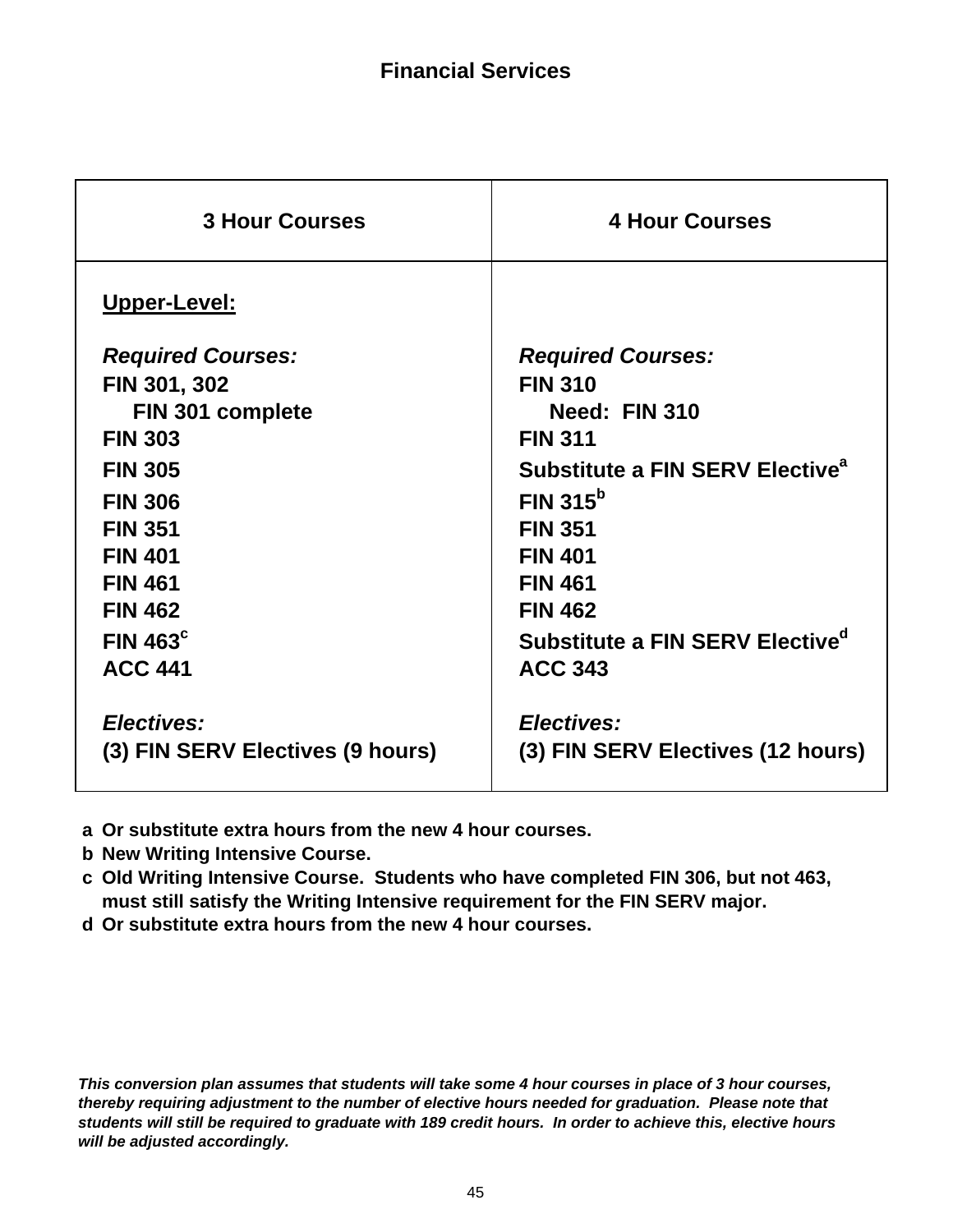# Financial Services

| 3 Hour Courses | 4 Hour Courses |
|---|---|
| **Upper-Level:** | |
| *Required Courses:* | *Required Courses:* |
| FIN 301, 302 | FIN 310 |
| FIN 301 complete | Need: FIN 310 |
| FIN 303 | FIN 311 |
| FIN 305 | Substitute a FIN SERV Elective[a] |
| FIN 306 | FIN 315[b] |
| FIN 351 | FIN 351 |
| FIN 401 | FIN 401 |
| FIN 461 | FIN 461 |
| FIN 462 | FIN 462 |
| FIN 463[c] | Substitute a FIN SERV Elective[d] |
| ACC 441 | ACC 343 |
| *Electives:* | *Electives:* |
| (3) FIN SERV Electives (9 hours) | (3) FIN SERV Electives (12 hours) |

a Or substitute extra hours from the new 4 hour courses.
b New Writing Intensive Course.
c Old Writing Intensive Course. Students who have completed FIN 306, but not 463, must still satisfy the Writing Intensive requirement for the FIN SERV major.
d Or substitute extra hours from the new 4 hour courses.

*This conversion plan assumes that students will take some 4 hour courses in place of 3 hour courses, thereby requiring adjustment to the number of elective hours needed for graduation. Please note that students will still be required to graduate with 189 credit hours. In order to achieve this, elective hours will be adjusted accordingly.*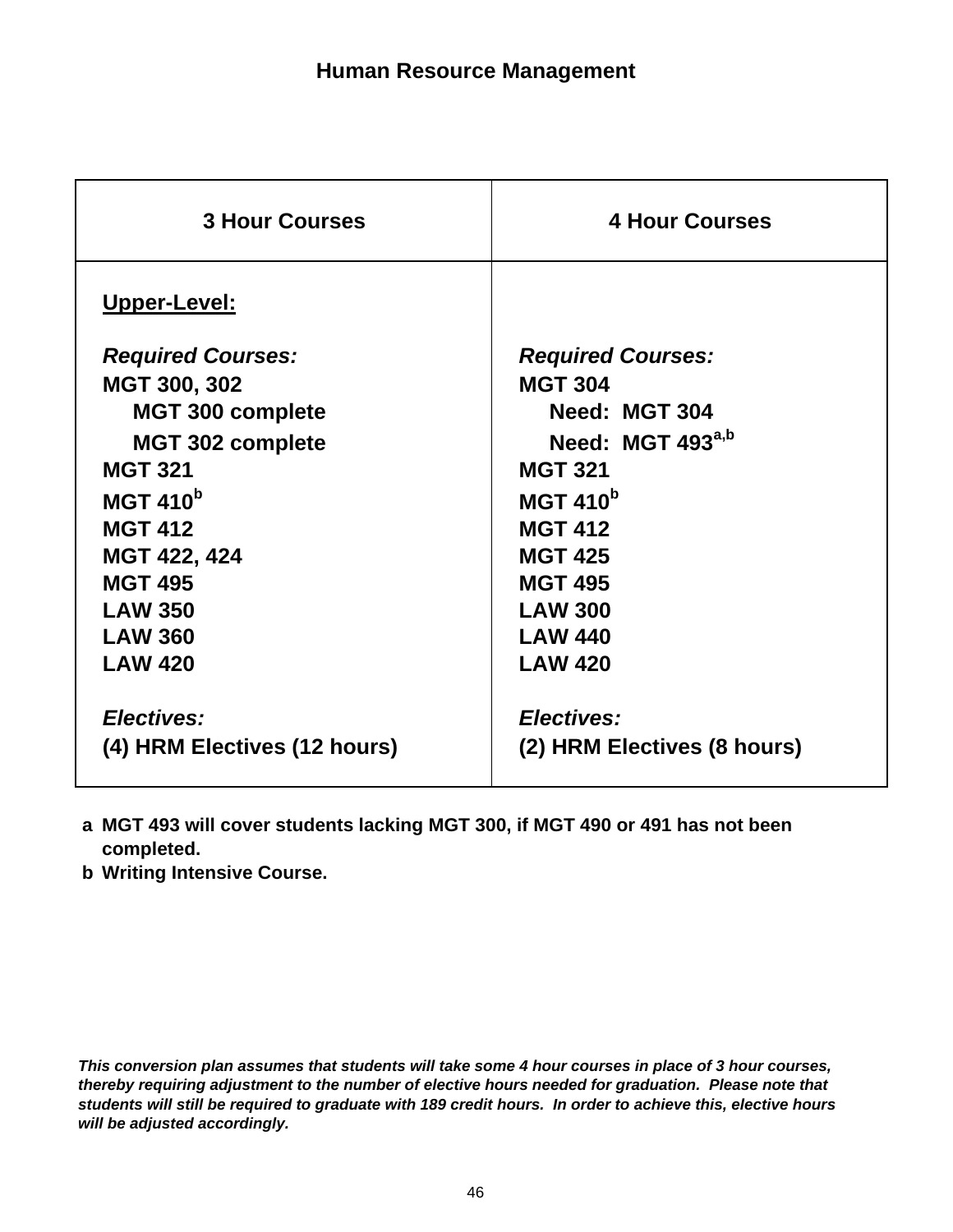# Human Resource Management

| 3 Hour Courses | 4 Hour Courses |
| --- | --- |
| **Upper-Level:** | |
| ***Required Courses:*** | ***Required Courses:*** |
| MGT 300, 302 | MGT 304 |
| MGT 300 complete | Need: MGT 304 |
| MGT 302 complete | Need: MGT 493[a,b] |
| MGT 321 | MGT 321 |
| MGT 410[b] | MGT 410[b] |
| MGT 412 | MGT 412 |
| MGT 422, 424 | MGT 425 |
| MGT 495 | MGT 495 |
| LAW 350 | LAW 300 |
| LAW 360 | LAW 440 |
| LAW 420 | LAW 420 |
| ***Electives:*** | ***Electives:*** |
| (4) HRM Electives (12 hours) | (2) HRM Electives (8 hours) |

a MGT 493 will cover students lacking MGT 300, if MGT 490 or 491 has not been completed.

b Writing Intensive Course.

***This conversion plan assumes that students will take some 4 hour courses in place of 3 hour courses, thereby requiring adjustment to the number of elective hours needed for graduation. Please note that students will still be required to graduate with 189 credit hours. In order to achieve this, elective hours will be adjusted accordingly.***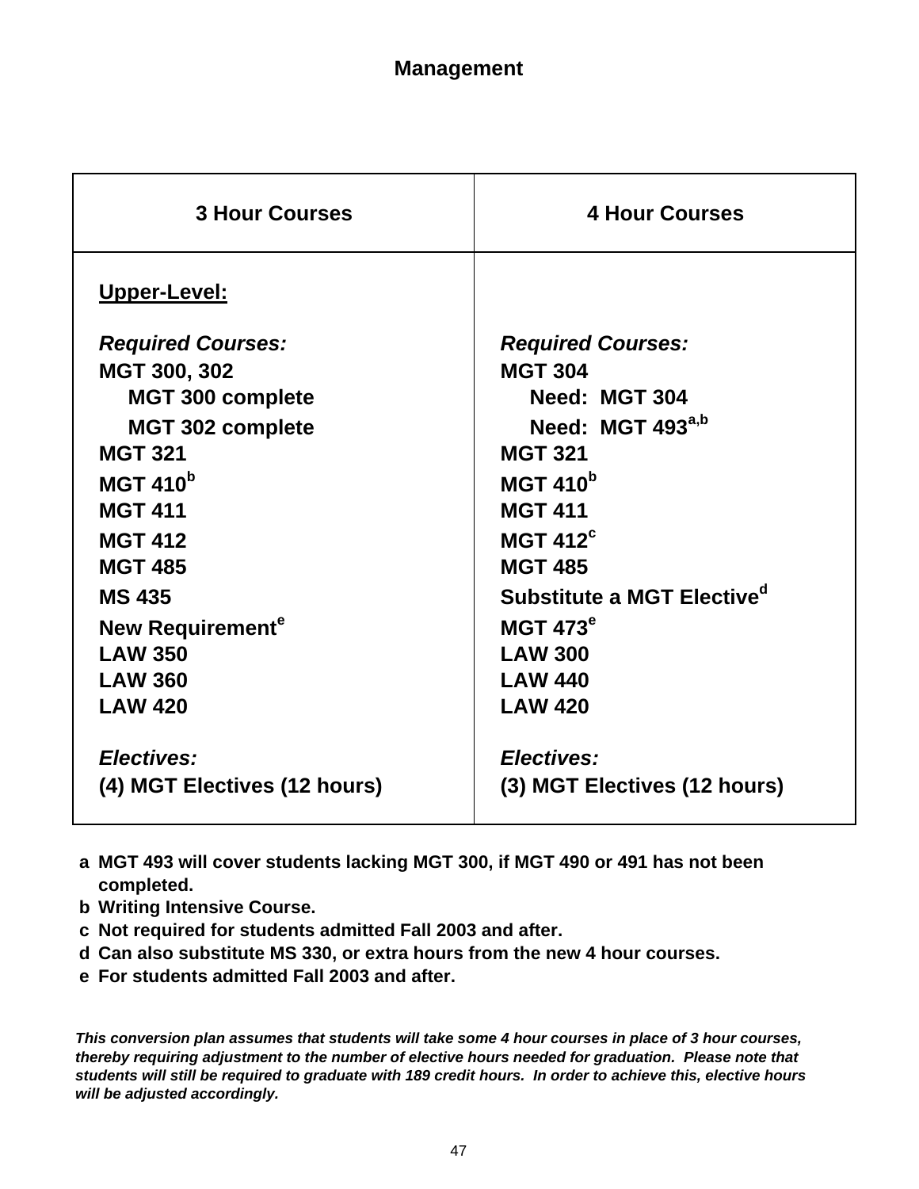# Management

| 3 Hour Courses | 4 Hour Courses |
|---|---|
| <u>**Upper-Level:**</u> | |
| ***Required Courses:*** | ***Required Courses:*** |
| **MGT 300, 302** | **MGT 304** |
| **MGT 300 complete** | **Need: MGT 304** |
| **MGT 302 complete** | **Need: MGT 493[a,b]** |
| **MGT 321** | **MGT 321** |
| **MGT 410[b]** | **MGT 410[b]** |
| **MGT 411** | **MGT 411** |
| **MGT 412** | **MGT 412[c]** |
| **MGT 485** | **MGT 485** |
| **MS 435** | **Substitute a MGT Elective[d]** |
| **New Requirement[e]** | **MGT 473[e]** |
| **LAW 350** | **LAW 300** |
| **LAW 360** | **LAW 440** |
| **LAW 420** | **LAW 420** |
| ***Electives:*** | ***Electives:*** |
| **(4) MGT Electives (12 hours)** | **(3) MGT Electives (12 hours)** |

**a** MGT 493 will cover students lacking MGT 300, if MGT 490 or 491 has not been completed.
**b** Writing Intensive Course.
**c** Not required for students admitted Fall 2003 and after.
**d** Can also substitute MS 330, or extra hours from the new 4 hour courses.
**e** For students admitted Fall 2003 and after.

***This conversion plan assumes that students will take some 4 hour courses in place of 3 hour courses, thereby requiring adjustment to the number of elective hours needed for graduation. Please note that students will still be required to graduate with 189 credit hours. In order to achieve this, elective hours will be adjusted accordingly.***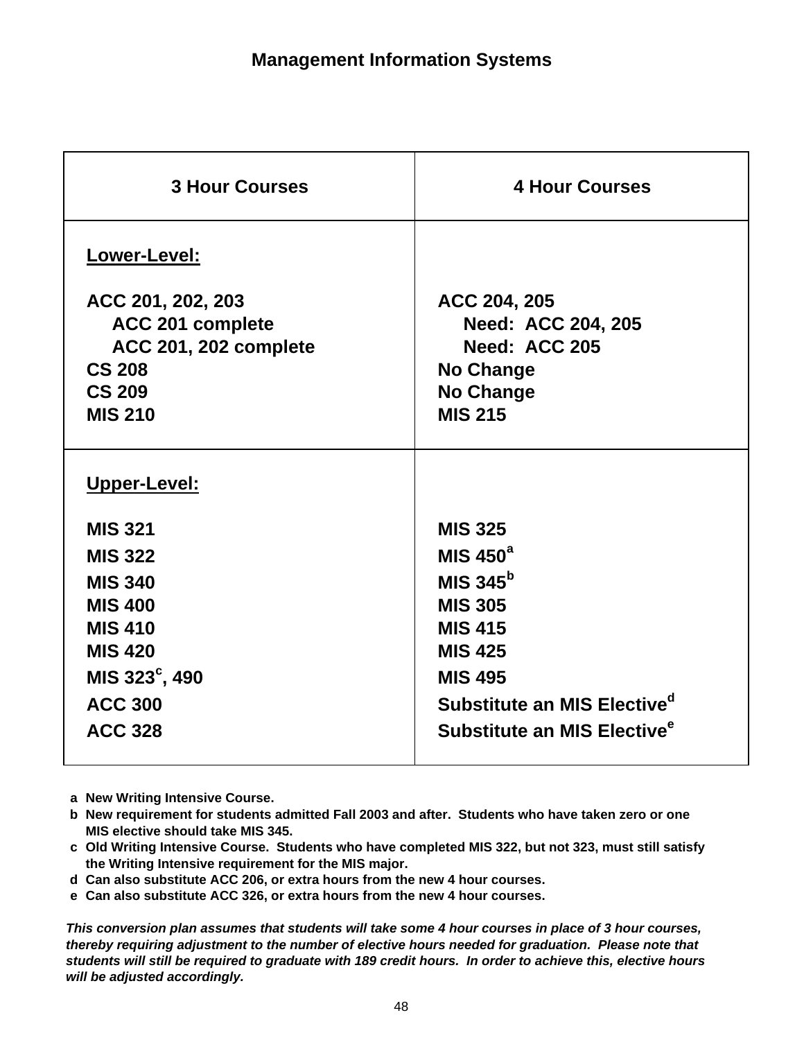# Management Information Systems

| 3 Hour Courses | 4 Hour Courses |
|---|---|
| **Lower-Level:** | |
| ACC 201, 202, 203 | ACC 204, 205 |
| ACC 201 complete | Need: ACC 204, 205 |
| ACC 201, 202 complete | Need: ACC 205 |
| CS 208 | No Change |
| CS 209 | No Change |
| MIS 210 | MIS 215 |
| **Upper-Level:** | |
| MIS 321 | MIS 325 |
| MIS 322 | MIS 450[a] |
| MIS 340 | MIS 345[b] |
| MIS 400 | MIS 305 |
| MIS 410 | MIS 415 |
| MIS 420 | MIS 425 |
| MIS 323[c], 490 | MIS 495 |
| ACC 300 | Substitute an MIS Elective[d] |
| ACC 328 | Substitute an MIS Elective[e] |

a New Writing Intensive Course.
b New requirement for students admitted Fall 2003 and after. Students who have taken zero or one MIS elective should take MIS 345.
c Old Writing Intensive Course. Students who have completed MIS 322, but not 323, must still satisfy the Writing Intensive requirement for the MIS major.
d Can also substitute ACC 206, or extra hours from the new 4 hour courses.
e Can also substitute ACC 326, or extra hours from the new 4 hour courses.

*This conversion plan assumes that students will take some 4 hour courses in place of 3 hour courses, thereby requiring adjustment to the number of elective hours needed for graduation. Please note that students will still be required to graduate with 189 credit hours. In order to achieve this, elective hours will be adjusted accordingly.*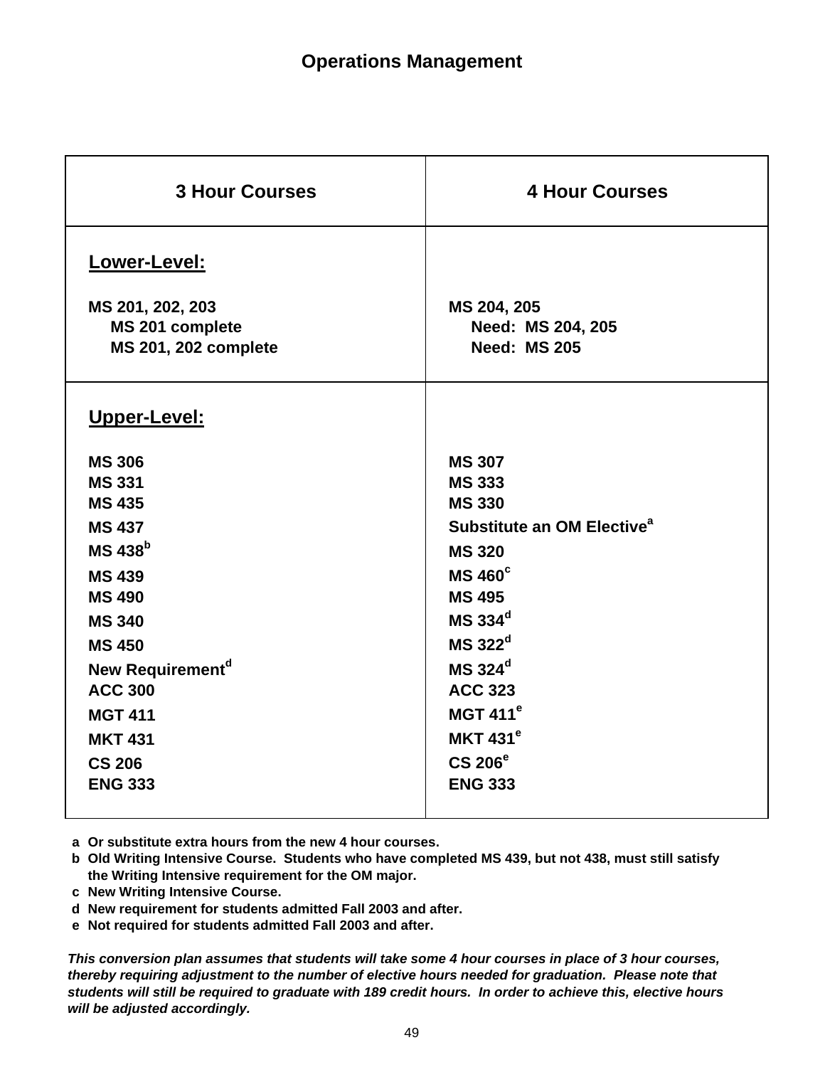# Operations Management

| 3 Hour Courses | 4 Hour Courses |
|---|---|
| **Lower-Level:** | |
| MS 201, 202, 203 | MS 204, 205 |
| MS 201 complete | Need: MS 204, 205 |
| MS 201, 202 complete | Need: MS 205 |
| **Upper-Level:** | |
| MS 306 | MS 307 |
| MS 331 | MS 333 |
| MS 435 | MS 330 |
| MS 437 | Substitute an OM Elective[a] |
| MS 438[b] | MS 320 |
| MS 439 | MS 460[c] |
| MS 490 | MS 495 |
| MS 340 | MS 334[d] |
| MS 450 | MS 322[d] |
| New Requirement[d] | MS 324[d] |
| ACC 300 | ACC 323 |
| MGT 411 | MGT 411[e] |
| MKT 431 | MKT 431[e] |
| CS 206 | CS 206[e] |
| ENG 333 | ENG 333 |

a Or substitute extra hours from the new 4 hour courses.
b Old Writing Intensive Course. Students who have completed MS 439, but not 438, must still satisfy the Writing Intensive requirement for the OM major.
c New Writing Intensive Course.
d New requirement for students admitted Fall 2003 and after.
e Not required for students admitted Fall 2003 and after.

***This conversion plan assumes that students will take some 4 hour courses in place of 3 hour courses, thereby requiring adjustment to the number of elective hours needed for graduation. Please note that students will still be required to graduate with 189 credit hours. In order to achieve this, elective hours will be adjusted accordingly.***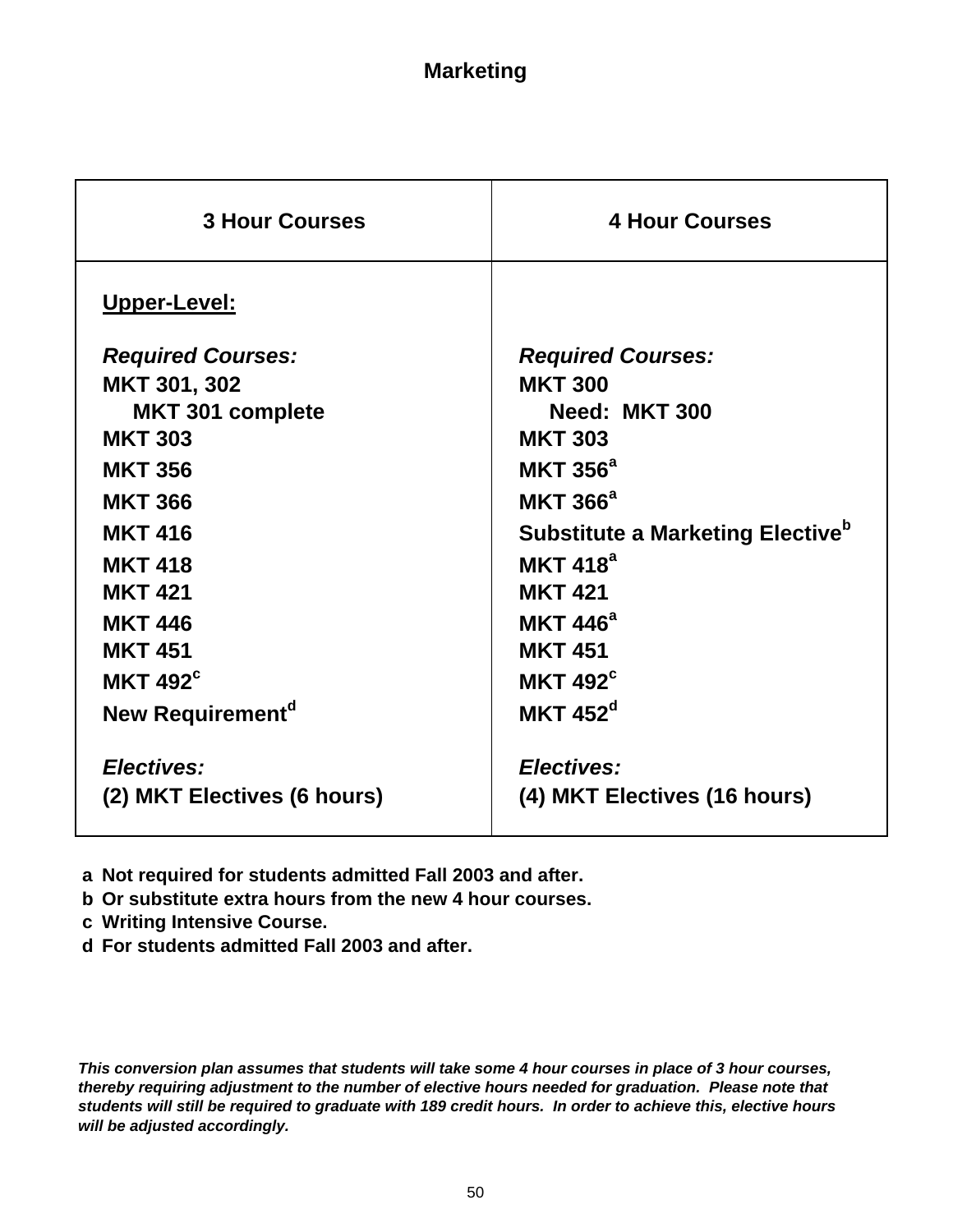# Marketing

| 3 Hour Courses | 4 Hour Courses |
|---|---|
| **Upper-Level:** | |
| ***Required Courses:*** | ***Required Courses:*** |
| MKT 301, 302 | MKT 300 |
| MKT 301 complete | Need: MKT 300 |
| MKT 303 | MKT 303 |
| MKT 356 | MKT 356[a] |
| MKT 366 | MKT 366[a] |
| MKT 416 | Substitute a Marketing Elective[b] |
| MKT 418 | MKT 418[a] |
| MKT 421 | MKT 421 |
| MKT 446 | MKT 446[a] |
| MKT 451 | MKT 451 |
| MKT 492[c] | MKT 492[c] |
| New Requirement[d] | MKT 452[d] |
| ***Electives:*** | ***Electives:*** |
| (2) MKT Electives (6 hours) | (4) MKT Electives (16 hours) |

**a** Not required for students admitted Fall 2003 and after.
**b** Or substitute extra hours from the new 4 hour courses.
**c** Writing Intensive Course.
**d** For students admitted Fall 2003 and after.

***This conversion plan assumes that students will take some 4 hour courses in place of 3 hour courses, thereby requiring adjustment to the number of elective hours needed for graduation. Please note that students will still be required to graduate with 189 credit hours. In order to achieve this, elective hours will be adjusted accordingly.***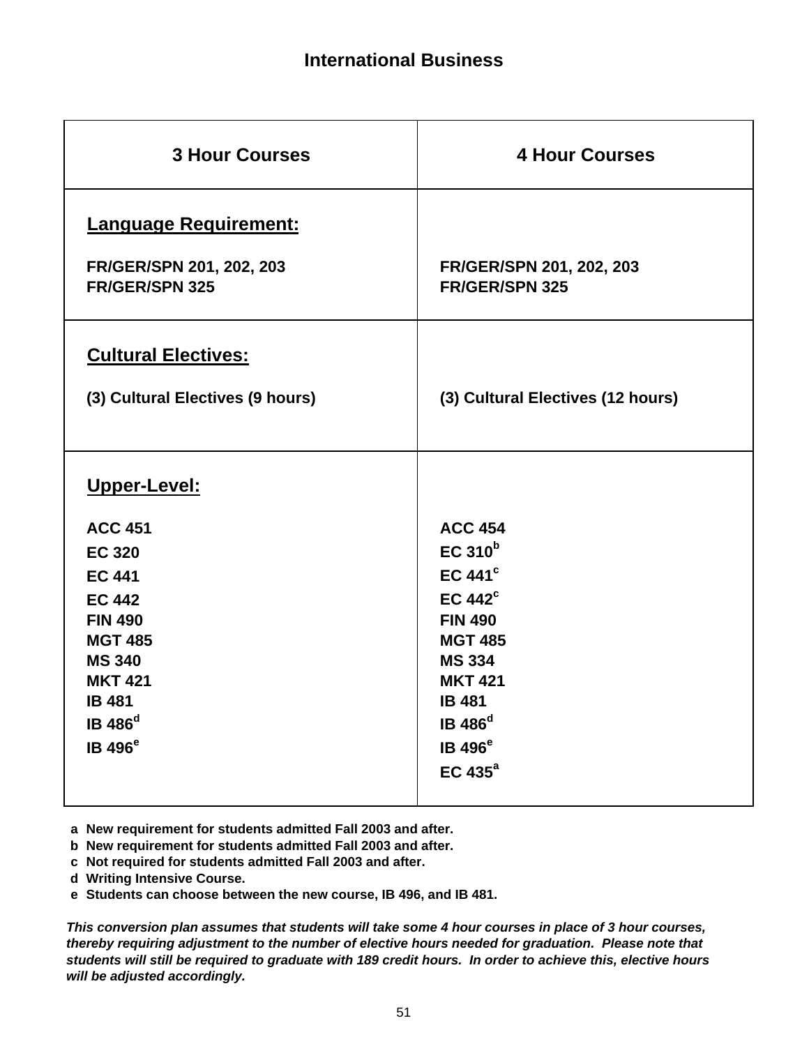# International Business

| 3 Hour Courses | 4 Hour Courses |
|---|---|
| **Language Requirement:** | |
| FR/GER/SPN 201, 202, 203<br>FR/GER/SPN 325 | FR/GER/SPN 201, 202, 203<br>FR/GER/SPN 325 |
| **Cultural Electives:** | |
| (3) Cultural Electives (9 hours) | (3) Cultural Electives (12 hours) |
| **Upper-Level:** | |
| ACC 451 | ACC 454 |
| EC 320 | EC 310[b] |
| EC 441 | EC 441[c] |
| EC 442 | EC 442[c] |
| FIN 490 | FIN 490 |
| MGT 485 | MGT 485 |
| MS 340 | MS 334 |
| MKT 421 | MKT 421 |
| IB 481 | IB 481 |
| IB 486[d] | IB 486[d] |
| IB 496[e] | IB 496[e] |
| | EC 435[a] |

a New requirement for students admitted Fall 2003 and after.
b New requirement for students admitted Fall 2003 and after.
c Not required for students admitted Fall 2003 and after.
d Writing Intensive Course.
e Students can choose between the new course, IB 496, and IB 481.

*This conversion plan assumes that students will take some 4 hour courses in place of 3 hour courses, thereby requiring adjustment to the number of elective hours needed for graduation. Please note that students will still be required to graduate with 189 credit hours. In order to achieve this, elective hours will be adjusted accordingly.*